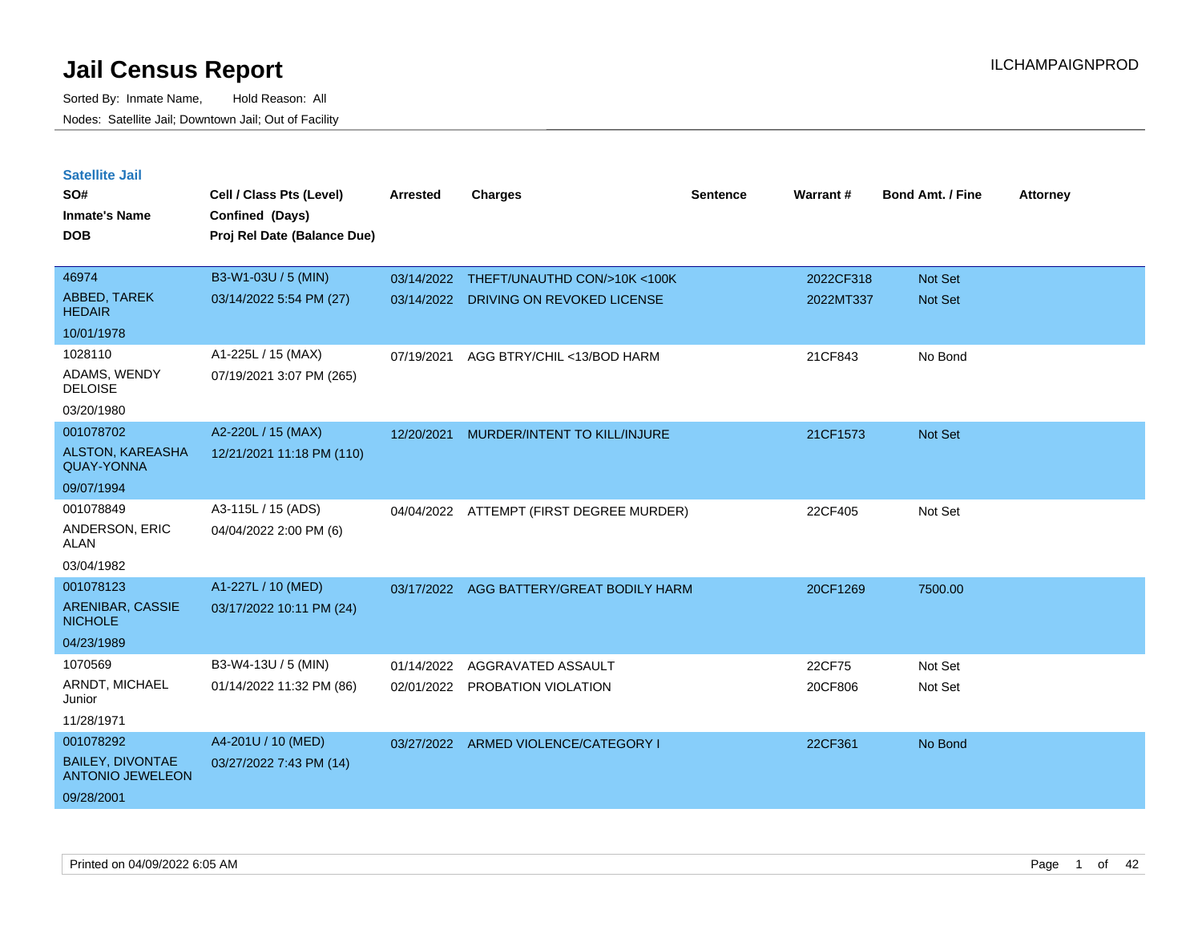# Jail Census Report

Sorted By: Inmate Name, Hold Reason: All

Nodes: Satellite Jail; Downtown Jail; Out of Facility

ILCHAMPAIGNPROD

## Satellite Jail

| SO# / Inmate's Name / DOB | Cell / Class Pts (Level) / Confined (Days) / Proj Rel Date (Balance Due) | Arrested | Charges | Sentence | Warrant # | Bond Amt. / Fine | Attorney |
|---|---|---|---|---|---|---|---|
| 46974<br>ABBED, TAREK HEDAIR<br>10/01/1978 | B3-W1-03U / 5 (MIN)<br>03/14/2022 5:54 PM (27) | 03/14/2022<br>03/14/2022 | THEFT/UNAUTHD CON/>10K <100K<br>DRIVING ON REVOKED LICENSE | | 2022CF318<br>2022MT337 | Not Set<br>Not Set | |
| 1028110<br>ADAMS, WENDY DELOISE<br>03/20/1980 | A1-225L / 15 (MAX)<br>07/19/2021 3:07 PM (265) | 07/19/2021 | AGG BTRY/CHIL <13/BOD HARM | | 21CF843 | No Bond | |
| 001078702<br>ALSTON, KAREASHA QUAY-YONNA<br>09/07/1994 | A2-220L / 15 (MAX)<br>12/21/2021 11:18 PM (110) | 12/20/2021 | MURDER/INTENT TO KILL/INJURE | | 21CF1573 | Not Set | |
| 001078849<br>ANDERSON, ERIC ALAN<br>03/04/1982 | A3-115L / 15 (ADS)<br>04/04/2022 2:00 PM (6) | 04/04/2022 | ATTEMPT (FIRST DEGREE MURDER) | | 22CF405 | Not Set | |
| 001078123<br>ARENIBAR, CASSIE NICHOLE<br>04/23/1989 | A1-227L / 10 (MED)<br>03/17/2022 10:11 PM (24) | 03/17/2022 | AGG BATTERY/GREAT BODILY HARM | | 20CF1269 | 7500.00 | |
| 1070569<br>ARNDT, MICHAEL Junior<br>11/28/1971 | B3-W4-13U / 5 (MIN)<br>01/14/2022 11:32 PM (86) | 01/14/2022<br>02/01/2022 | AGGRAVATED ASSAULT<br>PROBATION VIOLATION | | 22CF75<br>20CF806 | Not Set<br>Not Set | |
| 001078292<br>BAILEY, DIVONTAE ANTONIO JEWELEON<br>09/28/2001 | A4-201U / 10 (MED)<br>03/27/2022 7:43 PM (14) | 03/27/2022 | ARMED VIOLENCE/CATEGORY I | | 22CF361 | No Bond | |

Printed on 04/09/2022 6:05 AM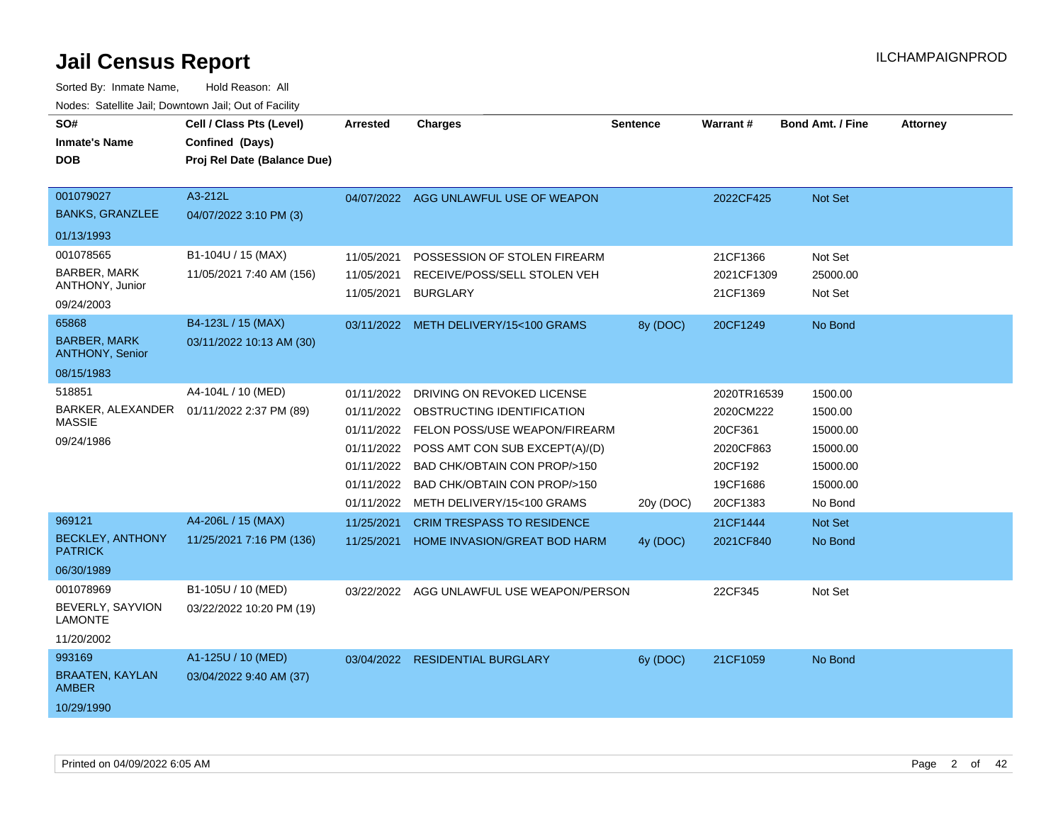# Jail Census Report

ILCHAMPAIGNPROD

Sorted By: Inmate Name, Hold Reason: All

Nodes: Satellite Jail; Downtown Jail; Out of Facility

| SO# / Inmate's Name / DOB | Cell / Class Pts (Level) / Confined (Days) / Proj Rel Date (Balance Due) | Arrested | Charges | Sentence | Warrant # | Bond Amt. / Fine | Attorney |
|---|---|---|---|---|---|---|---|
| 001079027<br>BANKS, GRANZLEE<br>01/13/1993 | A3-212L<br>04/07/2022 3:10 PM (3) | 04/07/2022 | AGG UNLAWFUL USE OF WEAPON | | 2022CF425 | Not Set | |
| 001078565<br>BARBER, MARK ANTHONY, Junior<br>09/24/2003 | B1-104U / 15 (MAX)<br>11/05/2021 7:40 AM (156) | 11/05/2021 | POSSESSION OF STOLEN FIREARM | | 21CF1366 | Not Set | |
| | | 11/05/2021 | RECEIVE/POSS/SELL STOLEN VEH | | 2021CF1309 | 25000.00 | |
| | | 11/05/2021 | BURGLARY | | 21CF1369 | Not Set | |
| 65868<br>BARBER, MARK ANTHONY, Senior<br>08/15/1983 | B4-123L / 15 (MAX)<br>03/11/2022 10:13 AM (30) | 03/11/2022 | METH DELIVERY/15<100 GRAMS | 8y (DOC) | 20CF1249 | No Bond | |
| 518851<br>BARKER, ALEXANDER MASSIE<br>09/24/1986 | A4-104L / 10 (MED)<br>01/11/2022 2:37 PM (89) | 01/11/2022 | DRIVING ON REVOKED LICENSE | | 2020TR16539 | 1500.00 | |
| | | 01/11/2022 | OBSTRUCTING IDENTIFICATION | | 2020CM222 | 1500.00 | |
| | | 01/11/2022 | FELON POSS/USE WEAPON/FIREARM | | 20CF361 | 15000.00 | |
| | | 01/11/2022 | POSS AMT CON SUB EXCEPT(A)/(D) | | 2020CF863 | 15000.00 | |
| | | 01/11/2022 | BAD CHK/OBTAIN CON PROP/>150 | | 20CF192 | 15000.00 | |
| | | 01/11/2022 | BAD CHK/OBTAIN CON PROP/>150 | | 19CF1686 | 15000.00 | |
| | | 01/11/2022 | METH DELIVERY/15<100 GRAMS | 20y (DOC) | 20CF1383 | No Bond | |
| 969121<br>BECKLEY, ANTHONY PATRICK<br>06/30/1989 | A4-206L / 15 (MAX)<br>11/25/2021 7:16 PM (136) | 11/25/2021 | CRIM TRESPASS TO RESIDENCE | | 21CF1444 | Not Set | |
| | | 11/25/2021 | HOME INVASION/GREAT BOD HARM | 4y (DOC) | 2021CF840 | No Bond | |
| 001078969<br>BEVERLY, SAYVION LAMONTE<br>11/20/2002 | B1-105U / 10 (MED)<br>03/22/2022 10:20 PM (19) | 03/22/2022 | AGG UNLAWFUL USE WEAPON/PERSON | | 22CF345 | Not Set | |
| 993169<br>BRAATEN, KAYLAN AMBER<br>10/29/1990 | A1-125U / 10 (MED)<br>03/04/2022 9:40 AM (37) | 03/04/2022 | RESIDENTIAL BURGLARY | 6y (DOC) | 21CF1059 | No Bond | |

Printed on 04/09/2022 6:05 AM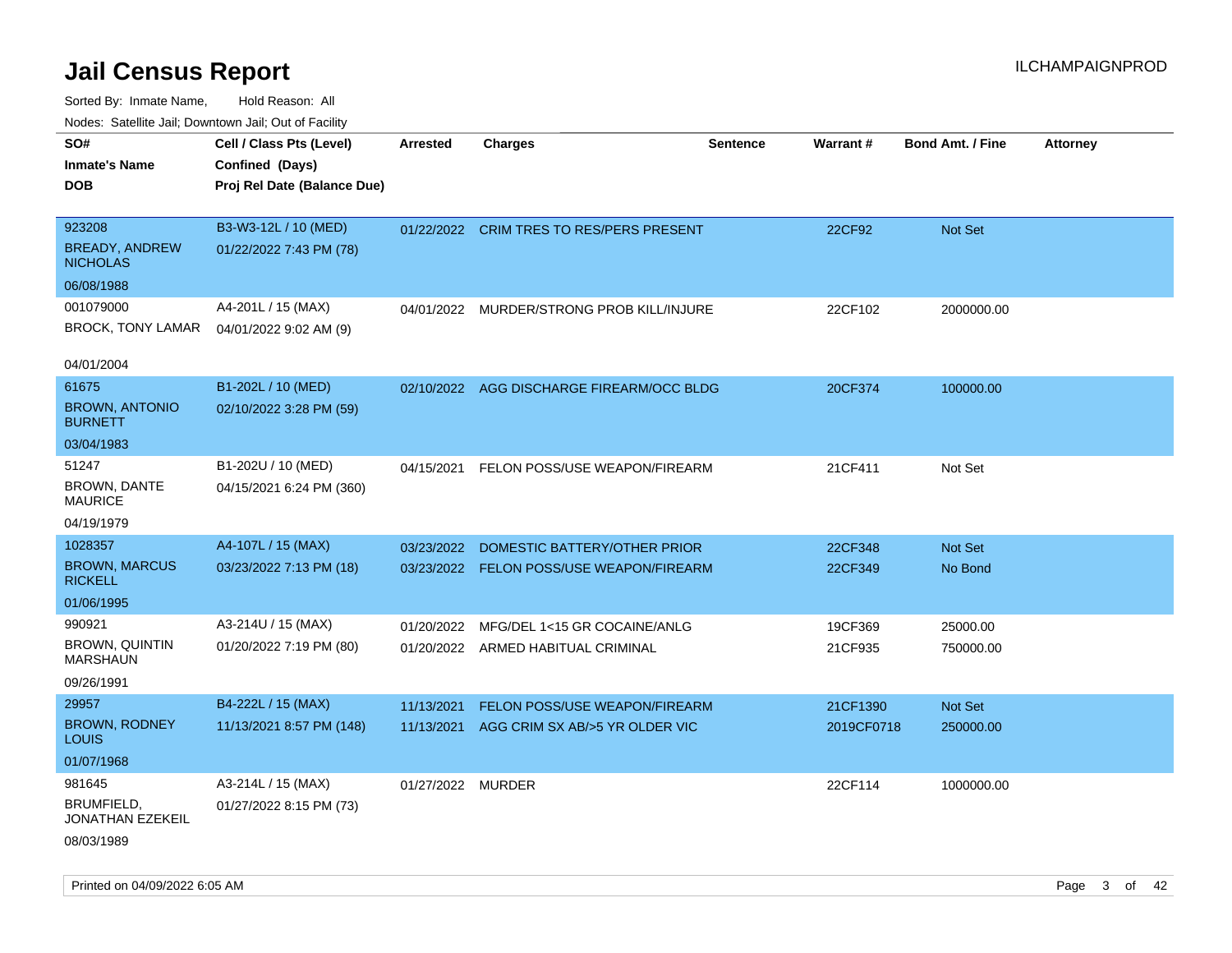# Jail Census Report

ILCHAMPAIGNPROD

Sorted By: Inmate Name, Hold Reason: All

Nodes: Satellite Jail; Downtown Jail; Out of Facility

| SO# / Inmate's Name / DOB | Cell / Class Pts (Level) / Confined (Days) / Proj Rel Date (Balance Due) | Arrested | Charges | Sentence | Warrant # | Bond Amt. / Fine | Attorney |
|---|---|---|---|---|---|---|---|
| 923208<br>BREADY, ANDREW NICHOLAS<br>06/08/1988 | B3-W3-12L / 10 (MED)<br>01/22/2022 7:43 PM (78) | 01/22/2022 | CRIM TRES TO RES/PERS PRESENT | | 22CF92 | Not Set | |
| 001079000<br>BROCK, TONY LAMAR<br>04/01/2004 | A4-201L / 15 (MAX)<br>04/01/2022 9:02 AM (9) | 04/01/2022 | MURDER/STRONG PROB KILL/INJURE | | 22CF102 | 2000000.00 | |
| 61675<br>BROWN, ANTONIO BURNETT<br>03/04/1983 | B1-202L / 10 (MED)<br>02/10/2022 3:28 PM (59) | 02/10/2022 | AGG DISCHARGE FIREARM/OCC BLDG | | 20CF374 | 100000.00 | |
| 51247<br>BROWN, DANTE MAURICE<br>04/19/1979 | B1-202U / 10 (MED)<br>04/15/2021 6:24 PM (360) | 04/15/2021 | FELON POSS/USE WEAPON/FIREARM | | 21CF411 | Not Set | |
| 1028357<br>BROWN, MARCUS RICKELL<br>01/06/1995 | A4-107L / 15 (MAX)<br>03/23/2022 7:13 PM (18) | 03/23/2022<br>03/23/2022 | DOMESTIC BATTERY/OTHER PRIOR<br>FELON POSS/USE WEAPON/FIREARM | | 22CF348<br>22CF349 | Not Set<br>No Bond | |
| 990921<br>BROWN, QUINTIN MARSHAUN<br>09/26/1991 | A3-214U / 15 (MAX)<br>01/20/2022 7:19 PM (80) | 01/20/2022<br>01/20/2022 | MFG/DEL 1<15 GR COCAINE/ANLG<br>ARMED HABITUAL CRIMINAL | | 19CF369<br>21CF935 | 25000.00<br>750000.00 | |
| 29957<br>BROWN, RODNEY LOUIS<br>01/07/1968 | B4-222L / 15 (MAX)<br>11/13/2021 8:57 PM (148) | 11/13/2021<br>11/13/2021 | FELON POSS/USE WEAPON/FIREARM<br>AGG CRIM SX AB/>5 YR OLDER VIC | | 21CF1390<br>2019CF0718 | Not Set<br>250000.00 | |
| 981645<br>BRUMFIELD, JONATHAN EZEKEIL<br>08/03/1989 | A3-214L / 15 (MAX)<br>01/27/2022 8:15 PM (73) | 01/27/2022 | MURDER | | 22CF114 | 1000000.00 | |

Printed on 04/09/2022 6:05 AM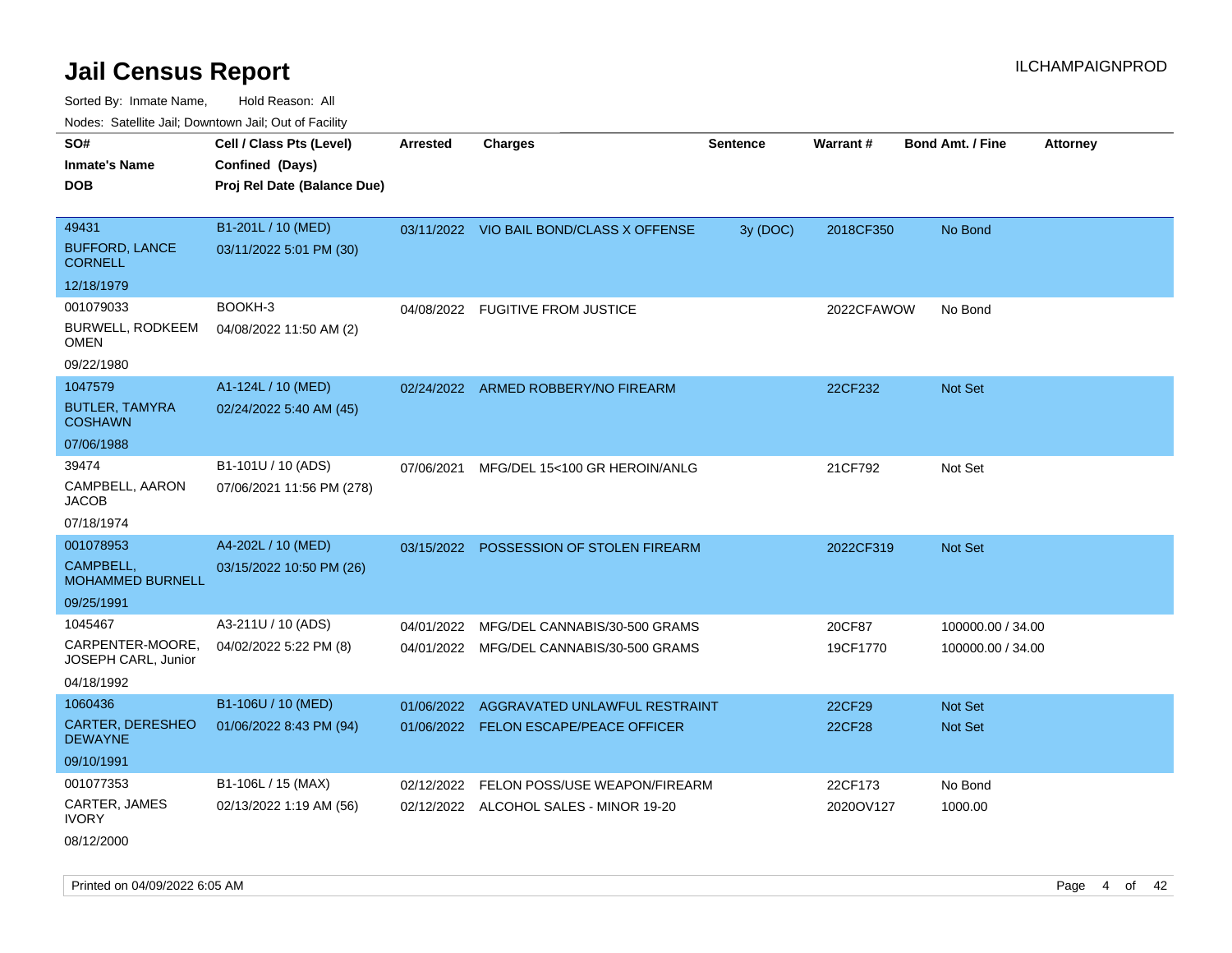# Jail Census Report

ILCHAMPAIGNPROD

Sorted By: Inmate Name, Hold Reason: All

Nodes: Satellite Jail; Downtown Jail; Out of Facility

| SO# / Inmate's Name / DOB | Cell / Class Pts (Level) / Confined (Days) / Proj Rel Date (Balance Due) | Arrested | Charges | Sentence | Warrant # | Bond Amt. / Fine | Attorney |
|---|---|---|---|---|---|---|---|
| 49431 BUFFORD, LANCE CORNELL 12/18/1979 | B1-201L / 10 (MED) 03/11/2022 5:01 PM (30) | 03/11/2022 | VIO BAIL BOND/CLASS X OFFENSE | 3y (DOC) | 2018CF350 | No Bond | |
| 001079033 BURWELL, RODKEEM OMEN 09/22/1980 | BOOKH-3 04/08/2022 11:50 AM (2) | 04/08/2022 | FUGITIVE FROM JUSTICE | | 2022CFAWOW | No Bond | |
| 1047579 BUTLER, TAMYRA COSHAWN 07/06/1988 | A1-124L / 10 (MED) 02/24/2022 5:40 AM (45) | 02/24/2022 | ARMED ROBBERY/NO FIREARM | | 22CF232 | Not Set | |
| 39474 CAMPBELL, AARON JACOB 07/18/1974 | B1-101U / 10 (ADS) 07/06/2021 11:56 PM (278) | 07/06/2021 | MFG/DEL 15<100 GR HEROIN/ANLG | | 21CF792 | Not Set | |
| 001078953 CAMPBELL, MOHAMMED BURNELL 09/25/1991 | A4-202L / 10 (MED) 03/15/2022 10:50 PM (26) | 03/15/2022 | POSSESSION OF STOLEN FIREARM | | 2022CF319 | Not Set | |
| 1045467 CARPENTER-MOORE, JOSEPH CARL, Junior 04/18/1992 | A3-211U / 10 (ADS) 04/02/2022 5:22 PM (8) | 04/01/2022 | MFG/DEL CANNABIS/30-500 GRAMS | | 20CF87 | 100000.00 / 34.00 | |
| | | 04/01/2022 | MFG/DEL CANNABIS/30-500 GRAMS | | 19CF1770 | 100000.00 / 34.00 | |
| 1060436 CARTER, DERESHEO DEWAYNE 09/10/1991 | B1-106U / 10 (MED) 01/06/2022 8:43 PM (94) | 01/06/2022 | AGGRAVATED UNLAWFUL RESTRAINT | | 22CF29 | Not Set | |
| | | 01/06/2022 | FELON ESCAPE/PEACE OFFICER | | 22CF28 | Not Set | |
| 001077353 CARTER, JAMES IVORY 08/12/2000 | B1-106L / 15 (MAX) 02/13/2022 1:19 AM (56) | 02/12/2022 | FELON POSS/USE WEAPON/FIREARM | | 22CF173 | No Bond | |
| | | 02/12/2022 | ALCOHOL SALES - MINOR 19-20 | | 2020OV127 | 1000.00 | |

Printed on 04/09/2022 6:05 AM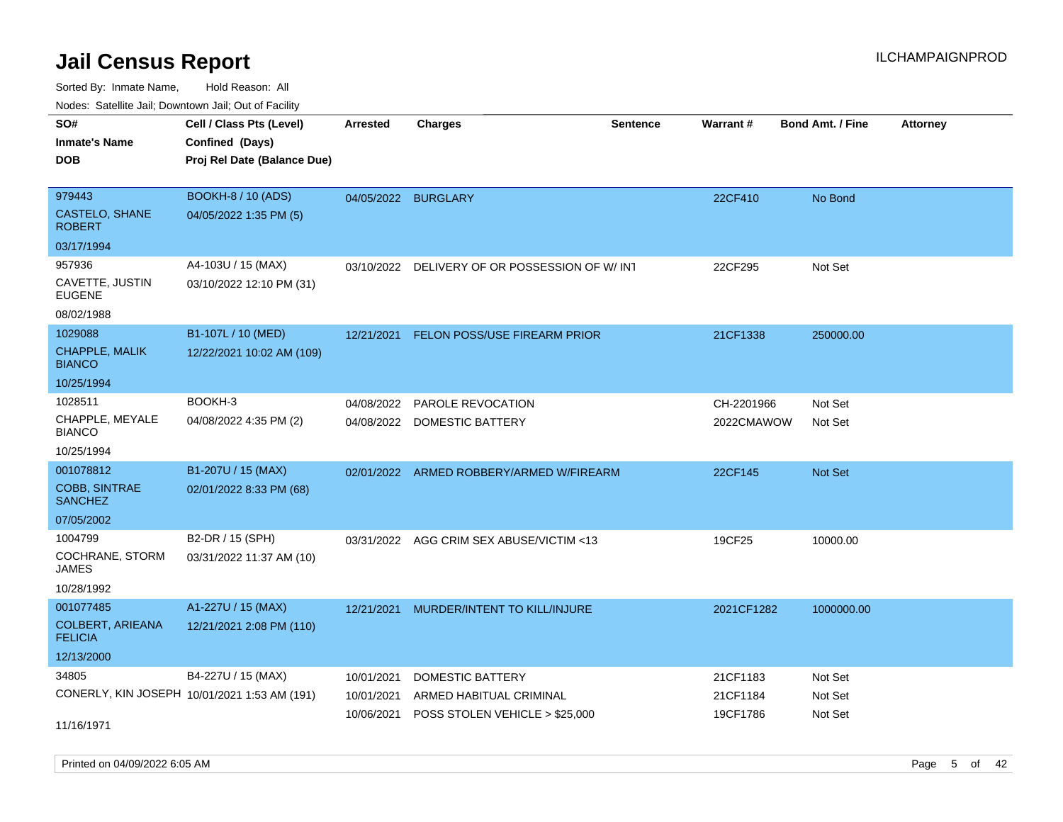# Jail Census Report

ILCHAMPAIGNPROD

Sorted By: Inmate Name, Hold Reason: All

Nodes: Satellite Jail; Downtown Jail; Out of Facility

| SO# / Inmate's Name / DOB | Cell / Class Pts (Level) / Confined (Days) / Proj Rel Date (Balance Due) | Arrested | Charges | Sentence | Warrant # | Bond Amt. / Fine | Attorney |
|---|---|---|---|---|---|---|---|
| 979443<br>CASTELO, SHANE ROBERT<br>03/17/1994 | BOOKH-8 / 10 (ADS)<br>04/05/2022 1:35 PM (5) | 04/05/2022 | BURGLARY | | 22CF410 | No Bond | |
| 957936<br>CAVETTE, JUSTIN EUGENE<br>08/02/1988 | A4-103U / 15 (MAX)<br>03/10/2022 12:10 PM (31) | 03/10/2022 | DELIVERY OF OR POSSESSION OF W/ INT | | 22CF295 | Not Set | |
| 1029088<br>CHAPPLE, MALIK BIANCO<br>10/25/1994 | B1-107L / 10 (MED)<br>12/22/2021 10:02 AM (109) | 12/21/2021 | FELON POSS/USE FIREARM PRIOR | | 21CF1338 | 250000.00 | |
| 1028511<br>CHAPPLE, MEYALE BIANCO<br>10/25/1994 | BOOKH-3<br>04/08/2022 4:35 PM (2) | 04/08/2022<br>04/08/2022 | PAROLE REVOCATION<br>DOMESTIC BATTERY | | CH-2201966<br>2022CMAWOW | Not Set<br>Not Set | |
| 001078812<br>COBB, SINTRAE SANCHEZ<br>07/05/2002 | B1-207U / 15 (MAX)<br>02/01/2022 8:33 PM (68) | 02/01/2022 | ARMED ROBBERY/ARMED W/FIREARM | | 22CF145 | Not Set | |
| 1004799<br>COCHRANE, STORM JAMES<br>10/28/1992 | B2-DR / 15 (SPH)<br>03/31/2022 11:37 AM (10) | 03/31/2022 | AGG CRIM SEX ABUSE/VICTIM <13 | | 19CF25 | 10000.00 | |
| 001077485<br>COLBERT, ARIEANA FELICIA<br>12/13/2000 | A1-227U / 15 (MAX)<br>12/21/2021 2:08 PM (110) | 12/21/2021 | MURDER/INTENT TO KILL/INJURE | | 2021CF1282 | 1000000.00 | |
| 34805<br>CONERLY, KIN JOSEPH<br>11/16/1971 | B4-227U / 15 (MAX)<br>10/01/2021 1:53 AM (191) | 10/01/2021<br>10/01/2021<br>10/06/2021 | DOMESTIC BATTERY<br>ARMED HABITUAL CRIMINAL<br>POSS STOLEN VEHICLE > $25,000 | | 21CF1183<br>21CF1184<br>19CF1786 | Not Set<br>Not Set<br>Not Set | |

Printed on 04/09/2022 6:05 AM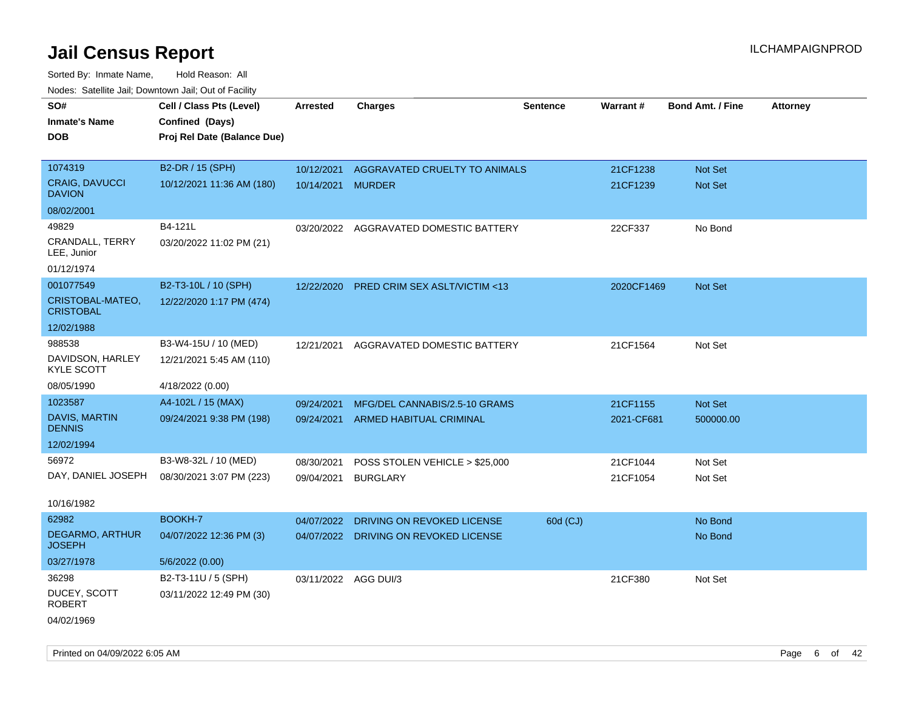# Jail Census Report

ILCHAMPAIGNPROD

Sorted By: Inmate Name, Hold Reason: All

Nodes: Satellite Jail; Downtown Jail; Out of Facility

| SO# / Inmate's Name / DOB | Cell / Class Pts (Level) / Confined (Days) / Proj Rel Date (Balance Due) | Arrested | Charges | Sentence | Warrant # | Bond Amt. / Fine | Attorney |
|---|---|---|---|---|---|---|---|
| 1074319<br>CRAIG, DAVUCCI DAVION<br>08/02/2001 | B2-DR / 15 (SPH)<br>10/12/2021 11:36 AM (180) | 10/12/2021<br>10/14/2021 | AGGRAVATED CRUELTY TO ANIMALS<br>MURDER | | 21CF1238<br>21CF1239 | Not Set<br>Not Set | |
| 49829<br>CRANDALL, TERRY LEE, Junior<br>01/12/1974 | B4-121L<br>03/20/2022 11:02 PM (21) | 03/20/2022 | AGGRAVATED DOMESTIC BATTERY | | 22CF337 | No Bond | |
| 001077549<br>CRISTOBAL-MATEO, CRISTOBAL<br>12/02/1988 | B2-T3-10L / 10 (SPH)<br>12/22/2020 1:17 PM (474) | 12/22/2020 | PRED CRIM SEX ASLT/VICTIM <13 | | 2020CF1469 | Not Set | |
| 988538<br>DAVIDSON, HARLEY KYLE SCOTT<br>08/05/1990 | B3-W4-15U / 10 (MED)<br>12/21/2021 5:45 AM (110)<br>4/18/2022 (0.00) | 12/21/2021 | AGGRAVATED DOMESTIC BATTERY | | 21CF1564 | Not Set | |
| 1023587<br>DAVIS, MARTIN DENNIS<br>12/02/1994 | A4-102L / 15 (MAX)<br>09/24/2021 9:38 PM (198) | 09/24/2021<br>09/24/2021 | MFG/DEL CANNABIS/2.5-10 GRAMS<br>ARMED HABITUAL CRIMINAL | | 21CF1155<br>2021-CF681 | Not Set<br>500000.00 | |
| 56972<br>DAY, DANIEL JOSEPH<br>10/16/1982 | B3-W8-32L / 10 (MED)<br>08/30/2021 3:07 PM (223) | 08/30/2021<br>09/04/2021 | POSS STOLEN VEHICLE > $25,000<br>BURGLARY | | 21CF1044<br>21CF1054 | Not Set<br>Not Set | |
| 62982<br>DEGARMO, ARTHUR JOSEPH<br>03/27/1978 | BOOKH-7<br>04/07/2022 12:36 PM (3)<br>5/6/2022 (0.00) | 04/07/2022<br>04/07/2022 | DRIVING ON REVOKED LICENSE<br>DRIVING ON REVOKED LICENSE | 60d (CJ) | | No Bond<br>No Bond | |
| 36298<br>DUCEY, SCOTT ROBERT<br>04/02/1969 | B2-T3-11U / 5 (SPH)<br>03/11/2022 12:49 PM (30) | 03/11/2022 | AGG DUI/3 | | 21CF380 | Not Set | |

Printed on 04/09/2022 6:05 AM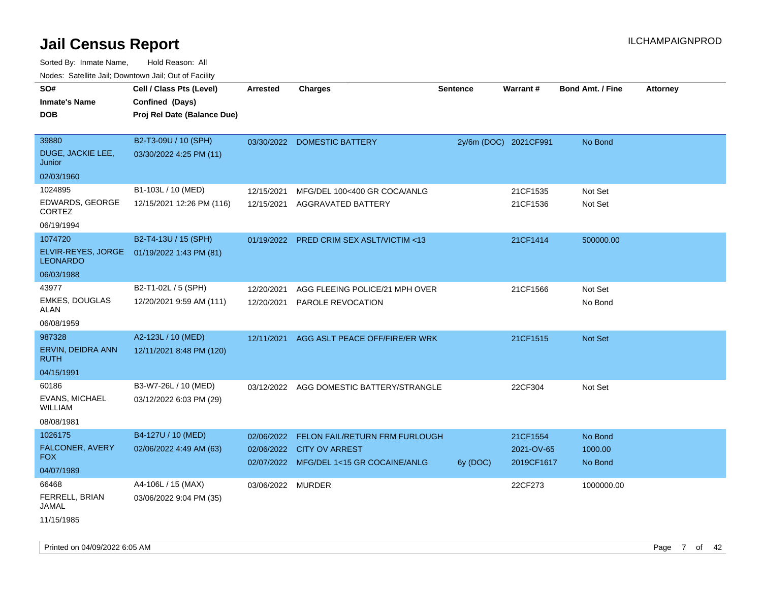# Jail Census Report

ILCHAMPAIGNPROD

Sorted By: Inmate Name, Hold Reason: All

Nodes: Satellite Jail; Downtown Jail; Out of Facility

| SO# / Inmate's Name / DOB | Cell / Class Pts (Level) / Confined (Days) / Proj Rel Date (Balance Due) | Arrested | Charges | Sentence | Warrant # | Bond Amt. / Fine | Attorney |
|---|---|---|---|---|---|---|---|
| 39880<br>DUGE, JACKIE LEE, Junior<br>02/03/1960 | B2-T3-09U / 10 (SPH)<br>03/30/2022 4:25 PM (11) | 03/30/2022 | DOMESTIC BATTERY | 2y/6m (DOC) | 2021CF991 | No Bond | |
| 1024895<br>EDWARDS, GEORGE CORTEZ<br>06/19/1994 | B1-103L / 10 (MED)<br>12/15/2021 12:26 PM (116) | 12/15/2021<br>12/15/2021 | MFG/DEL 100<400 GR COCA/ANLG<br>AGGRAVATED BATTERY | | 21CF1535<br>21CF1536 | Not Set<br>Not Set | |
| 1074720<br>ELVIR-REYES, JORGE LEONARDO<br>06/03/1988 | B2-T4-13U / 15 (SPH)<br>01/19/2022 1:43 PM (81) | 01/19/2022 | PRED CRIM SEX ASLT/VICTIM <13 | | 21CF1414 | 500000.00 | |
| 43977<br>EMKES, DOUGLAS ALAN<br>06/08/1959 | B2-T1-02L / 5 (SPH)<br>12/20/2021 9:59 AM (111) | 12/20/2021<br>12/20/2021 | AGG FLEEING POLICE/21 MPH OVER<br>PAROLE REVOCATION | | 21CF1566 | Not Set<br>No Bond | |
| 987328<br>ERVIN, DEIDRA ANN RUTH<br>04/15/1991 | A2-123L / 10 (MED)<br>12/11/2021 8:48 PM (120) | 12/11/2021 | AGG ASLT PEACE OFF/FIRE/ER WRK | | 21CF1515 | Not Set | |
| 60186<br>EVANS, MICHAEL WILLIAM<br>08/08/1981 | B3-W7-26L / 10 (MED)<br>03/12/2022 6:03 PM (29) | 03/12/2022 | AGG DOMESTIC BATTERY/STRANGLE | | 22CF304 | Not Set | |
| 1026175<br>FALCONER, AVERY FOX<br>04/07/1989 | B4-127U / 10 (MED)<br>02/06/2022 4:49 AM (63) | 02/06/2022<br>02/06/2022<br>02/07/2022 | FELON FAIL/RETURN FRM FURLOUGH<br>CITY OV ARREST<br>MFG/DEL 1<15 GR COCAINE/ANLG | <br><br>6y (DOC) | 21CF1554<br>2021-OV-65<br>2019CF1617 | No Bond<br>1000.00<br>No Bond | |
| 66468<br>FERRELL, BRIAN JAMAL<br>11/15/1985 | A4-106L / 15 (MAX)<br>03/06/2022 9:04 PM (35) | 03/06/2022 | MURDER | | 22CF273 | 1000000.00 | |

Printed on 04/09/2022 6:05 AM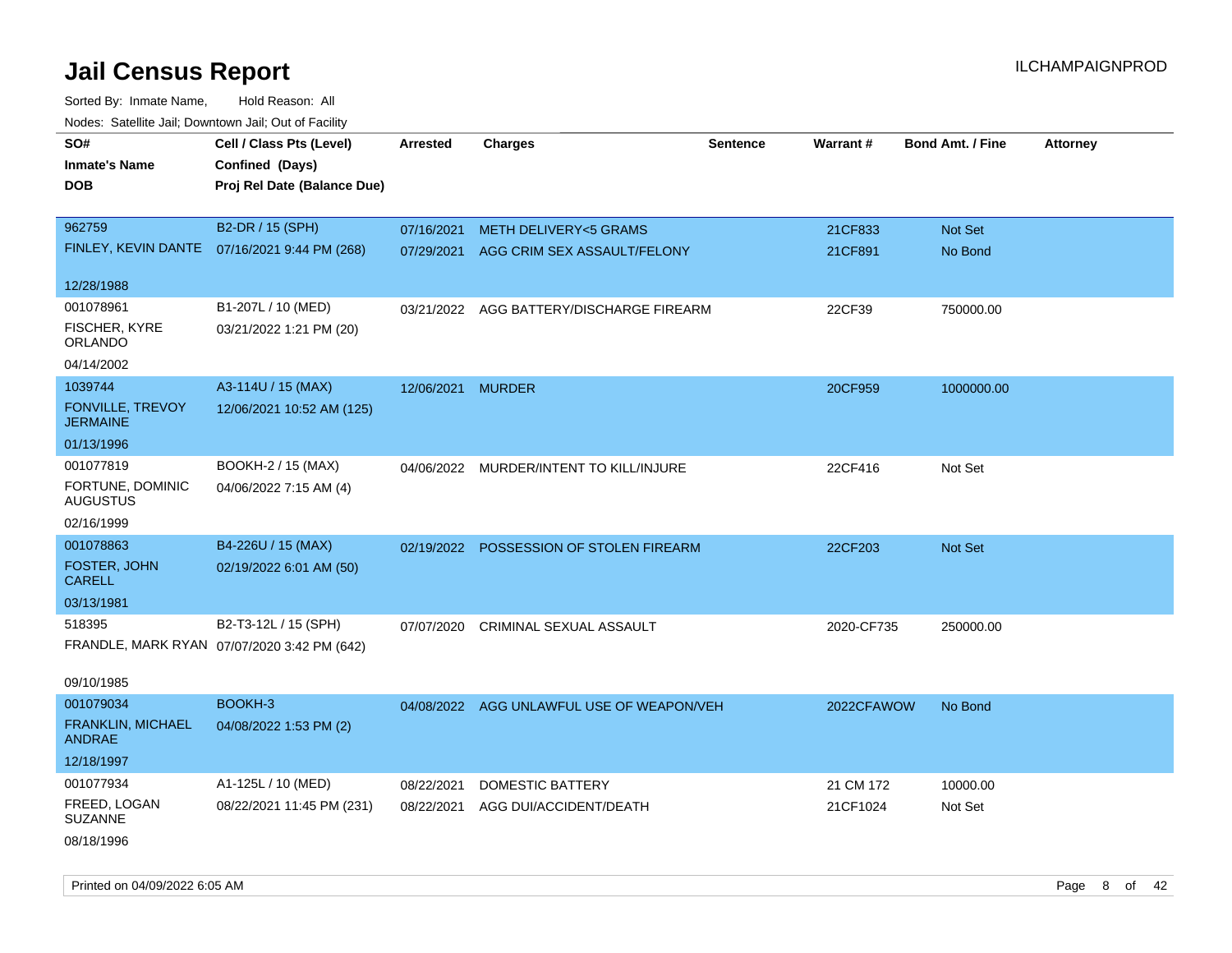# Jail Census Report

ILCHAMPAIGNPROD

Sorted By: Inmate Name, Hold Reason: All

Nodes: Satellite Jail; Downtown Jail; Out of Facility

| SO# / Inmate's Name / DOB | Cell / Class Pts (Level) / Confined (Days) / Proj Rel Date (Balance Due) | Arrested | Charges | Sentence | Warrant # | Bond Amt. / Fine | Attorney |
|---|---|---|---|---|---|---|---|
| 962759 FINLEY, KEVIN DANTE 12/28/1988 | B2-DR / 15 (SPH) 07/16/2021 9:44 PM (268) | 07/16/2021 | METH DELIVERY<5 GRAMS | | 21CF833 | Not Set | |
| | | 07/29/2021 | AGG CRIM SEX ASSAULT/FELONY | | 21CF891 | No Bond | |
| 001078961 FISCHER, KYRE ORLANDO 04/14/2002 | B1-207L / 10 (MED) 03/21/2022 1:21 PM (20) | 03/21/2022 | AGG BATTERY/DISCHARGE FIREARM | | 22CF39 | 750000.00 | |
| 1039744 FONVILLE, TREVOY JERMAINE 01/13/1996 | A3-114U / 15 (MAX) 12/06/2021 10:52 AM (125) | 12/06/2021 | MURDER | | 20CF959 | 1000000.00 | |
| 001077819 FORTUNE, DOMINIC AUGUSTUS 02/16/1999 | BOOKH-2 / 15 (MAX) 04/06/2022 7:15 AM (4) | 04/06/2022 | MURDER/INTENT TO KILL/INJURE | | 22CF416 | Not Set | |
| 001078863 FOSTER, JOHN CARELL 03/13/1981 | B4-226U / 15 (MAX) 02/19/2022 6:01 AM (50) | 02/19/2022 | POSSESSION OF STOLEN FIREARM | | 22CF203 | Not Set | |
| 518395 FRANDLE, MARK RYAN 09/10/1985 | B2-T3-12L / 15 (SPH) 07/07/2020 3:42 PM (642) | 07/07/2020 | CRIMINAL SEXUAL ASSAULT | | 2020-CF735 | 250000.00 | |
| 001079034 FRANKLIN, MICHAEL ANDRAE 12/18/1997 | BOOKH-3 04/08/2022 1:53 PM (2) | 04/08/2022 | AGG UNLAWFUL USE OF WEAPON/VEH | | 2022CFAWOW | No Bond | |
| 001077934 FREED, LOGAN SUZANNE 08/18/1996 | A1-125L / 10 (MED) 08/22/2021 11:45 PM (231) | 08/22/2021 | DOMESTIC BATTERY | | 21 CM 172 | 10000.00 | |
| | | 08/22/2021 | AGG DUI/ACCIDENT/DEATH | | 21CF1024 | Not Set | |

Printed on 04/09/2022 6:05 AM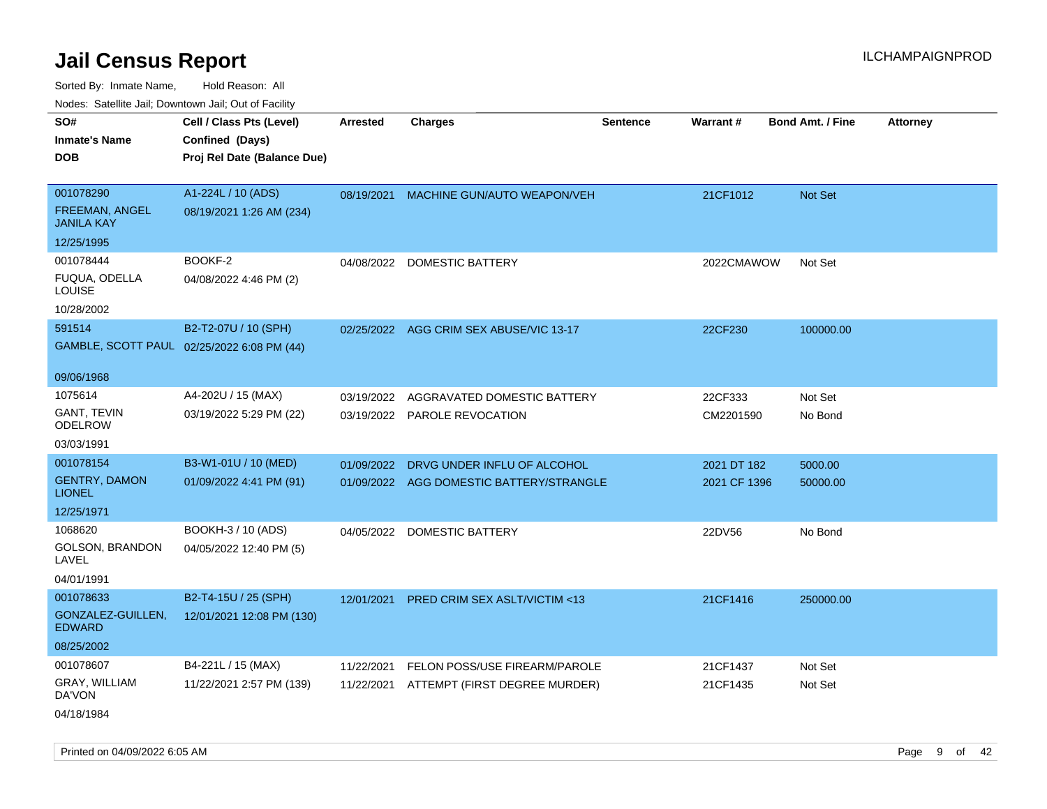# Jail Census Report

ILCHAMPAIGNPROD

Sorted By: Inmate Name, Hold Reason: All

Nodes: Satellite Jail; Downtown Jail; Out of Facility

| SO# / Inmate's Name / DOB | Cell / Class Pts (Level) / Confined (Days) / Proj Rel Date (Balance Due) | Arrested | Charges | Sentence | Warrant # | Bond Amt. / Fine | Attorney |
|---|---|---|---|---|---|---|---|
| 001078290<br>FREEMAN, ANGEL JANILA KAY<br>12/25/1995 | A1-224L / 10 (ADS)<br>08/19/2021 1:26 AM (234) | 08/19/2021 | MACHINE GUN/AUTO WEAPON/VEH | | 21CF1012 | Not Set | |
| 001078444<br>FUQUA, ODELLA LOUISE<br>10/28/2002 | BOOKF-2<br>04/08/2022 4:46 PM (2) | 04/08/2022 | DOMESTIC BATTERY | | 2022CMAWOW | Not Set | |
| 591514<br>GAMBLE, SCOTT PAUL<br>09/06/1968 | B2-T2-07U / 10 (SPH)<br>02/25/2022 6:08 PM (44) | 02/25/2022 | AGG CRIM SEX ABUSE/VIC 13-17 | | 22CF230 | 100000.00 | |
| 1075614<br>GANT, TEVIN ODELROW<br>03/03/1991 | A4-202U / 15 (MAX)<br>03/19/2022 5:29 PM (22) | 03/19/2022<br>03/19/2022 | AGGRAVATED DOMESTIC BATTERY<br>PAROLE REVOCATION | | 22CF333<br>CM2201590 | Not Set<br>No Bond | |
| 001078154<br>GENTRY, DAMON LIONEL<br>12/25/1971 | B3-W1-01U / 10 (MED)<br>01/09/2022 4:41 PM (91) | 01/09/2022<br>01/09/2022 | DRVG UNDER INFLU OF ALCOHOL<br>AGG DOMESTIC BATTERY/STRANGLE | | 2021 DT 182<br>2021 CF 1396 | 5000.00<br>50000.00 | |
| 1068620<br>GOLSON, BRANDON LAVEL<br>04/01/1991 | BOOKH-3 / 10 (ADS)<br>04/05/2022 12:40 PM (5) | 04/05/2022 | DOMESTIC BATTERY | | 22DV56 | No Bond | |
| 001078633<br>GONZALEZ-GUILLEN, EDWARD<br>08/25/2002 | B2-T4-15U / 25 (SPH)<br>12/01/2021 12:08 PM (130) | 12/01/2021 | PRED CRIM SEX ASLT/VICTIM <13 | | 21CF1416 | 250000.00 | |
| 001078607<br>GRAY, WILLIAM DA'VON<br>04/18/1984 | B4-221L / 15 (MAX)<br>11/22/2021 2:57 PM (139) | 11/22/2021<br>11/22/2021 | FELON POSS/USE FIREARM/PAROLE<br>ATTEMPT (FIRST DEGREE MURDER) | | 21CF1437<br>21CF1435 | Not Set<br>Not Set | |

Printed on 04/09/2022 6:05 AM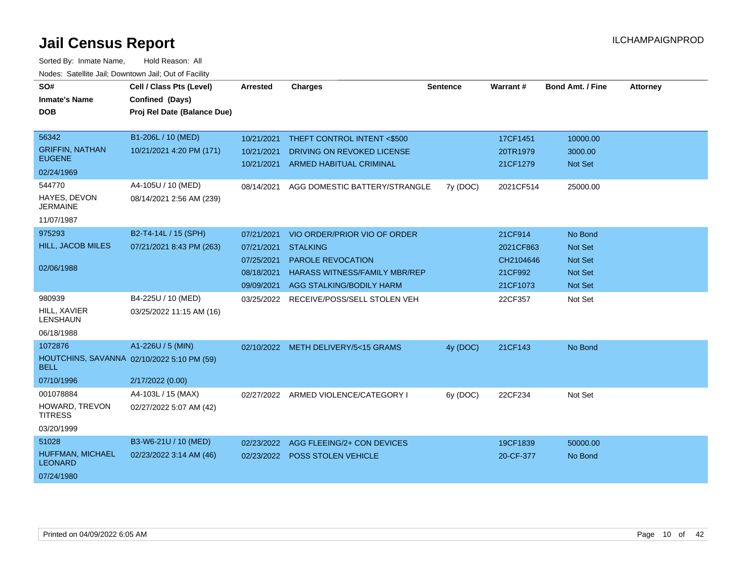# Jail Census Report

ILCHAMPAIGNPROD

Sorted By: Inmate Name, Hold Reason: All

Nodes: Satellite Jail; Downtown Jail; Out of Facility

| SO# / Inmate's Name / DOB | Cell / Class Pts (Level) / Confined (Days) / Proj Rel Date (Balance Due) | Arrested | Charges | Sentence | Warrant # | Bond Amt. / Fine | Attorney |
|---|---|---|---|---|---|---|---|
| 56342<br>GRIFFIN, NATHAN EUGENE<br>02/24/1969 | B1-206L / 10 (MED)<br>10/21/2021 4:20 PM (171) | 10/21/2021 | THEFT CONTROL INTENT <$500 | | 17CF1451 | 10000.00 | |
| | | 10/21/2021 | DRIVING ON REVOKED LICENSE | | 20TR1979 | 3000.00 | |
| | | 10/21/2021 | ARMED HABITUAL CRIMINAL | | 21CF1279 | Not Set | |
| 544770<br>HAYES, DEVON JERMAINE<br>11/07/1987 | A4-105U / 10 (MED)<br>08/14/2021 2:56 AM (239) | 08/14/2021 | AGG DOMESTIC BATTERY/STRANGLE | 7y (DOC) | 2021CF514 | 25000.00 | |
| 975293<br>HILL, JACOB MILES<br>02/06/1988 | B2-T4-14L / 15 (SPH)<br>07/21/2021 8:43 PM (263) | 07/21/2021 | VIO ORDER/PRIOR VIO OF ORDER | | 21CF914 | No Bond | |
| | | 07/21/2021 | STALKING | | 2021CF863 | Not Set | |
| | | 07/25/2021 | PAROLE REVOCATION | | CH2104646 | Not Set | |
| | | 08/18/2021 | HARASS WITNESS/FAMILY MBR/REP | | 21CF992 | Not Set | |
| | | 09/09/2021 | AGG STALKING/BODILY HARM | | 21CF1073 | Not Set | |
| 980939<br>HILL, XAVIER LENSHAUN<br>06/18/1988 | B4-225U / 10 (MED)<br>03/25/2022 11:15 AM (16) | 03/25/2022 | RECEIVE/POSS/SELL STOLEN VEH | | 22CF357 | Not Set | |
| 1072876<br>HOUTCHINS, SAVANNA BELL<br>07/10/1996 | A1-226U / 5 (MIN)<br>02/10/2022 5:10 PM (59)<br>2/17/2022 (0.00) | 02/10/2022 | METH DELIVERY/5<15 GRAMS | 4y (DOC) | 21CF143 | No Bond | |
| 001078884<br>HOWARD, TREVON TITRESS<br>03/20/1999 | A4-103L / 15 (MAX)<br>02/27/2022 5:07 AM (42) | 02/27/2022 | ARMED VIOLENCE/CATEGORY I | 6y (DOC) | 22CF234 | Not Set | |
| 51028<br>HUFFMAN, MICHAEL LEONARD<br>07/24/1980 | B3-W6-21U / 10 (MED)<br>02/23/2022 3:14 AM (46) | 02/23/2022 | AGG FLEEING/2+ CON DEVICES | | 19CF1839 | 50000.00 | |
| | | 02/23/2022 | POSS STOLEN VEHICLE | | 20-CF-377 | No Bond | |

Printed on 04/09/2022 6:05 AM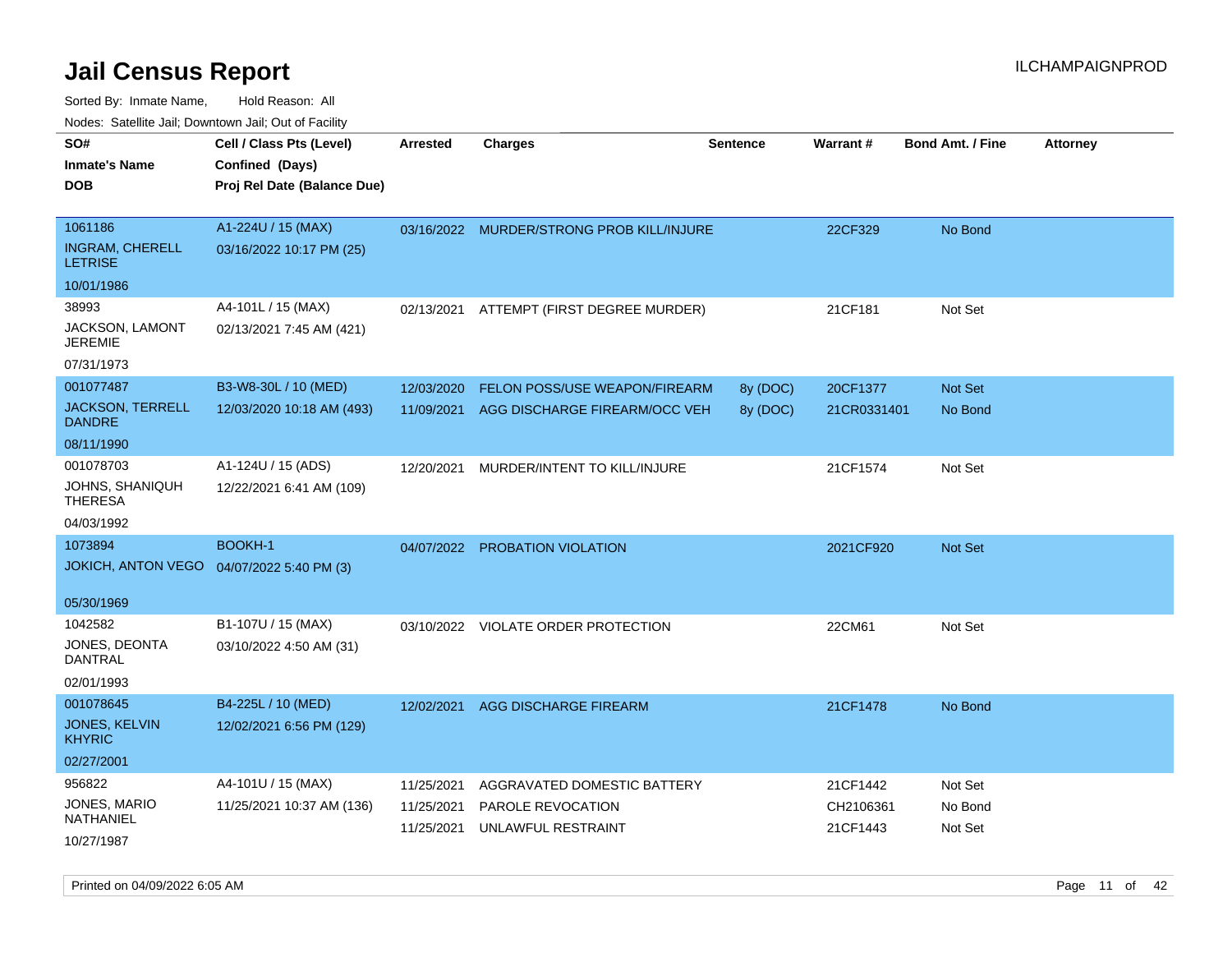# Jail Census Report

ILCHAMPAIGNPROD

Sorted By: Inmate Name, Hold Reason: All

Nodes: Satellite Jail; Downtown Jail; Out of Facility

| SO# / Inmate's Name / DOB | Cell / Class Pts (Level) / Confined (Days) / Proj Rel Date (Balance Due) | Arrested | Charges | Sentence | Warrant # | Bond Amt. / Fine | Attorney |
|---|---|---|---|---|---|---|---|
| 1061186<br>INGRAM, CHERELL LETRISE<br>10/01/1986 | A1-224U / 15 (MAX)<br>03/16/2022 10:17 PM (25) | 03/16/2022 | MURDER/STRONG PROB KILL/INJURE | | 22CF329 | No Bond | |
| 38993<br>JACKSON, LAMONT JEREMIE<br>07/31/1973 | A4-101L / 15 (MAX)<br>02/13/2021 7:45 AM (421) | 02/13/2021 | ATTEMPT (FIRST DEGREE MURDER) | | 21CF181 | Not Set | |
| 001077487<br>JACKSON, TERRELL DANDRE<br>08/11/1990 | B3-W8-30L / 10 (MED)<br>12/03/2020 10:18 AM (493) | 12/03/2020<br>11/09/2021 | FELON POSS/USE WEAPON/FIREARM<br>AGG DISCHARGE FIREARM/OCC VEH | 8y (DOC)<br>8y (DOC) | 20CF1377<br>21CR0331401 | Not Set<br>No Bond | |
| 001078703<br>JOHNS, SHANIQUH THERESA<br>04/03/1992 | A1-124U / 15 (ADS)<br>12/22/2021 6:41 AM (109) | 12/20/2021 | MURDER/INTENT TO KILL/INJURE | | 21CF1574 | Not Set | |
| 1073894<br>JOKICH, ANTON VEGO<br>05/30/1969 | BOOKH-1<br>04/07/2022 5:40 PM (3) | 04/07/2022 | PROBATION VIOLATION | | 2021CF920 | Not Set | |
| 1042582<br>JONES, DEONTA DANTRAL<br>02/01/1993 | B1-107U / 15 (MAX)<br>03/10/2022 4:50 AM (31) | 03/10/2022 | VIOLATE ORDER PROTECTION | | 22CM61 | Not Set | |
| 001078645<br>JONES, KELVIN KHYRIC<br>02/27/2001 | B4-225L / 10 (MED)<br>12/02/2021 6:56 PM (129) | 12/02/2021 | AGG DISCHARGE FIREARM | | 21CF1478 | No Bond | |
| 956822<br>JONES, MARIO NATHANIEL<br>10/27/1987 | A4-101U / 15 (MAX)<br>11/25/2021 10:37 AM (136) | 11/25/2021<br>11/25/2021<br>11/25/2021 | AGGRAVATED DOMESTIC BATTERY<br>PAROLE REVOCATION<br>UNLAWFUL RESTRAINT | | 21CF1442<br>CH2106361<br>21CF1443 | Not Set<br>No Bond<br>Not Set | |

Printed on 04/09/2022 6:05 AM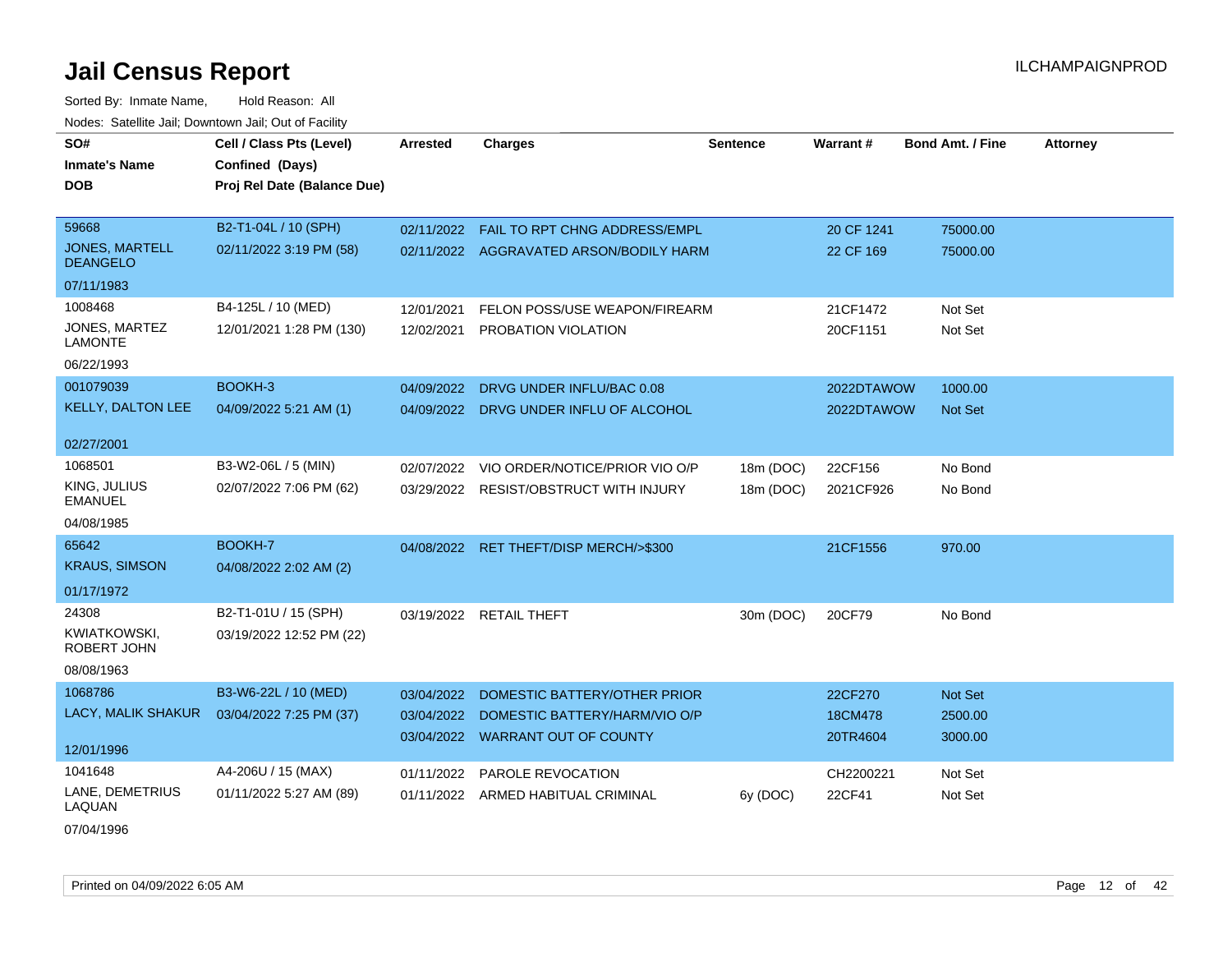# Jail Census Report

Sorted By: Inmate Name, Hold Reason: All

Nodes: Satellite Jail; Downtown Jail; Out of Facility

| SO# / Inmate's Name / DOB | Cell / Class Pts (Level) / Confined (Days) / Proj Rel Date (Balance Due) | Arrested | Charges | Sentence | Warrant # | Bond Amt. / Fine | Attorney |
|---|---|---|---|---|---|---|---|
| 59668<br>JONES, MARTELL DEANGELO<br>07/11/1983 | B2-T1-04L / 10 (SPH)<br>02/11/2022 3:19 PM (58) | 02/11/2022<br>02/11/2022 | FAIL TO RPT CHNG ADDRESS/EMPL<br>AGGRAVATED ARSON/BODILY HARM | | 20 CF 1241<br>22 CF 169 | 75000.00<br>75000.00 | |
| 1008468<br>JONES, MARTEZ LAMONTE<br>06/22/1993 | B4-125L / 10 (MED)<br>12/01/2021 1:28 PM (130) | 12/01/2021<br>12/02/2021 | FELON POSS/USE WEAPON/FIREARM<br>PROBATION VIOLATION | | 21CF1472<br>20CF1151 | Not Set<br>Not Set | |
| 001079039<br>KELLY, DALTON LEE<br>02/27/2001 | BOOKH-3<br>04/09/2022 5:21 AM (1) | 04/09/2022<br>04/09/2022 | DRVG UNDER INFLU/BAC 0.08<br>DRVG UNDER INFLU OF ALCOHOL | | 2022DTAWOW<br>2022DTAWOW | 1000.00<br>Not Set | |
| 1068501<br>KING, JULIUS EMANUEL<br>04/08/1985 | B3-W2-06L / 5 (MIN)<br>02/07/2022 7:06 PM (62) | 02/07/2022<br>03/29/2022 | VIO ORDER/NOTICE/PRIOR VIO O/P<br>RESIST/OBSTRUCT WITH INJURY | 18m (DOC)<br>18m (DOC) | 22CF156<br>2021CF926 | No Bond<br>No Bond | |
| 65642<br>KRAUS, SIMSON<br>01/17/1972 | BOOKH-7<br>04/08/2022 2:02 AM (2) | 04/08/2022 | RET THEFT/DISP MERCH/>$300 | | 21CF1556 | 970.00 | |
| 24308<br>KWIATKOWSKI, ROBERT JOHN<br>08/08/1963 | B2-T1-01U / 15 (SPH)<br>03/19/2022 12:52 PM (22) | 03/19/2022 | RETAIL THEFT | 30m (DOC) | 20CF79 | No Bond | |
| 1068786<br>LACY, MALIK SHAKUR<br>12/01/1996 | B3-W6-22L / 10 (MED)<br>03/04/2022 7:25 PM (37) | 03/04/2022<br>03/04/2022<br>03/04/2022 | DOMESTIC BATTERY/OTHER PRIOR<br>DOMESTIC BATTERY/HARM/VIO O/P<br>WARRANT OUT OF COUNTY | | 22CF270<br>18CM478<br>20TR4604 | Not Set<br>2500.00<br>3000.00 | |
| 1041648<br>LANE, DEMETRIUS LAQUAN<br>07/04/1996 | A4-206U / 15 (MAX)<br>01/11/2022 5:27 AM (89) | 01/11/2022<br>01/11/2022 | PAROLE REVOCATION<br>ARMED HABITUAL CRIMINAL | <br>6y (DOC) | CH2200221<br>22CF41 | Not Set<br>Not Set | |

Printed on 04/09/2022 6:05 AM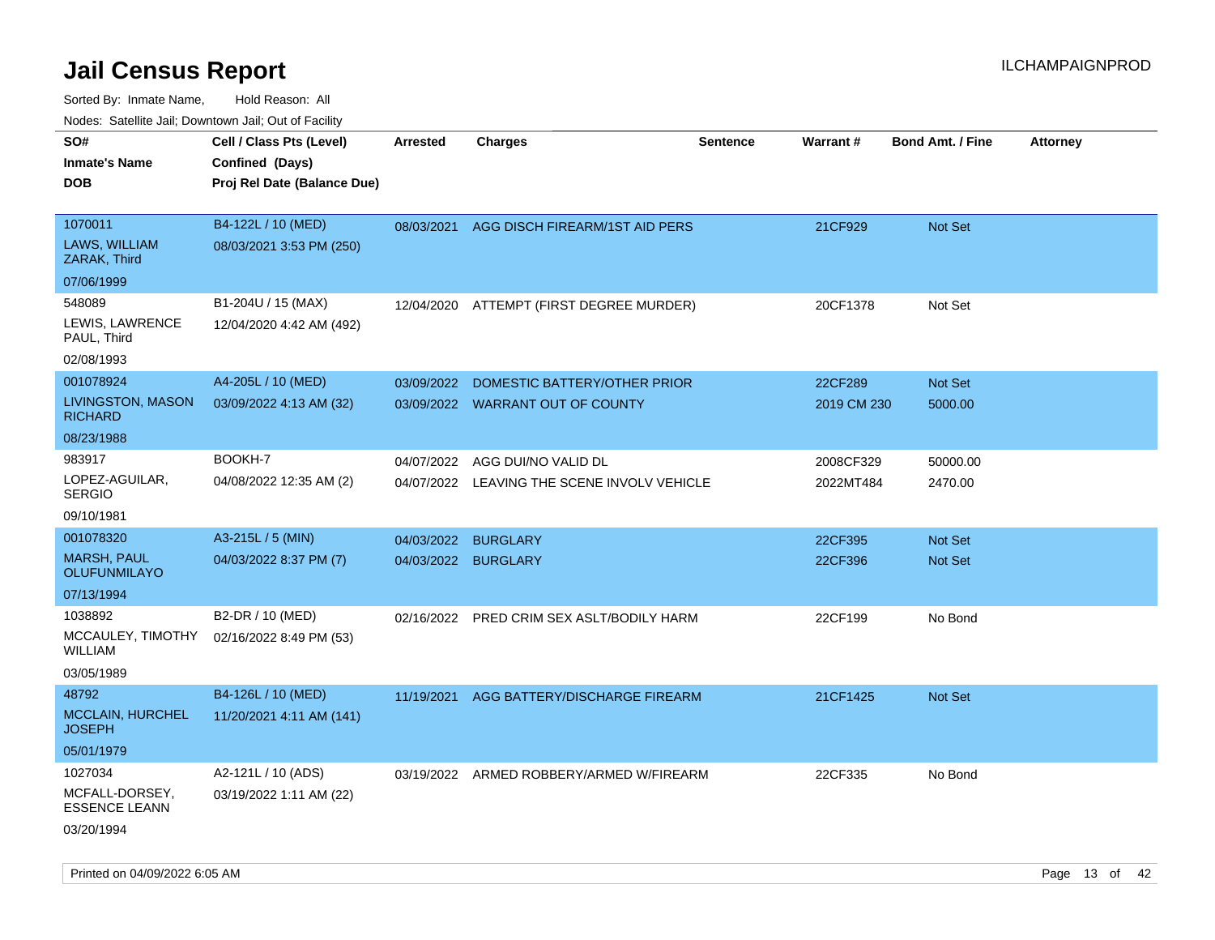# Jail Census Report

ILCHAMPAIGNPROD

Sorted By: Inmate Name, Hold Reason: All

Nodes: Satellite Jail; Downtown Jail; Out of Facility

| SO# / Inmate's Name / DOB | Cell / Class Pts (Level) / Confined (Days) / Proj Rel Date (Balance Due) | Arrested | Charges | Sentence | Warrant # | Bond Amt. / Fine | Attorney |
|---|---|---|---|---|---|---|---|
| 1070011<br>LAWS, WILLIAM ZARAK, Third<br>07/06/1999 | B4-122L / 10 (MED)<br>08/03/2021 3:53 PM (250) | 08/03/2021 | AGG DISCH FIREARM/1ST AID PERS | | 21CF929 | Not Set | |
| 548089<br>LEWIS, LAWRENCE PAUL, Third<br>02/08/1993 | B1-204U / 15 (MAX)<br>12/04/2020 4:42 AM (492) | 12/04/2020 | ATTEMPT (FIRST DEGREE MURDER) | | 20CF1378 | Not Set | |
| 001078924<br>LIVINGSTON, MASON RICHARD<br>08/23/1988 | A4-205L / 10 (MED)<br>03/09/2022 4:13 AM (32) | 03/09/2022<br>03/09/2022 | DOMESTIC BATTERY/OTHER PRIOR<br>WARRANT OUT OF COUNTY | | 22CF289<br>2019 CM 230 | Not Set<br>5000.00 | |
| 983917<br>LOPEZ-AGUILAR, SERGIO<br>09/10/1981 | BOOKH-7<br>04/08/2022 12:35 AM (2) | 04/07/2022<br>04/07/2022 | AGG DUI/NO VALID DL<br>LEAVING THE SCENE INVOLV VEHICLE | | 2008CF329<br>2022MT484 | 50000.00<br>2470.00 | |
| 001078320<br>MARSH, PAUL OLUFUNMILAYO<br>07/13/1994 | A3-215L / 5 (MIN)<br>04/03/2022 8:37 PM (7) | 04/03/2022<br>04/03/2022 | BURGLARY<br>BURGLARY | | 22CF395<br>22CF396 | Not Set<br>Not Set | |
| 1038892<br>MCCAULEY, TIMOTHY WILLIAM<br>03/05/1989 | B2-DR / 10 (MED)<br>02/16/2022 8:49 PM (53) | 02/16/2022 | PRED CRIM SEX ASLT/BODILY HARM | | 22CF199 | No Bond | |
| 48792<br>MCCLAIN, HURCHEL JOSEPH<br>05/01/1979 | B4-126L / 10 (MED)<br>11/20/2021 4:11 AM (141) | 11/19/2021 | AGG BATTERY/DISCHARGE FIREARM | | 21CF1425 | Not Set | |
| 1027034<br>MCFALL-DORSEY, ESSENCE LEANN<br>03/20/1994 | A2-121L / 10 (ADS)<br>03/19/2022 1:11 AM (22) | 03/19/2022 | ARMED ROBBERY/ARMED W/FIREARM | | 22CF335 | No Bond | |

Printed on 04/09/2022 6:05 AM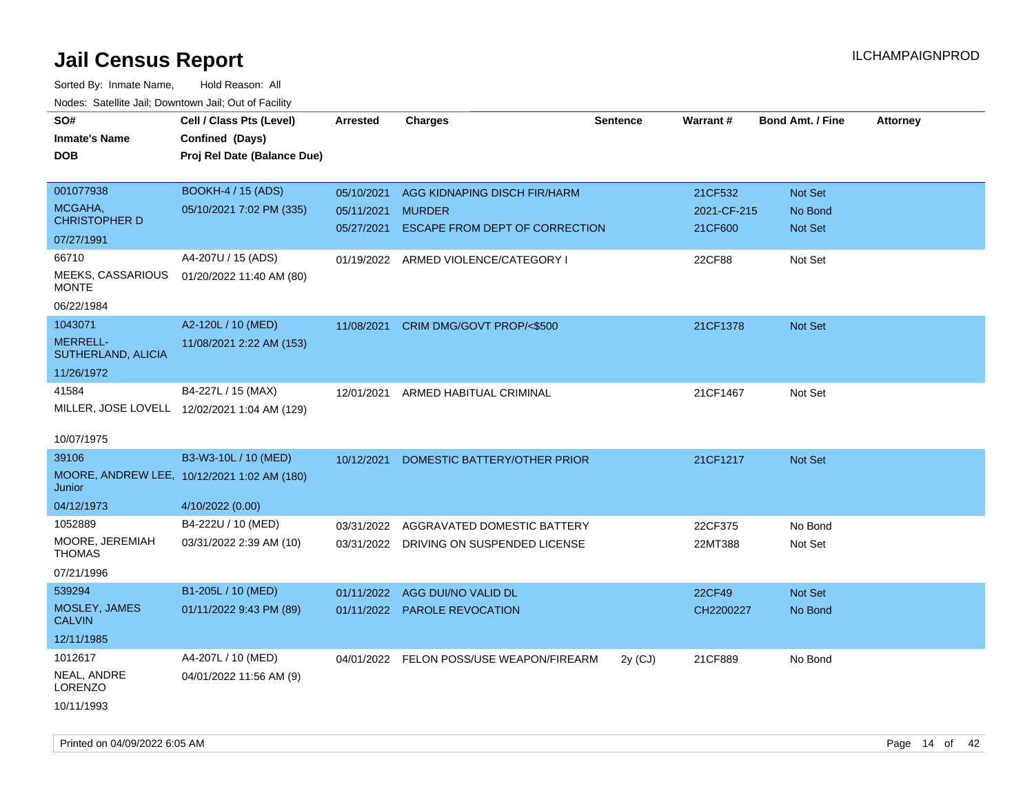# Jail Census Report

ILCHAMPAIGNPROD

Sorted By: Inmate Name, Hold Reason: All

Nodes: Satellite Jail; Downtown Jail; Out of Facility

| SO# / Inmate's Name / DOB | Cell / Class Pts (Level) / Confined (Days) / Proj Rel Date (Balance Due) | Arrested | Charges | Sentence | Warrant # | Bond Amt. / Fine | Attorney |
|---|---|---|---|---|---|---|---|
| 001077938<br>MCGAHA, CHRISTOPHER D<br>07/27/1991 | BOOKH-4 / 15 (ADS)<br>05/10/2021 7:02 PM (335) | 05/10/2021<br>05/11/2021<br>05/27/2021 | AGG KIDNAPING DISCH FIR/HARM<br>MURDER<br>ESCAPE FROM DEPT OF CORRECTION | | 21CF532<br>2021-CF-215<br>21CF600 | Not Set<br>No Bond<br>Not Set | |
| 66710<br>MEEKS, CASSARIOUS MONTE<br>06/22/1984 | A4-207U / 15 (ADS)<br>01/20/2022 11:40 AM (80) | 01/19/2022 | ARMED VIOLENCE/CATEGORY I | | 22CF88 | Not Set | |
| 1043071<br>MERRELL-SUTHERLAND, ALICIA<br>11/26/1972 | A2-120L / 10 (MED)<br>11/08/2021 2:22 AM (153) | 11/08/2021 | CRIM DMG/GOVT PROP/<$500 | | 21CF1378 | Not Set | |
| 41584<br>MILLER, JOSE LOVELL<br>10/07/1975 | B4-227L / 15 (MAX)<br>12/02/2021 1:04 AM (129) | 12/01/2021 | ARMED HABITUAL CRIMINAL | | 21CF1467 | Not Set | |
| 39106<br>MOORE, ANDREW LEE, Junior<br>04/12/1973 | B3-W3-10L / 10 (MED)<br>10/12/2021 1:02 AM (180)<br>4/10/2022 (0.00) | 10/12/2021 | DOMESTIC BATTERY/OTHER PRIOR | | 21CF1217 | Not Set | |
| 1052889<br>MOORE, JEREMIAH THOMAS<br>07/21/1996 | B4-222U / 10 (MED)<br>03/31/2022 2:39 AM (10) | 03/31/2022<br>03/31/2022 | AGGRAVATED DOMESTIC BATTERY<br>DRIVING ON SUSPENDED LICENSE | | 22CF375<br>22MT388 | No Bond<br>Not Set | |
| 539294<br>MOSLEY, JAMES CALVIN<br>12/11/1985 | B1-205L / 10 (MED)<br>01/11/2022 9:43 PM (89) | 01/11/2022<br>01/11/2022 | AGG DUI/NO VALID DL<br>PAROLE REVOCATION | | 22CF49<br>CH2200227 | Not Set<br>No Bond | |
| 1012617<br>NEAL, ANDRE LORENZO<br>10/11/1993 | A4-207L / 10 (MED)<br>04/01/2022 11:56 AM (9) | 04/01/2022 | FELON POSS/USE WEAPON/FIREARM | 2y (CJ) | 21CF889 | No Bond | |

Printed on 04/09/2022 6:05 AM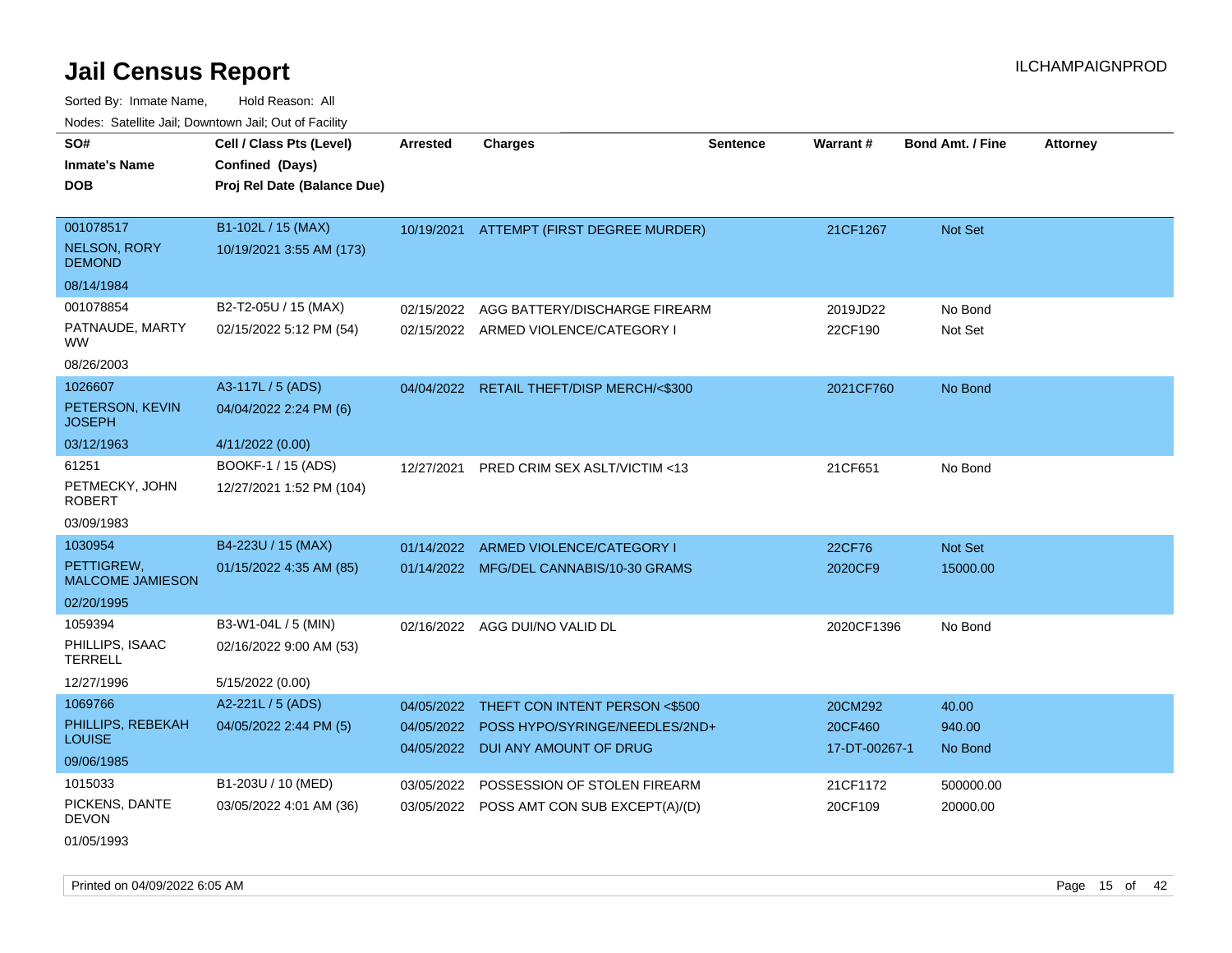# Jail Census Report

ILCHAMPAIGNPROD

Sorted By: Inmate Name, Hold Reason: All

Nodes: Satellite Jail; Downtown Jail; Out of Facility

| SO# / Inmate's Name / DOB | Cell / Class Pts (Level) / Confined (Days) / Proj Rel Date (Balance Due) | Arrested | Charges | Sentence | Warrant # | Bond Amt. / Fine | Attorney |
|---|---|---|---|---|---|---|---|
| 001078517<br>NELSON, RORY DEMOND<br>08/14/1984 | B1-102L / 15 (MAX)<br>10/19/2021 3:55 AM (173) | 10/19/2021 | ATTEMPT (FIRST DEGREE MURDER) | | 21CF1267 | Not Set | |
| 001078854<br>PATNAUDE, MARTY WW<br>08/26/2003 | B2-T2-05U / 15 (MAX)<br>02/15/2022 5:12 PM (54) | 02/15/2022 | AGG BATTERY/DISCHARGE FIREARM | | 2019JD22 | No Bond | |
| | | 02/15/2022 | ARMED VIOLENCE/CATEGORY I | | 22CF190 | Not Set | |
| 1026607<br>PETERSON, KEVIN JOSEPH<br>03/12/1963 | A3-117L / 5 (ADS)<br>04/04/2022 2:24 PM (6)<br>4/11/2022 (0.00) | 04/04/2022 | RETAIL THEFT/DISP MERCH/<$300 | | 2021CF760 | No Bond | |
| 61251<br>PETMECKY, JOHN ROBERT<br>03/09/1983 | BOOKF-1 / 15 (ADS)<br>12/27/2021 1:52 PM (104) | 12/27/2021 | PRED CRIM SEX ASLT/VICTIM <13 | | 21CF651 | No Bond | |
| 1030954<br>PETTIGREW, MALCOME JAMIESON<br>02/20/1995 | B4-223U / 15 (MAX)<br>01/15/2022 4:35 AM (85) | 01/14/2022 | ARMED VIOLENCE/CATEGORY I | | 22CF76 | Not Set | |
| | | 01/14/2022 | MFG/DEL CANNABIS/10-30 GRAMS | | 2020CF9 | 15000.00 | |
| 1059394<br>PHILLIPS, ISAAC TERRELL<br>12/27/1996 | B3-W1-04L / 5 (MIN)<br>02/16/2022 9:00 AM (53)<br>5/15/2022 (0.00) | 02/16/2022 | AGG DUI/NO VALID DL | | 2020CF1396 | No Bond | |
| 1069766<br>PHILLIPS, REBEKAH LOUISE<br>09/06/1985 | A2-221L / 5 (ADS)<br>04/05/2022 2:44 PM (5) | 04/05/2022 | THEFT CON INTENT PERSON <$500 | | 20CM292 | 40.00 | |
| | | 04/05/2022 | POSS HYPO/SYRINGE/NEEDLES/2ND+ | | 20CF460 | 940.00 | |
| | | 04/05/2022 | DUI ANY AMOUNT OF DRUG | | 17-DT-00267-1 | No Bond | |
| 1015033<br>PICKENS, DANTE DEVON<br>01/05/1993 | B1-203U / 10 (MED)<br>03/05/2022 4:01 AM (36) | 03/05/2022 | POSSESSION OF STOLEN FIREARM | | 21CF1172 | 500000.00 | |
| | | 03/05/2022 | POSS AMT CON SUB EXCEPT(A)/(D) | | 20CF109 | 20000.00 | |

Printed on 04/09/2022 6:05 AM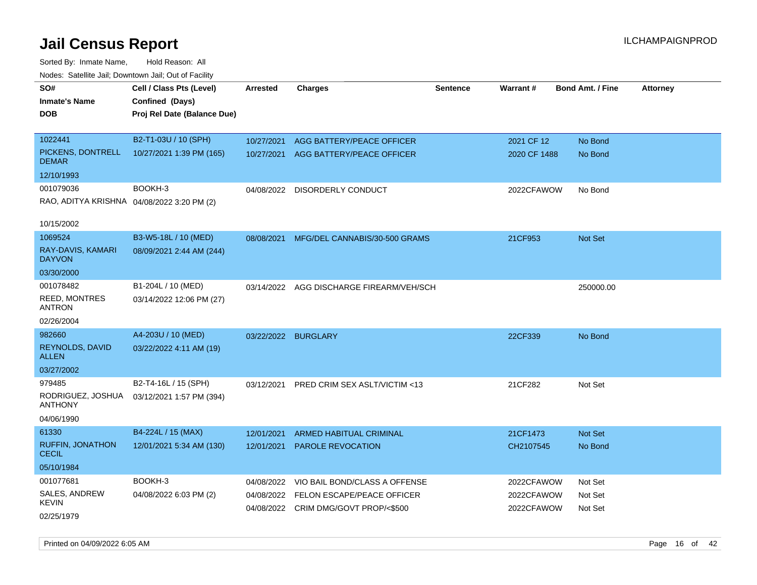# Jail Census Report

Sorted By: Inmate Name, Hold Reason: All

Nodes: Satellite Jail; Downtown Jail; Out of Facility

| SO# / Inmate's Name / DOB | Cell / Class Pts (Level) / Confined (Days) / Proj Rel Date (Balance Due) | Arrested | Charges | Sentence | Warrant # | Bond Amt. / Fine | Attorney |
|---|---|---|---|---|---|---|---|
| 1022441<br>PICKENS, DONTRELL DEMAR<br>12/10/1993 | B2-T1-03U / 10 (SPH)<br>10/27/2021 1:39 PM (165) | 10/27/2021<br>10/27/2021 | AGG BATTERY/PEACE OFFICER<br>AGG BATTERY/PEACE OFFICER | | 2021 CF 12<br>2020 CF 1488 | No Bond<br>No Bond | |
| 001079036<br>RAO, ADITYA KRISHNA<br>10/15/2002 | BOOKH-3<br>04/08/2022 3:20 PM (2) | 04/08/2022 | DISORDERLY CONDUCT | | 2022CFAWOW | No Bond | |
| 1069524<br>RAY-DAVIS, KAMARI DAYVON<br>03/30/2000 | B3-W5-18L / 10 (MED)<br>08/09/2021 2:44 AM (244) | 08/08/2021 | MFG/DEL CANNABIS/30-500 GRAMS | | 21CF953 | Not Set | |
| 001078482<br>REED, MONTRES ANTRON<br>02/26/2004 | B1-204L / 10 (MED)<br>03/14/2022 12:06 PM (27) | 03/14/2022 | AGG DISCHARGE FIREARM/VEH/SCH | | | 250000.00 | |
| 982660<br>REYNOLDS, DAVID ALLEN<br>03/27/2002 | A4-203U / 10 (MED)<br>03/22/2022 4:11 AM (19) | 03/22/2022 | BURGLARY | | 22CF339 | No Bond | |
| 979485<br>RODRIGUEZ, JOSHUA ANTHONY<br>04/06/1990 | B2-T4-16L / 15 (SPH)<br>03/12/2021 1:57 PM (394) | 03/12/2021 | PRED CRIM SEX ASLT/VICTIM <13 | | 21CF282 | Not Set | |
| 61330<br>RUFFIN, JONATHON CECIL<br>05/10/1984 | B4-224L / 15 (MAX)<br>12/01/2021 5:34 AM (130) | 12/01/2021<br>12/01/2021 | ARMED HABITUAL CRIMINAL<br>PAROLE REVOCATION | | 21CF1473<br>CH2107545 | Not Set<br>No Bond | |
| 001077681<br>SALES, ANDREW KEVIN<br>02/25/1979 | BOOKH-3<br>04/08/2022 6:03 PM (2) | 04/08/2022<br>04/08/2022<br>04/08/2022 | VIO BAIL BOND/CLASS A OFFENSE<br>FELON ESCAPE/PEACE OFFICER<br>CRIM DMG/GOVT PROP/<$500 | | 2022CFAWOW<br>2022CFAWOW<br>2022CFAWOW | Not Set<br>Not Set<br>Not Set | |

Printed on 04/09/2022 6:05 AM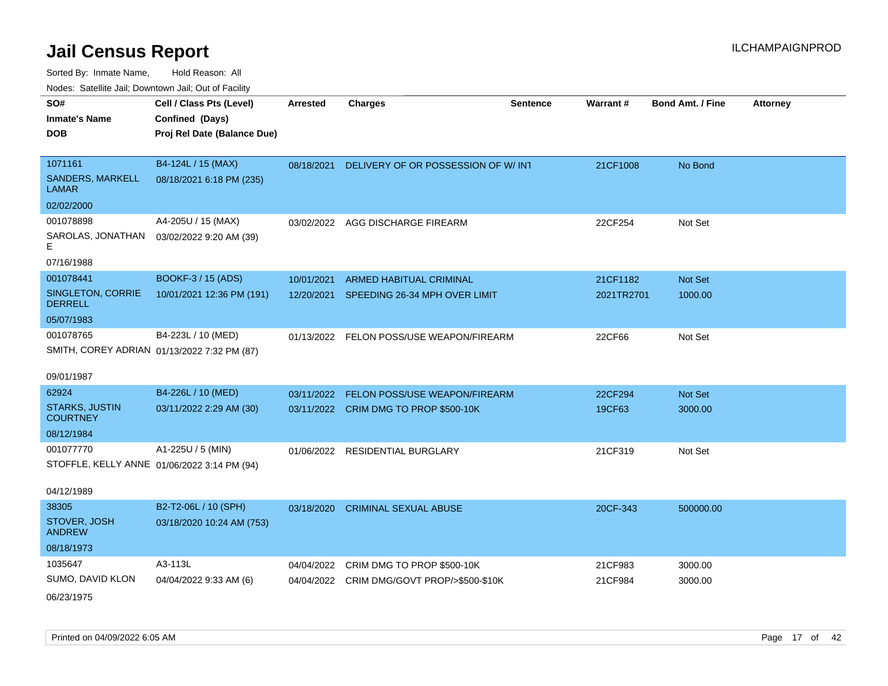# Jail Census Report

Sorted By: Inmate Name, Hold Reason: All

Nodes: Satellite Jail; Downtown Jail; Out of Facility

| SO# / Inmate's Name / DOB | Cell / Class Pts (Level) / Confined (Days) / Proj Rel Date (Balance Due) | Arrested | Charges | Sentence | Warrant # | Bond Amt. / Fine | Attorney |
|---|---|---|---|---|---|---|---|
| 1071161<br>SANDERS, MARKELL LAMAR<br>02/02/2000 | B4-124L / 15 (MAX)<br>08/18/2021 6:18 PM (235) | 08/18/2021 | DELIVERY OF OR POSSESSION OF W/ INT | | 21CF1008 | No Bond | |
| 001078898<br>SAROLAS, JONATHAN E<br>07/16/1988 | A4-205U / 15 (MAX)<br>03/02/2022 9:20 AM (39) | 03/02/2022 | AGG DISCHARGE FIREARM | | 22CF254 | Not Set | |
| 001078441<br>SINGLETON, CORRIE DERRELL<br>05/07/1983 | BOOKF-3 / 15 (ADS)<br>10/01/2021 12:36 PM (191) | 10/01/2021 | ARMED HABITUAL CRIMINAL | | 21CF1182 | Not Set | |
| | | 12/20/2021 | SPEEDING 26-34 MPH OVER LIMIT | | 2021TR2701 | 1000.00 | |
| 001078765<br>SMITH, COREY ADRIAN<br>09/01/1987 | B4-223L / 10 (MED)<br>01/13/2022 7:32 PM (87) | 01/13/2022 | FELON POSS/USE WEAPON/FIREARM | | 22CF66 | Not Set | |
| 62924<br>STARKS, JUSTIN COURTNEY<br>08/12/1984 | B4-226L / 10 (MED)<br>03/11/2022 2:29 AM (30) | 03/11/2022 | FELON POSS/USE WEAPON/FIREARM | | 22CF294 | Not Set | |
| | | 03/11/2022 | CRIM DMG TO PROP $500-10K | | 19CF63 | 3000.00 | |
| 001077770<br>STOFFLE, KELLY ANNE<br>04/12/1989 | A1-225U / 5 (MIN)<br>01/06/2022 3:14 PM (94) | 01/06/2022 | RESIDENTIAL BURGLARY | | 21CF319 | Not Set | |
| 38305<br>STOVER, JOSH ANDREW<br>08/18/1973 | B2-T2-06L / 10 (SPH)<br>03/18/2020 10:24 AM (753) | 03/18/2020 | CRIMINAL SEXUAL ABUSE | | 20CF-343 | 500000.00 | |
| 1035647<br>SUMO, DAVID KLON<br>06/23/1975 | A3-113L<br>04/04/2022 9:33 AM (6) | 04/04/2022 | CRIM DMG TO PROP $500-10K | | 21CF983 | 3000.00 | |
| | | 04/04/2022 | CRIM DMG/GOVT PROP/>$500-$10K | | 21CF984 | 3000.00 | |

Printed on 04/09/2022 6:05 AM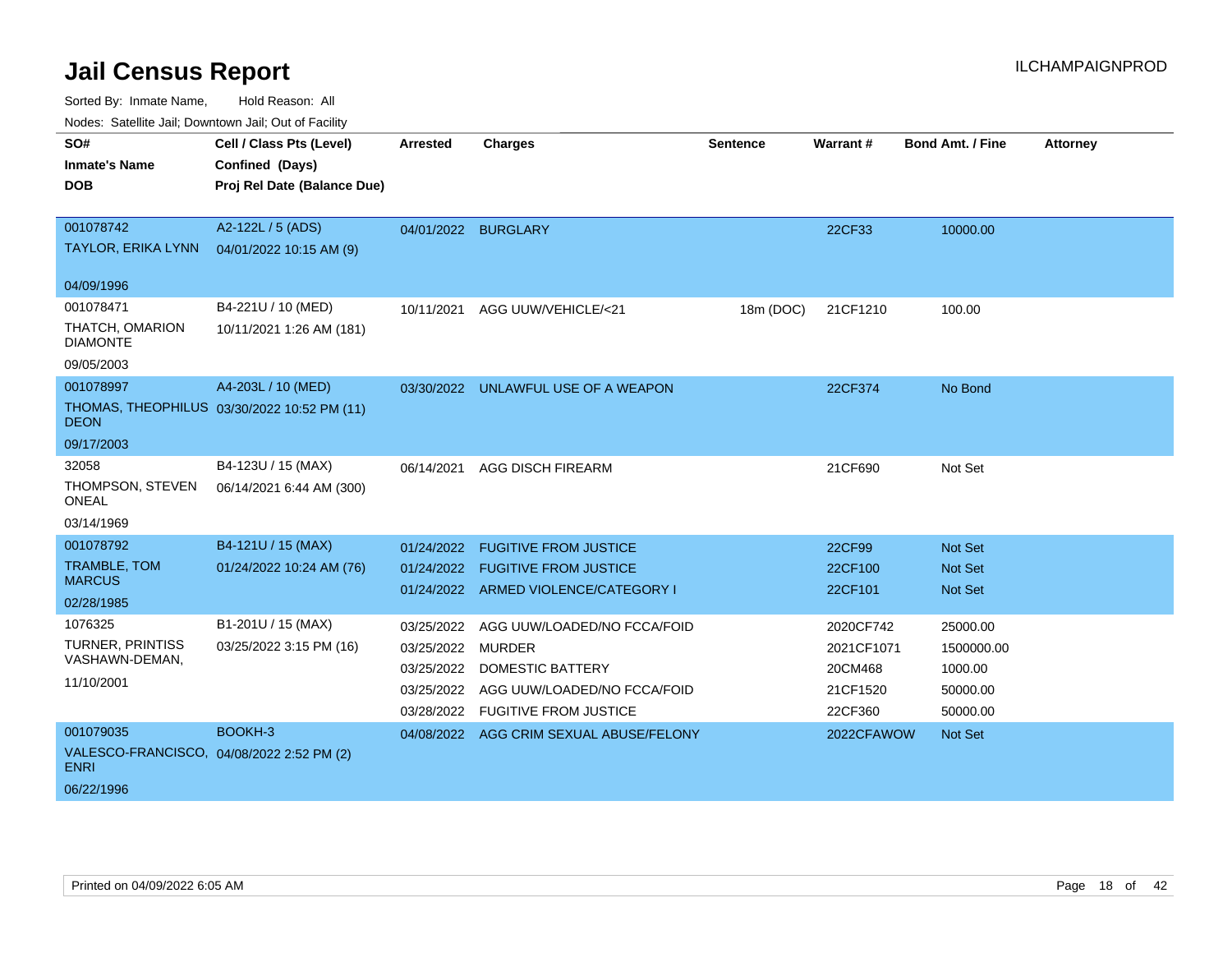# Jail Census Report

ILCHAMPAIGNPROD

Sorted By: Inmate Name, Hold Reason: All

Nodes: Satellite Jail; Downtown Jail; Out of Facility

| SO# / Inmate's Name / DOB | Cell / Class Pts (Level) / Confined (Days) / Proj Rel Date (Balance Due) | Arrested | Charges | Sentence | Warrant # | Bond Amt. / Fine | Attorney |
|---|---|---|---|---|---|---|---|
| 001078742<br>TAYLOR, ERIKA LYNN<br>04/09/1996 | A2-122L / 5 (ADS)<br>04/01/2022 10:15 AM (9) | 04/01/2022 | BURGLARY | | 22CF33 | 10000.00 | |
| 001078471<br>THATCH, OMARION DIAMONTE<br>09/05/2003 | B4-221U / 10 (MED)<br>10/11/2021 1:26 AM (181) | 10/11/2021 | AGG UUW/VEHICLE/<21 | 18m (DOC) | 21CF1210 | 100.00 | |
| 001078997<br>THOMAS, THEOPHILUS DEON<br>09/17/2003 | A4-203L / 10 (MED)<br>03/30/2022 10:52 PM (11) | 03/30/2022 | UNLAWFUL USE OF A WEAPON | | 22CF374 | No Bond | |
| 32058<br>THOMPSON, STEVEN ONEAL<br>03/14/1969 | B4-123U / 15 (MAX)<br>06/14/2021 6:44 AM (300) | 06/14/2021 | AGG DISCH FIREARM | | 21CF690 | Not Set | |
| 001078792<br>TRAMBLE, TOM MARCUS<br>02/28/1985 | B4-121U / 15 (MAX)<br>01/24/2022 10:24 AM (76) | 01/24/2022 | FUGITIVE FROM JUSTICE | | 22CF99 | Not Set | |
| | | 01/24/2022 | FUGITIVE FROM JUSTICE | | 22CF100 | Not Set | |
| | | 01/24/2022 | ARMED VIOLENCE/CATEGORY I | | 22CF101 | Not Set | |
| 1076325<br>TURNER, PRINTISS VASHAWN-DEMAN,<br>11/10/2001 | B1-201U / 15 (MAX)<br>03/25/2022 3:15 PM (16) | 03/25/2022 | AGG UUW/LOADED/NO FCCA/FOID | | 2020CF742 | 25000.00 | |
| | | 03/25/2022 | MURDER | | 2021CF1071 | 1500000.00 | |
| | | 03/25/2022 | DOMESTIC BATTERY | | 20CM468 | 1000.00 | |
| | | 03/25/2022 | AGG UUW/LOADED/NO FCCA/FOID | | 21CF1520 | 50000.00 | |
| | | 03/28/2022 | FUGITIVE FROM JUSTICE | | 22CF360 | 50000.00 | |
| 001079035<br>VALESCO-FRANCISCO, ENRI<br>06/22/1996 | BOOKH-3<br>04/08/2022 2:52 PM (2) | 04/08/2022 | AGG CRIM SEXUAL ABUSE/FELONY | | 2022CFAWOW | Not Set | |

Printed on 04/09/2022 6:05 AM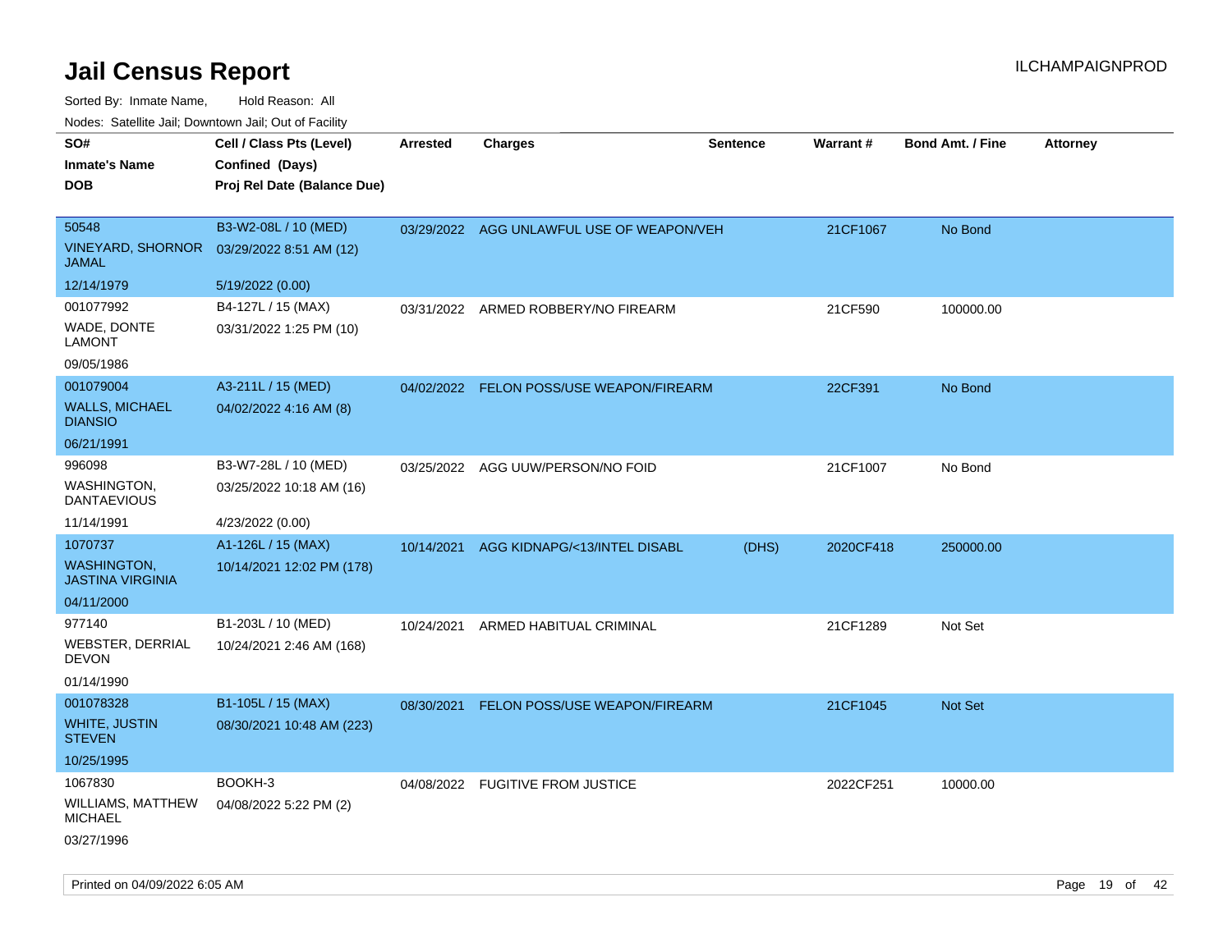# Jail Census Report

Sorted By: Inmate Name, Hold Reason: All

Nodes: Satellite Jail; Downtown Jail; Out of Facility

| SO# / Inmate's Name / DOB | Cell / Class Pts (Level) / Confined (Days) / Proj Rel Date (Balance Due) | Arrested | Charges | Sentence | Warrant # | Bond Amt. / Fine | Attorney |
|---|---|---|---|---|---|---|---|
| 50548<br>VINEYARD, SHORNOR JAMAL<br>12/14/1979 | B3-W2-08L / 10 (MED)<br>03/29/2022 8:51 AM (12)<br>5/19/2022 (0.00) | 03/29/2022 | AGG UNLAWFUL USE OF WEAPON/VEH | | 21CF1067 | No Bond | |
| 001077992<br>WADE, DONTE LAMONT<br>09/05/1986 | B4-127L / 15 (MAX)<br>03/31/2022 1:25 PM (10) | 03/31/2022 | ARMED ROBBERY/NO FIREARM | | 21CF590 | 100000.00 | |
| 001079004<br>WALLS, MICHAEL DIANSIO<br>06/21/1991 | A3-211L / 15 (MED)<br>04/02/2022 4:16 AM (8) | 04/02/2022 | FELON POSS/USE WEAPON/FIREARM | | 22CF391 | No Bond | |
| 996098<br>WASHINGTON, DANTAEVIOUS<br>11/14/1991 | B3-W7-28L / 10 (MED)<br>03/25/2022 10:18 AM (16)<br>4/23/2022 (0.00) | 03/25/2022 | AGG UUW/PERSON/NO FOID | | 21CF1007 | No Bond | |
| 1070737<br>WASHINGTON, JASTINA VIRGINIA<br>04/11/2000 | A1-126L / 15 (MAX)<br>10/14/2021 12:02 PM (178) | 10/14/2021 | AGG KIDNAPG/<13/INTEL DISABL | (DHS) | 2020CF418 | 250000.00 | |
| 977140<br>WEBSTER, DERRIAL DEVON<br>01/14/1990 | B1-203L / 10 (MED)<br>10/24/2021 2:46 AM (168) | 10/24/2021 | ARMED HABITUAL CRIMINAL | | 21CF1289 | Not Set | |
| 001078328<br>WHITE, JUSTIN STEVEN<br>10/25/1995 | B1-105L / 15 (MAX)<br>08/30/2021 10:48 AM (223) | 08/30/2021 | FELON POSS/USE WEAPON/FIREARM | | 21CF1045 | Not Set | |
| 1067830<br>WILLIAMS, MATTHEW MICHAEL<br>03/27/1996 | BOOKH-3<br>04/08/2022 5:22 PM (2) | 04/08/2022 | FUGITIVE FROM JUSTICE | | 2022CF251 | 10000.00 | |

Printed on 04/09/2022 6:05 AM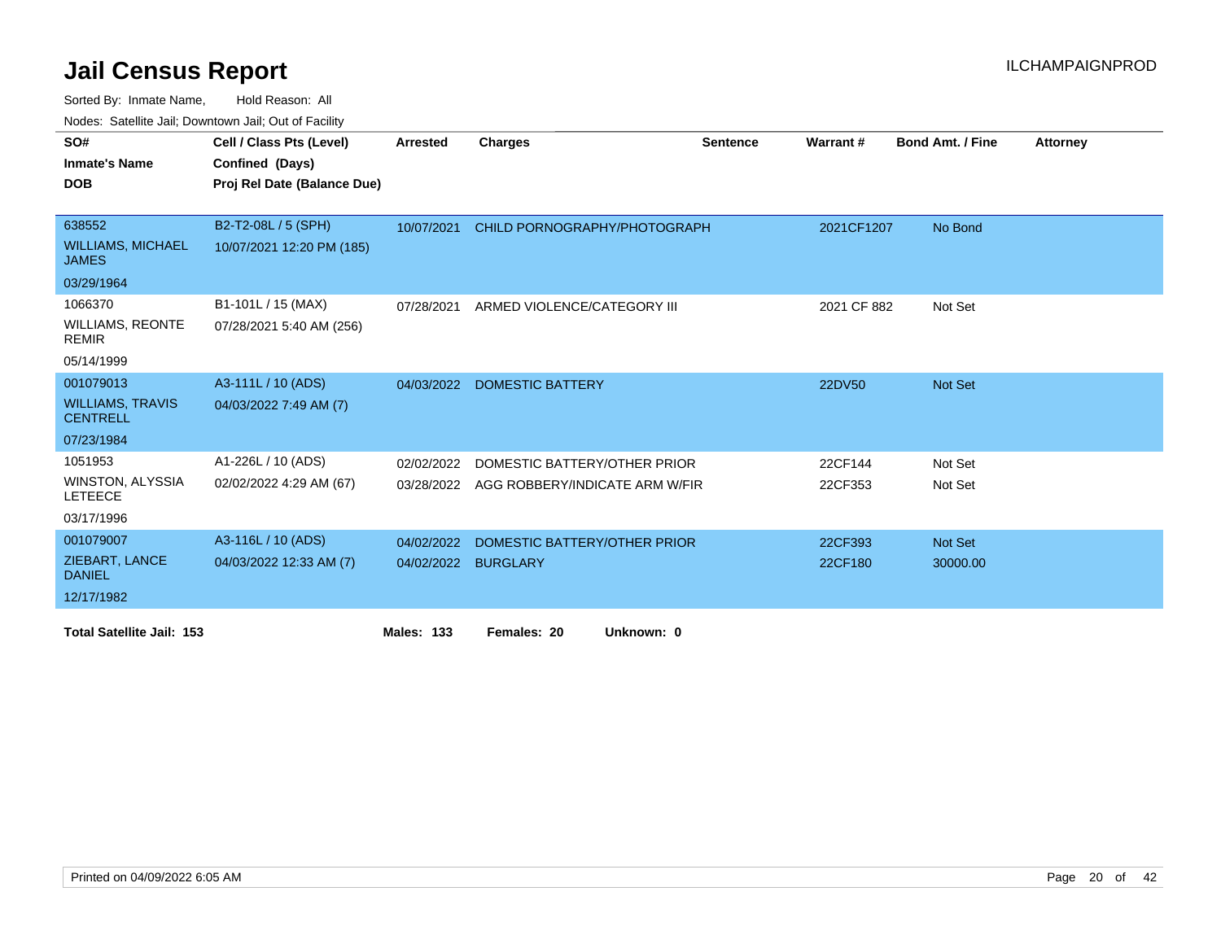# Jail Census Report

ILCHAMPAIGNPROD

Sorted By: Inmate Name, Hold Reason: All

Nodes: Satellite Jail; Downtown Jail; Out of Facility

| SO# / Inmate's Name / DOB | Cell / Class Pts (Level) / Confined (Days) / Proj Rel Date (Balance Due) | Arrested | Charges | Sentence | Warrant # | Bond Amt. / Fine | Attorney |
|---|---|---|---|---|---|---|---|
| 638552<br>WILLIAMS, MICHAEL JAMES<br>03/29/1964 | B2-T2-08L / 5 (SPH)<br>10/07/2021 12:20 PM (185) | 10/07/2021 | CHILD PORNOGRAPHY/PHOTOGRAPH | | 2021CF1207 | No Bond | |
| 1066370<br>WILLIAMS, REONTE REMIR<br>05/14/1999 | B1-101L / 15 (MAX)<br>07/28/2021 5:40 AM (256) | 07/28/2021 | ARMED VIOLENCE/CATEGORY III | | 2021 CF 882 | Not Set | |
| 001079013<br>WILLIAMS, TRAVIS CENTRELL<br>07/23/1984 | A3-111L / 10 (ADS)<br>04/03/2022 7:49 AM (7) | 04/03/2022 | DOMESTIC BATTERY | | 22DV50 | Not Set | |
| 1051953<br>WINSTON, ALYSSIA LETEECE<br>03/17/1996 | A1-226L / 10 (ADS)<br>02/02/2022 4:29 AM (67) | 02/02/2022<br>03/28/2022 | DOMESTIC BATTERY/OTHER PRIOR<br>AGG ROBBERY/INDICATE ARM W/FIR | | 22CF144<br>22CF353 | Not Set<br>Not Set | |
| 001079007<br>ZIEBART, LANCE DANIEL<br>12/17/1982 | A3-116L / 10 (ADS)<br>04/03/2022 12:33 AM (7) | 04/02/2022<br>04/02/2022 | DOMESTIC BATTERY/OTHER PRIOR<br>BURGLARY | | 22CF393<br>22CF180 | Not Set<br>30000.00 | |

**Total Satellite Jail: 153** **Males: 133** **Females: 20** **Unknown: 0**

Printed on 04/09/2022 6:05 AM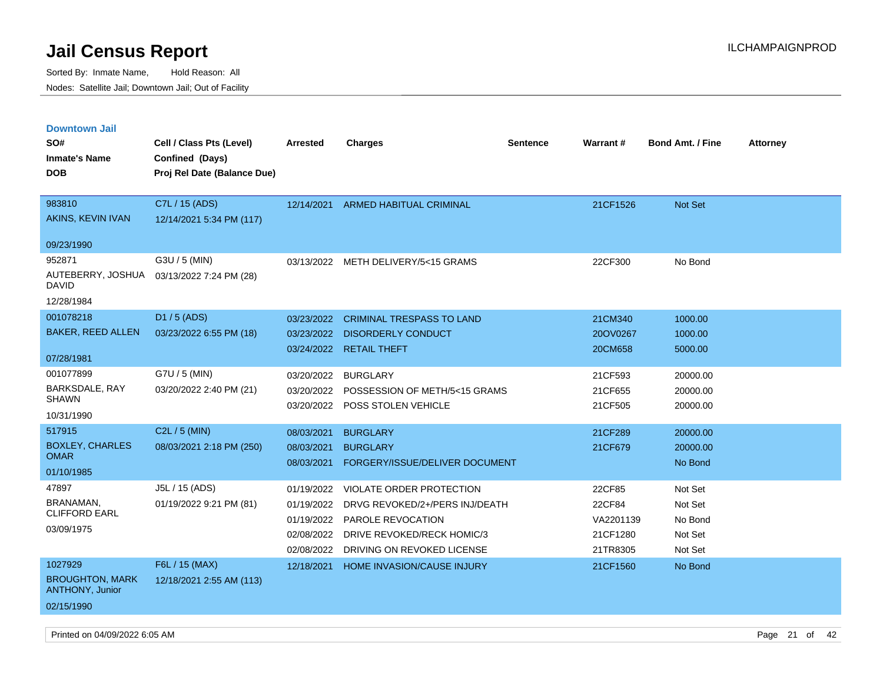# Jail Census Report

Sorted By: Inmate Name, Hold Reason: All
Nodes: Satellite Jail; Downtown Jail; Out of Facility

ILCHAMPAIGNPROD

## Downtown Jail

| SO# / Inmate's Name / DOB | Cell / Class Pts (Level) / Confined (Days) / Proj Rel Date (Balance Due) | Arrested | Charges | Sentence | Warrant # | Bond Amt. / Fine | Attorney |
|---|---|---|---|---|---|---|---|
| 983810<br>AKINS, KEVIN IVAN<br>09/23/1990 | C7L / 15 (ADS)<br>12/14/2021 5:34 PM (117) | 12/14/2021 | ARMED HABITUAL CRIMINAL | | 21CF1526 | Not Set | |
| 952871<br>AUTEBERRY, JOSHUA DAVID<br>12/28/1984 | G3U / 5 (MIN)<br>03/13/2022 7:24 PM (28) | 03/13/2022 | METH DELIVERY/5<15 GRAMS | | 22CF300 | No Bond | |
| 001078218<br>BAKER, REED ALLEN<br>07/28/1981 | D1 / 5 (ADS)<br>03/23/2022 6:55 PM (18) | 03/23/2022 | CRIMINAL TRESPASS TO LAND | | 21CM340 | 1000.00 | |
| | | 03/23/2022 | DISORDERLY CONDUCT | | 20OV0267 | 1000.00 | |
| | | 03/24/2022 | RETAIL THEFT | | 20CM658 | 5000.00 | |
| 001077899<br>BARKSDALE, RAY SHAWN<br>10/31/1990 | G7U / 5 (MIN)<br>03/20/2022 2:40 PM (21) | 03/20/2022 | BURGLARY | | 21CF593 | 20000.00 | |
| | | 03/20/2022 | POSSESSION OF METH/5<15 GRAMS | | 21CF655 | 20000.00 | |
| | | 03/20/2022 | POSS STOLEN VEHICLE | | 21CF505 | 20000.00 | |
| 517915<br>BOXLEY, CHARLES OMAR<br>01/10/1985 | C2L / 5 (MIN)<br>08/03/2021 2:18 PM (250) | 08/03/2021 | BURGLARY | | 21CF289 | 20000.00 | |
| | | 08/03/2021 | BURGLARY | | 21CF679 | 20000.00 | |
| | | 08/03/2021 | FORGERY/ISSUE/DELIVER DOCUMENT | | | No Bond | |
| 47897<br>BRANAMAN, CLIFFORD EARL<br>03/09/1975 | J5L / 15 (ADS)<br>01/19/2022 9:21 PM (81) | 01/19/2022 | VIOLATE ORDER PROTECTION | | 22CF85 | Not Set | |
| | | 01/19/2022 | DRVG REVOKED/2+/PERS INJ/DEATH | | 22CF84 | Not Set | |
| | | 01/19/2022 | PAROLE REVOCATION | | VA2201139 | No Bond | |
| | | 02/08/2022 | DRIVE REVOKED/RECK HOMIC/3 | | 21CF1280 | Not Set | |
| | | 02/08/2022 | DRIVING ON REVOKED LICENSE | | 21TR8305 | Not Set | |
| 1027929<br>BROUGHTON, MARK ANTHONY, Junior<br>02/15/1990 | F6L / 15 (MAX)<br>12/18/2021 2:55 AM (113) | 12/18/2021 | HOME INVASION/CAUSE INJURY | | 21CF1560 | No Bond | |

Printed on 04/09/2022 6:05 AM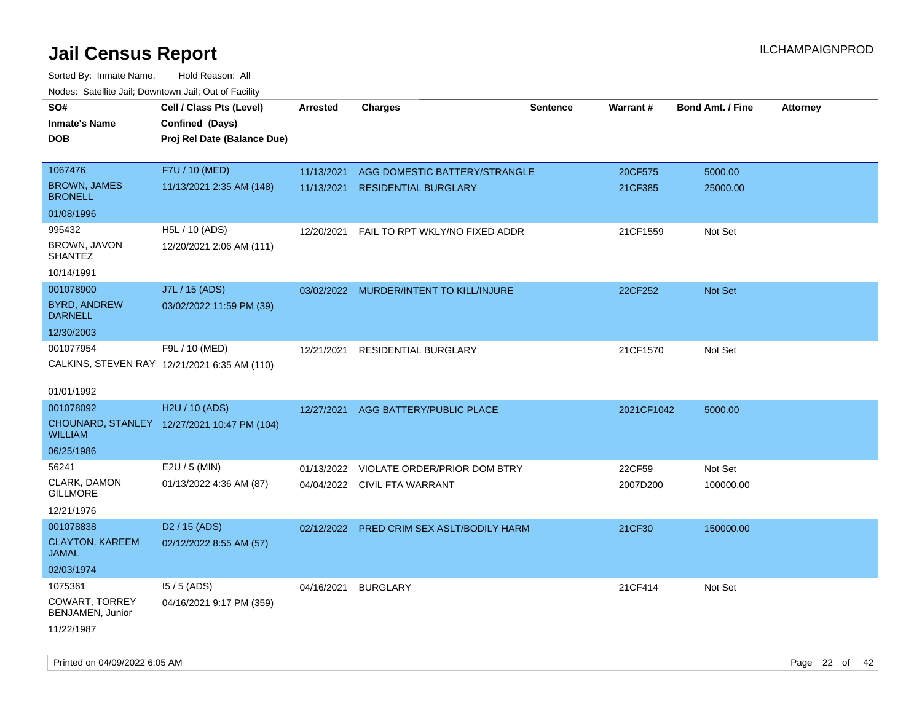# Jail Census Report

ILCHAMPAIGNPROD

Sorted By: Inmate Name, Hold Reason: All

Nodes: Satellite Jail; Downtown Jail; Out of Facility

| SO# / Inmate's Name / DOB | Cell / Class Pts (Level) / Confined (Days) / Proj Rel Date (Balance Due) | Arrested | Charges | Sentence | Warrant # | Bond Amt. / Fine | Attorney |
|---|---|---|---|---|---|---|---|
| 1067476 / BROWN, JAMES BRONELL / 01/08/1996 | F7U / 10 (MED) / 11/13/2021 2:35 AM (148) | 11/13/2021 | AGG DOMESTIC BATTERY/STRANGLE | | 20CF575 | 5000.00 | |
| | | 11/13/2021 | RESIDENTIAL BURGLARY | | 21CF385 | 25000.00 | |
| 995432 / BROWN, JAVON SHANTEZ / 10/14/1991 | H5L / 10 (ADS) / 12/20/2021 2:06 AM (111) | 12/20/2021 | FAIL TO RPT WKLY/NO FIXED ADDR | | 21CF1559 | Not Set | |
| 001078900 / BYRD, ANDREW DARNELL / 12/30/2003 | J7L / 15 (ADS) / 03/02/2022 11:59 PM (39) | 03/02/2022 | MURDER/INTENT TO KILL/INJURE | | 22CF252 | Not Set | |
| 001077954 / CALKINS, STEVEN RAY / 01/01/1992 | F9L / 10 (MED) / 12/21/2021 6:35 AM (110) | 12/21/2021 | RESIDENTIAL BURGLARY | | 21CF1570 | Not Set | |
| 001078092 / CHOUNARD, STANLEY WILLIAM / 06/25/1986 | H2U / 10 (ADS) / 12/27/2021 10:47 PM (104) | 12/27/2021 | AGG BATTERY/PUBLIC PLACE | | 2021CF1042 | 5000.00 | |
| 56241 / CLARK, DAMON GILLMORE / 12/21/1976 | E2U / 5 (MIN) / 01/13/2022 4:36 AM (87) | 01/13/2022 | VIOLATE ORDER/PRIOR DOM BTRY | | 22CF59 | Not Set | |
| | | 04/04/2022 | CIVIL FTA WARRANT | | 2007D200 | 100000.00 | |
| 001078838 / CLAYTON, KAREEM JAMAL / 02/03/1974 | D2 / 15 (ADS) / 02/12/2022 8:55 AM (57) | 02/12/2022 | PRED CRIM SEX ASLT/BODILY HARM | | 21CF30 | 150000.00 | |
| 1075361 / COWART, TORREY BENJAMEN, Junior / 11/22/1987 | I5 / 5 (ADS) / 04/16/2021 9:17 PM (359) | 04/16/2021 | BURGLARY | | 21CF414 | Not Set | |

Printed on 04/09/2022 6:05 AM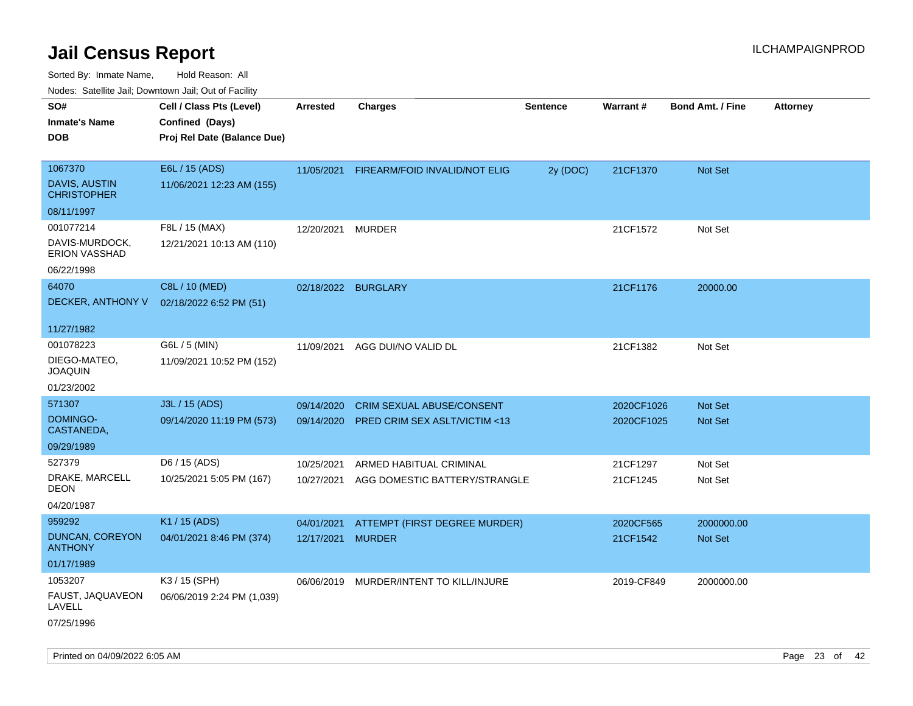# Jail Census Report

ILCHAMPAIGNPROD

Sorted By: Inmate Name, Hold Reason: All

Nodes: Satellite Jail; Downtown Jail; Out of Facility

| SO# / Inmate's Name / DOB | Cell / Class Pts (Level) / Confined (Days) / Proj Rel Date (Balance Due) | Arrested | Charges | Sentence | Warrant # | Bond Amt. / Fine | Attorney |
|---|---|---|---|---|---|---|---|
| 1067370<br>DAVIS, AUSTIN CHRISTOPHER<br>08/11/1997 | E6L / 15 (ADS)<br>11/06/2021 12:23 AM (155) | 11/05/2021 | FIREARM/FOID INVALID/NOT ELIG | 2y (DOC) | 21CF1370 | Not Set | |
| 001077214<br>DAVIS-MURDOCK, ERION VASSHAD<br>06/22/1998 | F8L / 15 (MAX)<br>12/21/2021 10:13 AM (110) | 12/20/2021 | MURDER | | 21CF1572 | Not Set | |
| 64070<br>DECKER, ANTHONY V<br>11/27/1982 | C8L / 10 (MED)<br>02/18/2022 6:52 PM (51) | 02/18/2022 | BURGLARY | | 21CF1176 | 20000.00 | |
| 001078223<br>DIEGO-MATEO, JOAQUIN<br>01/23/2002 | G6L / 5 (MIN)<br>11/09/2021 10:52 PM (152) | 11/09/2021 | AGG DUI/NO VALID DL | | 21CF1382 | Not Set | |
| 571307<br>DOMINGO-CASTANEDA,<br>09/29/1989 | J3L / 15 (ADS)<br>09/14/2020 11:19 PM (573) | 09/14/2020<br>09/14/2020 | CRIM SEXUAL ABUSE/CONSENT<br>PRED CRIM SEX ASLT/VICTIM <13 | | 2020CF1026<br>2020CF1025 | Not Set<br>Not Set | |
| 527379<br>DRAKE, MARCELL DEON<br>04/20/1987 | D6 / 15 (ADS)<br>10/25/2021 5:05 PM (167) | 10/25/2021<br>10/27/2021 | ARMED HABITUAL CRIMINAL<br>AGG DOMESTIC BATTERY/STRANGLE | | 21CF1297<br>21CF1245 | Not Set<br>Not Set | |
| 959292<br>DUNCAN, COREYON ANTHONY<br>01/17/1989 | K1 / 15 (ADS)<br>04/01/2021 8:46 PM (374) | 04/01/2021<br>12/17/2021 | ATTEMPT (FIRST DEGREE MURDER)<br>MURDER | | 2020CF565<br>21CF1542 | 2000000.00<br>Not Set | |
| 1053207<br>FAUST, JAQUAVEON LAVELL<br>07/25/1996 | K3 / 15 (SPH)<br>06/06/2019 2:24 PM (1,039) | 06/06/2019 | MURDER/INTENT TO KILL/INJURE | | 2019-CF849 | 2000000.00 | |

Printed on 04/09/2022 6:05 AM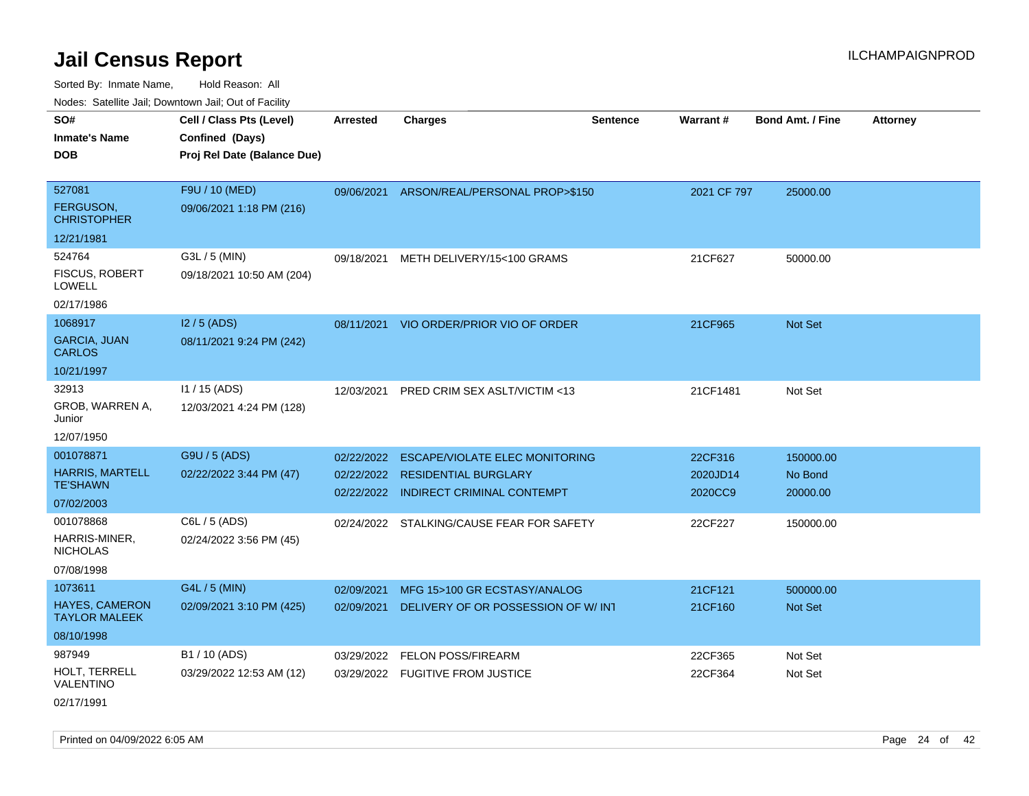# Jail Census Report

ILCHAMPAIGNPROD

Sorted By: Inmate Name, Hold Reason: All

Nodes: Satellite Jail; Downtown Jail; Out of Facility

| SO# / Inmate's Name / DOB | Cell / Class Pts (Level) / Confined (Days) / Proj Rel Date (Balance Due) | Arrested | Charges | Sentence | Warrant # | Bond Amt. / Fine | Attorney |
|---|---|---|---|---|---|---|---|
| 527081<br>FERGUSON, CHRISTOPHER<br>12/21/1981 | F9U / 10 (MED)<br>09/06/2021 1:18 PM (216) | 09/06/2021 | ARSON/REAL/PERSONAL PROP>$150 | | 2021 CF 797 | 25000.00 | |
| 524764<br>FISCUS, ROBERT LOWELL<br>02/17/1986 | G3L / 5 (MIN)<br>09/18/2021 10:50 AM (204) | 09/18/2021 | METH DELIVERY/15<100 GRAMS | | 21CF627 | 50000.00 | |
| 1068917<br>GARCIA, JUAN CARLOS<br>10/21/1997 | I2 / 5 (ADS)<br>08/11/2021 9:24 PM (242) | 08/11/2021 | VIO ORDER/PRIOR VIO OF ORDER | | 21CF965 | Not Set | |
| 32913<br>GROB, WARREN A, Junior<br>12/07/1950 | I1 / 15 (ADS)<br>12/03/2021 4:24 PM (128) | 12/03/2021 | PRED CRIM SEX ASLT/VICTIM <13 | | 21CF1481 | Not Set | |
| 001078871<br>HARRIS, MARTELL TE'SHAWN<br>07/02/2003 | G9U / 5 (ADS)<br>02/22/2022 3:44 PM (47) | 02/22/2022<br>02/22/2022<br>02/22/2022 | ESCAPE/VIOLATE ELEC MONITORING<br>RESIDENTIAL BURGLARY<br>INDIRECT CRIMINAL CONTEMPT | | 22CF316<br>2020JD14<br>2020CC9 | 150000.00<br>No Bond<br>20000.00 | |
| 001078868<br>HARRIS-MINER, NICHOLAS<br>07/08/1998 | C6L / 5 (ADS)<br>02/24/2022 3:56 PM (45) | 02/24/2022 | STALKING/CAUSE FEAR FOR SAFETY | | 22CF227 | 150000.00 | |
| 1073611<br>HAYES, CAMERON TAYLOR MALEEK<br>08/10/1998 | G4L / 5 (MIN)<br>02/09/2021 3:10 PM (425) | 02/09/2021<br>02/09/2021 | MFG 15>100 GR ECSTASY/ANALOG<br>DELIVERY OF OR POSSESSION OF W/ INT | | 21CF121<br>21CF160 | 500000.00<br>Not Set | |
| 987949<br>HOLT, TERRELL VALENTINO<br>02/17/1991 | B1 / 10 (ADS)<br>03/29/2022 12:53 AM (12) | 03/29/2022<br>03/29/2022 | FELON POSS/FIREARM<br>FUGITIVE FROM JUSTICE | | 22CF365<br>22CF364 | Not Set<br>Not Set | |

Printed on 04/09/2022 6:05 AM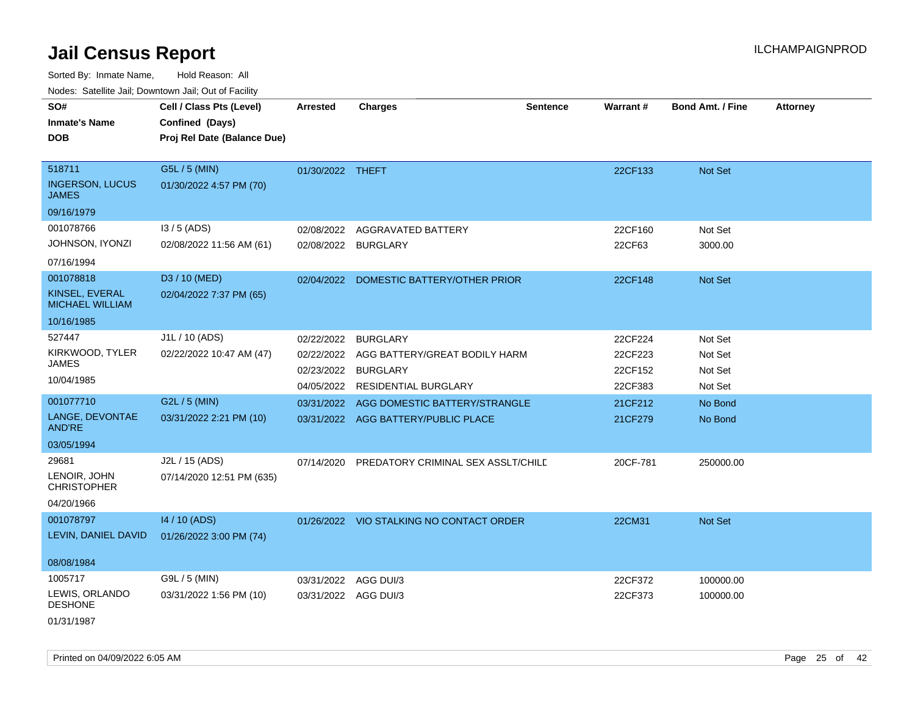# Jail Census Report

ILCHAMPAIGNPROD

Sorted By: Inmate Name, Hold Reason: All

Nodes: Satellite Jail; Downtown Jail; Out of Facility

| SO# / Inmate's Name / DOB | Cell / Class Pts (Level) / Confined (Days) / Proj Rel Date (Balance Due) | Arrested | Charges | Sentence | Warrant # | Bond Amt. / Fine | Attorney |
|---|---|---|---|---|---|---|---|
| 518711<br>INGERSON, LUCUS JAMES<br>09/16/1979 | G5L / 5 (MIN)<br>01/30/2022 4:57 PM (70) | 01/30/2022 | THEFT | | 22CF133 | Not Set | |
| 001078766<br>JOHNSON, IYONZI<br>07/16/1994 | I3 / 5 (ADS)<br>02/08/2022 11:56 AM (61) | 02/08/2022 | AGGRAVATED BATTERY | | 22CF160 | Not Set | |
| | | 02/08/2022 | BURGLARY | | 22CF63 | 3000.00 | |
| 001078818<br>KINSEL, EVERAL MICHAEL WILLIAM<br>10/16/1985 | D3 / 10 (MED)<br>02/04/2022 7:37 PM (65) | 02/04/2022 | DOMESTIC BATTERY/OTHER PRIOR | | 22CF148 | Not Set | |
| 527447<br>KIRKWOOD, TYLER JAMES<br>10/04/1985 | J1L / 10 (ADS)<br>02/22/2022 10:47 AM (47) | 02/22/2022 | BURGLARY | | 22CF224 | Not Set | |
| | | 02/22/2022 | AGG BATTERY/GREAT BODILY HARM | | 22CF223 | Not Set | |
| | | 02/23/2022 | BURGLARY | | 22CF152 | Not Set | |
| | | 04/05/2022 | RESIDENTIAL BURGLARY | | 22CF383 | Not Set | |
| 001077710<br>LANGE, DEVONTAE AND'RE<br>03/05/1994 | G2L / 5 (MIN)<br>03/31/2022 2:21 PM (10) | 03/31/2022 | AGG DOMESTIC BATTERY/STRANGLE | | 21CF212 | No Bond | |
| | | 03/31/2022 | AGG BATTERY/PUBLIC PLACE | | 21CF279 | No Bond | |
| 29681<br>LENOIR, JOHN CHRISTOPHER<br>04/20/1966 | J2L / 15 (ADS)<br>07/14/2020 12:51 PM (635) | 07/14/2020 | PREDATORY CRIMINAL SEX ASSLT/CHILD | | 20CF-781 | 250000.00 | |
| 001078797<br>LEVIN, DANIEL DAVID<br>08/08/1984 | I4 / 10 (ADS)<br>01/26/2022 3:00 PM (74) | 01/26/2022 | VIO STALKING NO CONTACT ORDER | | 22CM31 | Not Set | |
| 1005717<br>LEWIS, ORLANDO DESHONE<br>01/31/1987 | G9L / 5 (MIN)<br>03/31/2022 1:56 PM (10) | 03/31/2022 | AGG DUI/3 | | 22CF372 | 100000.00 | |
| | | 03/31/2022 | AGG DUI/3 | | 22CF373 | 100000.00 | |

Printed on 04/09/2022 6:05 AM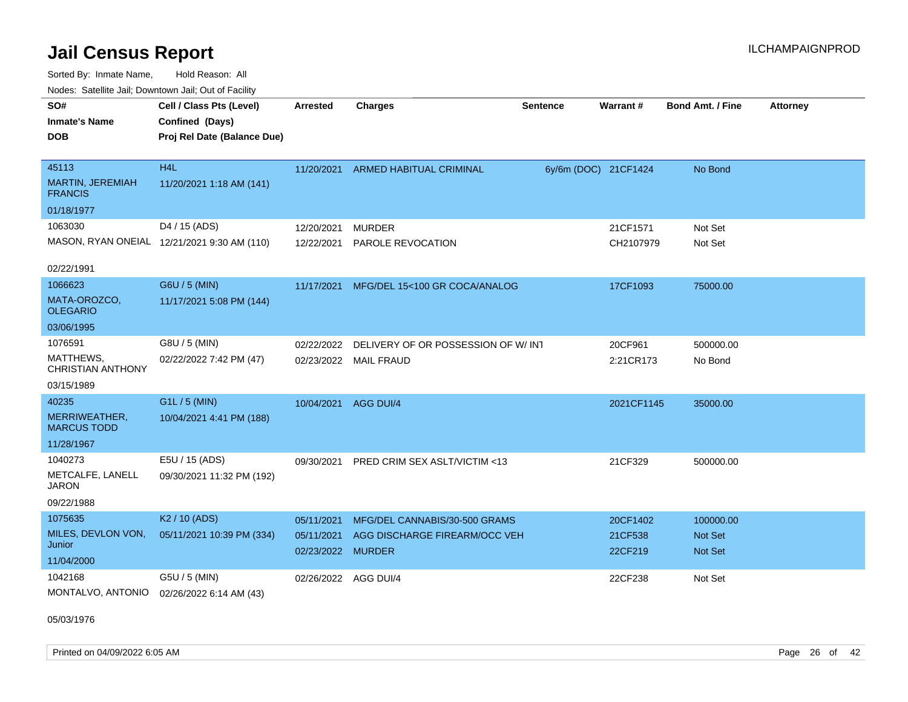# Jail Census Report

ILCHAMPAIGNPROD

Sorted By: Inmate Name, Hold Reason: All

Nodes: Satellite Jail; Downtown Jail; Out of Facility

| SO# / Inmate's Name / DOB | Cell / Class Pts (Level) / Confined (Days) / Proj Rel Date (Balance Due) | Arrested | Charges | Sentence | Warrant # | Bond Amt. / Fine | Attorney |
|---|---|---|---|---|---|---|---|
| 45113 MARTIN, JEREMIAH FRANCIS 01/18/1977 | H4L 11/20/2021 1:18 AM (141) | 11/20/2021 | ARMED HABITUAL CRIMINAL | 6y/6m (DOC) | 21CF1424 | No Bond | |
| 1063030 MASON, RYAN ONEIAL 02/22/1991 | D4 / 15 (ADS) 12/21/2021 9:30 AM (110) | 12/20/2021 | MURDER | | 21CF1571 | Not Set | |
| | | 12/22/2021 | PAROLE REVOCATION | | CH2107979 | Not Set | |
| 1066623 MATA-OROZCO, OLEGARIO 03/06/1995 | G6U / 5 (MIN) 11/17/2021 5:08 PM (144) | 11/17/2021 | MFG/DEL 15<100 GR COCA/ANALOG | | 17CF1093 | 75000.00 | |
| 1076591 MATTHEWS, CHRISTIAN ANTHONY 03/15/1989 | G8U / 5 (MIN) 02/22/2022 7:42 PM (47) | 02/22/2022 | DELIVERY OF OR POSSESSION OF W/ INT | | 20CF961 | 500000.00 | |
| | | 02/23/2022 | MAIL FRAUD | | 2:21CR173 | No Bond | |
| 40235 MERRIWEATHER, MARCUS TODD 11/28/1967 | G1L / 5 (MIN) 10/04/2021 4:41 PM (188) | 10/04/2021 | AGG DUI/4 | | 2021CF1145 | 35000.00 | |
| 1040273 METCALFE, LANELL JARON 09/22/1988 | E5U / 15 (ADS) 09/30/2021 11:32 PM (192) | 09/30/2021 | PRED CRIM SEX ASLT/VICTIM <13 | | 21CF329 | 500000.00 | |
| 1075635 MILES, DEVLON VON, Junior 11/04/2000 | K2 / 10 (ADS) 05/11/2021 10:39 PM (334) | 05/11/2021 | MFG/DEL CANNABIS/30-500 GRAMS | | 20CF1402 | 100000.00 | |
| | | 05/11/2021 | AGG DISCHARGE FIREARM/OCC VEH | | 21CF538 | Not Set | |
| | | 02/23/2022 | MURDER | | 22CF219 | Not Set | |
| 1042168 MONTALVO, ANTONIO 05/03/1976 | G5U / 5 (MIN) 02/26/2022 6:14 AM (43) | 02/26/2022 | AGG DUI/4 | | 22CF238 | Not Set | |

Printed on 04/09/2022 6:05 AM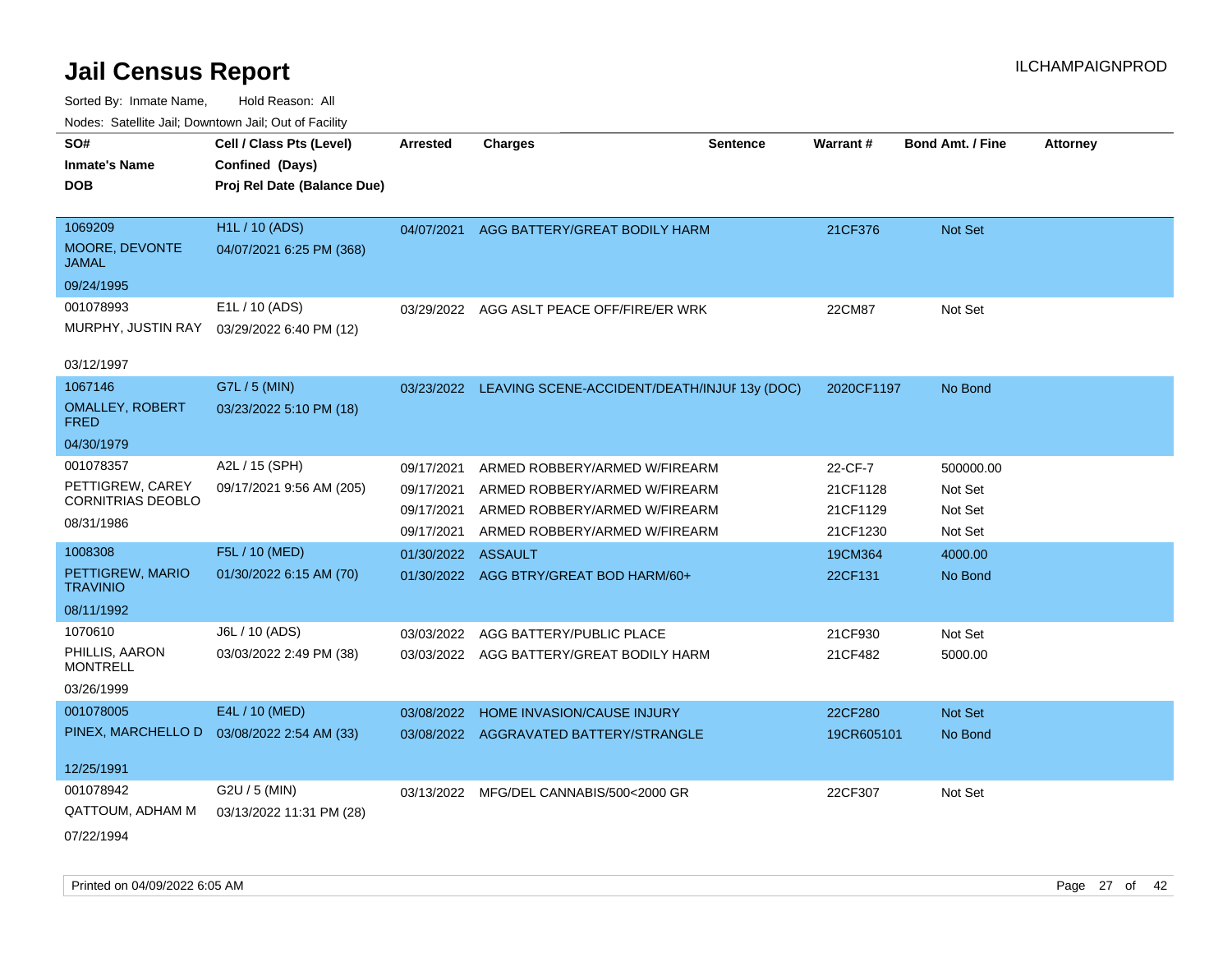# Jail Census Report

ILCHAMPAIGNPROD

Sorted By: Inmate Name, Hold Reason: All

Nodes: Satellite Jail; Downtown Jail; Out of Facility

| SO# / Inmate's Name / DOB | Cell / Class Pts (Level) / Confined (Days) / Proj Rel Date (Balance Due) | Arrested | Charges | Sentence | Warrant # | Bond Amt. / Fine | Attorney |
|---|---|---|---|---|---|---|---|
| 1069209<br>MOORE, DEVONTE JAMAL<br>09/24/1995 | H1L / 10 (ADS)<br>04/07/2021 6:25 PM (368) | 04/07/2021 | AGG BATTERY/GREAT BODILY HARM | | 21CF376 | Not Set | |
| 001078993<br>MURPHY, JUSTIN RAY<br>03/12/1997 | E1L / 10 (ADS)<br>03/29/2022 6:40 PM (12) | 03/29/2022 | AGG ASLT PEACE OFF/FIRE/ER WRK | | 22CM87 | Not Set | |
| 1067146<br>OMALLEY, ROBERT FRED<br>04/30/1979 | G7L / 5 (MIN)<br>03/23/2022 5:10 PM (18) | 03/23/2022 | LEAVING SCENE-ACCIDENT/DEATH/INJUF | 13y (DOC) | 2020CF1197 | No Bond | |
| 001078357<br>PETTIGREW, CAREY CORNITRIAS DEOBLO<br>08/31/1986 | A2L / 15 (SPH)<br>09/17/2021 9:56 AM (205) | 09/17/2021 | ARMED ROBBERY/ARMED W/FIREARM | | 22-CF-7 | 500000.00 | |
| | | 09/17/2021 | ARMED ROBBERY/ARMED W/FIREARM | | 21CF1128 | Not Set | |
| | | 09/17/2021 | ARMED ROBBERY/ARMED W/FIREARM | | 21CF1129 | Not Set | |
| | | 09/17/2021 | ARMED ROBBERY/ARMED W/FIREARM | | 21CF1230 | Not Set | |
| 1008308<br>PETTIGREW, MARIO TRAVINIO<br>08/11/1992 | F5L / 10 (MED)<br>01/30/2022 6:15 AM (70) | 01/30/2022 | ASSAULT | | 19CM364 | 4000.00 | |
| | | 01/30/2022 | AGG BTRY/GREAT BOD HARM/60+ | | 22CF131 | No Bond | |
| 1070610<br>PHILLIS, AARON MONTRELL<br>03/26/1999 | J6L / 10 (ADS)<br>03/03/2022 2:49 PM (38) | 03/03/2022 | AGG BATTERY/PUBLIC PLACE | | 21CF930 | Not Set | |
| | | 03/03/2022 | AGG BATTERY/GREAT BODILY HARM | | 21CF482 | 5000.00 | |
| 001078005<br>PINEX, MARCHELLO D<br>12/25/1991 | E4L / 10 (MED)<br>03/08/2022 2:54 AM (33) | 03/08/2022 | HOME INVASION/CAUSE INJURY | | 22CF280 | Not Set | |
| | | 03/08/2022 | AGGRAVATED BATTERY/STRANGLE | | 19CR605101 | No Bond | |
| 001078942<br>QATTOUM, ADHAM M<br>07/22/1994 | G2U / 5 (MIN)<br>03/13/2022 11:31 PM (28) | 03/13/2022 | MFG/DEL CANNABIS/500<2000 GR | | 22CF307 | Not Set | |

Printed on 04/09/2022 6:05 AM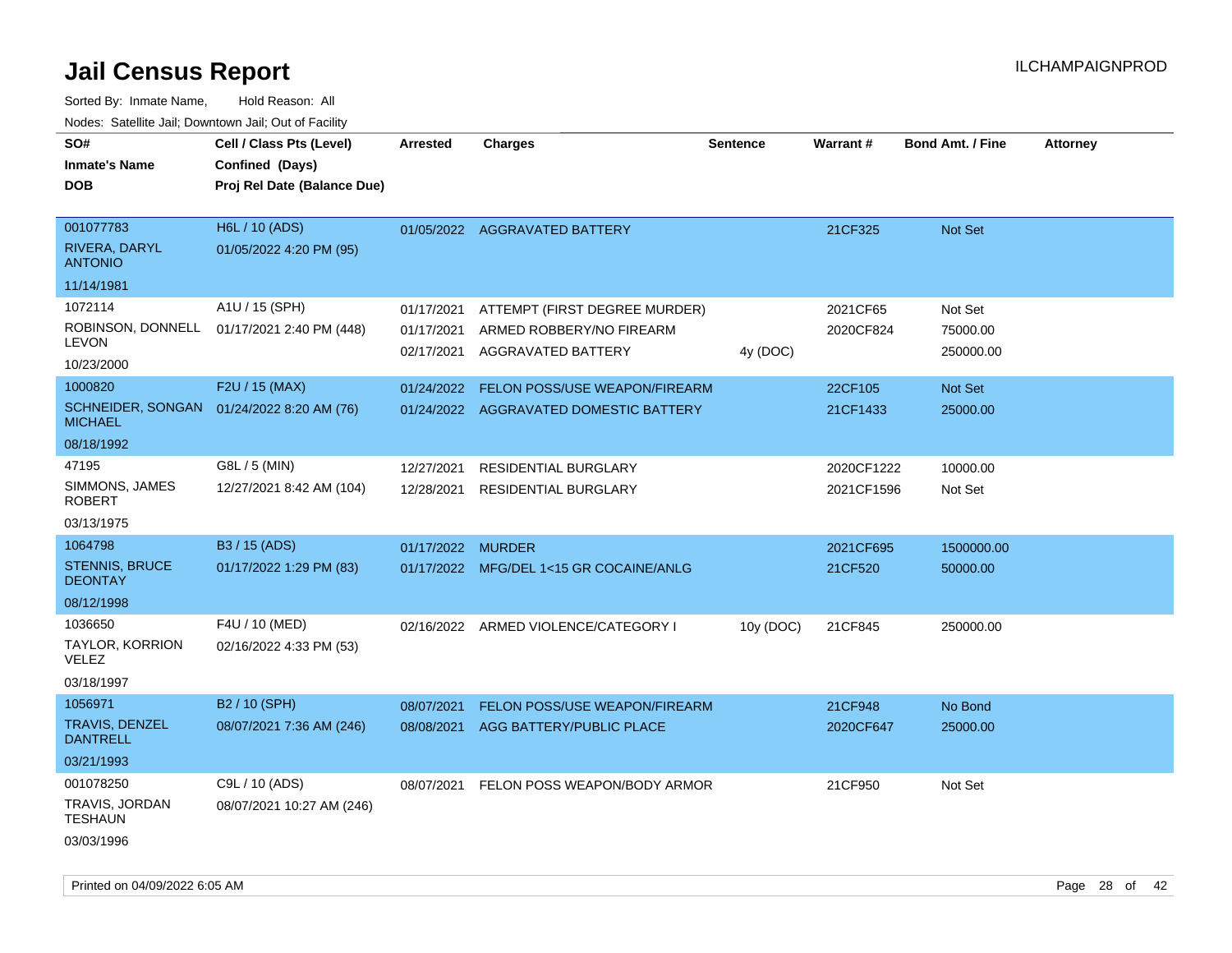# Jail Census Report

Sorted By: Inmate Name, Hold Reason: All

Nodes: Satellite Jail; Downtown Jail; Out of Facility

| SO# / Inmate's Name / DOB | Cell / Class Pts (Level) / Confined (Days) / Proj Rel Date (Balance Due) | Arrested | Charges | Sentence | Warrant # | Bond Amt. / Fine | Attorney |
|---|---|---|---|---|---|---|---|
| 001077783 RIVERA, DARYL ANTONIO 11/14/1981 | H6L / 10 (ADS) 01/05/2022 4:20 PM (95) | 01/05/2022 | AGGRAVATED BATTERY | | 21CF325 | Not Set | |
| 1072114 ROBINSON, DONNELL LEVON 10/23/2000 | A1U / 15 (SPH) 01/17/2021 2:40 PM (448) | 01/17/2021 | ATTEMPT (FIRST DEGREE MURDER) | | 2021CF65 | Not Set | |
| | | 01/17/2021 | ARMED ROBBERY/NO FIREARM | | 2020CF824 | 75000.00 | |
| | | 02/17/2021 | AGGRAVATED BATTERY | 4y (DOC) | | 250000.00 | |
| 1000820 SCHNEIDER, SONGAN MICHAEL 08/18/1992 | F2U / 15 (MAX) 01/24/2022 8:20 AM (76) | 01/24/2022 | FELON POSS/USE WEAPON/FIREARM | | 22CF105 | Not Set | |
| | | 01/24/2022 | AGGRAVATED DOMESTIC BATTERY | | 21CF1433 | 25000.00 | |
| 47195 SIMMONS, JAMES ROBERT 03/13/1975 | G8L / 5 (MIN) 12/27/2021 8:42 AM (104) | 12/27/2021 | RESIDENTIAL BURGLARY | | 2020CF1222 | 10000.00 | |
| | | 12/28/2021 | RESIDENTIAL BURGLARY | | 2021CF1596 | Not Set | |
| 1064798 STENNIS, BRUCE DEONTAY 08/12/1998 | B3 / 15 (ADS) 01/17/2022 1:29 PM (83) | 01/17/2022 | MURDER | | 2021CF695 | 1500000.00 | |
| | | 01/17/2022 | MFG/DEL 1<15 GR COCAINE/ANLG | | 21CF520 | 50000.00 | |
| 1036650 TAYLOR, KORRION VELEZ 03/18/1997 | F4U / 10 (MED) 02/16/2022 4:33 PM (53) | 02/16/2022 | ARMED VIOLENCE/CATEGORY I | 10y (DOC) | 21CF845 | 250000.00 | |
| 1056971 TRAVIS, DENZEL DANTRELL 03/21/1993 | B2 / 10 (SPH) 08/07/2021 7:36 AM (246) | 08/07/2021 | FELON POSS/USE WEAPON/FIREARM | | 21CF948 | No Bond | |
| | | 08/08/2021 | AGG BATTERY/PUBLIC PLACE | | 2020CF647 | 25000.00 | |
| 001078250 TRAVIS, JORDAN TESHAUN 03/03/1996 | C9L / 10 (ADS) 08/07/2021 10:27 AM (246) | 08/07/2021 | FELON POSS WEAPON/BODY ARMOR | | 21CF950 | Not Set | |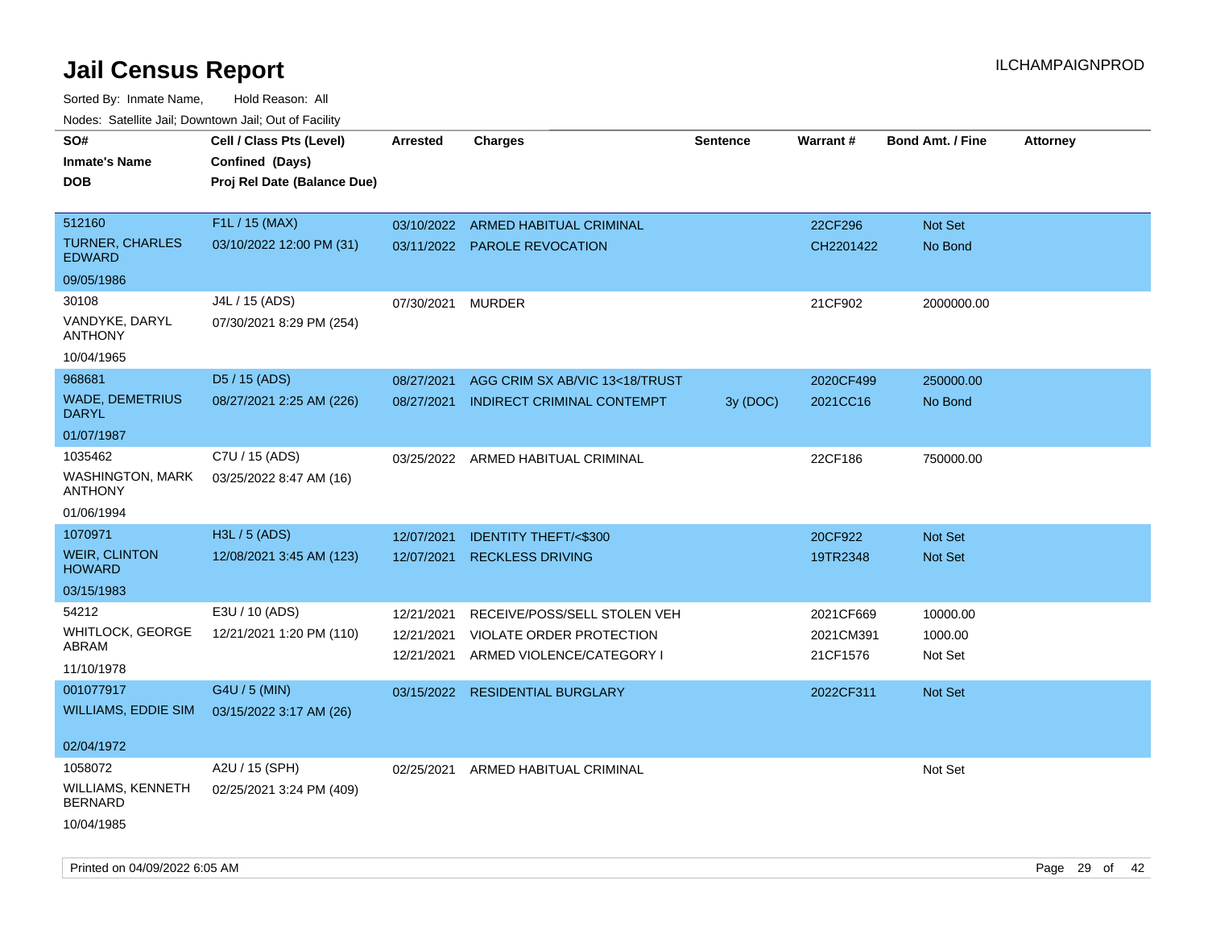# Jail Census Report

ILCHAMPAIGNPROD

Sorted By: Inmate Name, Hold Reason: All

Nodes: Satellite Jail; Downtown Jail; Out of Facility

| SO# / Inmate's Name / DOB | Cell / Class Pts (Level) / Confined (Days) / Proj Rel Date (Balance Due) | Arrested | Charges | Sentence | Warrant # | Bond Amt. / Fine | Attorney |
|---|---|---|---|---|---|---|---|
| 512160<br>TURNER, CHARLES EDWARD<br>09/05/1986 | F1L / 15 (MAX)<br>03/10/2022 12:00 PM (31) | 03/10/2022<br>03/11/2022 | ARMED HABITUAL CRIMINAL<br>PAROLE REVOCATION | | 22CF296<br>CH2201422 | Not Set<br>No Bond | |
| 30108<br>VANDYKE, DARYL ANTHONY<br>10/04/1965 | J4L / 15 (ADS)<br>07/30/2021 8:29 PM (254) | 07/30/2021 | MURDER | | 21CF902 | 2000000.00 | |
| 968681<br>WADE, DEMETRIUS DARYL<br>01/07/1987 | D5 / 15 (ADS)<br>08/27/2021 2:25 AM (226) | 08/27/2021<br>08/27/2021 | AGG CRIM SX AB/VIC 13<18/TRUST<br>INDIRECT CRIMINAL CONTEMPT | <br>3y (DOC) | 2020CF499<br>2021CC16 | 250000.00<br>No Bond | |
| 1035462<br>WASHINGTON, MARK ANTHONY<br>01/06/1994 | C7U / 15 (ADS)<br>03/25/2022 8:47 AM (16) | 03/25/2022 | ARMED HABITUAL CRIMINAL | | 22CF186 | 750000.00 | |
| 1070971<br>WEIR, CLINTON HOWARD<br>03/15/1983 | H3L / 5 (ADS)<br>12/08/2021 3:45 AM (123) | 12/07/2021<br>12/07/2021 | IDENTITY THEFT/<$300<br>RECKLESS DRIVING | | 20CF922<br>19TR2348 | Not Set<br>Not Set | |
| 54212<br>WHITLOCK, GEORGE ABRAM<br>11/10/1978 | E3U / 10 (ADS)<br>12/21/2021 1:20 PM (110) | 12/21/2021<br>12/21/2021<br>12/21/2021 | RECEIVE/POSS/SELL STOLEN VEH<br>VIOLATE ORDER PROTECTION<br>ARMED VIOLENCE/CATEGORY I | | 2021CF669<br>2021CM391<br>21CF1576 | 10000.00<br>1000.00<br>Not Set | |
| 001077917<br>WILLIAMS, EDDIE SIM<br>02/04/1972 | G4U / 5 (MIN)<br>03/15/2022 3:17 AM (26) | 03/15/2022 | RESIDENTIAL BURGLARY | | 2022CF311 | Not Set | |
| 1058072<br>WILLIAMS, KENNETH BERNARD<br>10/04/1985 | A2U / 15 (SPH)<br>02/25/2021 3:24 PM (409) | 02/25/2021 | ARMED HABITUAL CRIMINAL | | | Not Set | |

Printed on 04/09/2022 6:05 AM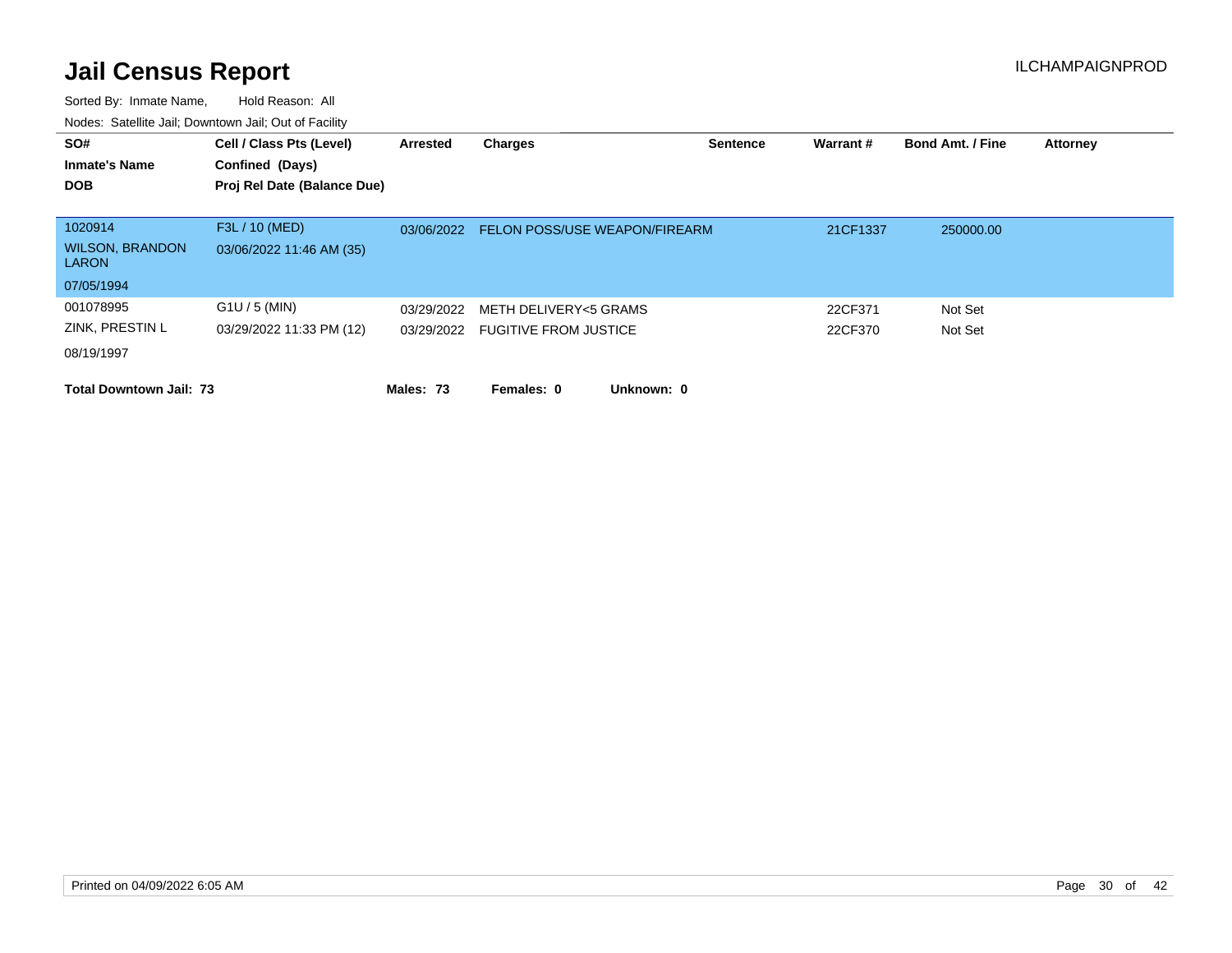# Jail Census Report

ILCHAMPAIGNPROD

Sorted By: Inmate Name, Hold Reason: All

Nodes: Satellite Jail; Downtown Jail; Out of Facility

| SO# / Inmate's Name / DOB | Cell / Class Pts (Level) / Confined (Days) / Proj Rel Date (Balance Due) | Arrested | Charges | Sentence | Warrant # | Bond Amt. / Fine | Attorney |
|---|---|---|---|---|---|---|---|
| 1020914 | F3L / 10 (MED) | 03/06/2022 | FELON POSS/USE WEAPON/FIREARM | | 21CF1337 | 250000.00 | |
| WILSON, BRANDON LARON | 03/06/2022 11:46 AM (35) | | | | | | |
| 07/05/1994 | | | | | | | |
| 001078995 | G1U / 5 (MIN) | 03/29/2022 | METH DELIVERY<5 GRAMS | | 22CF371 | Not Set | |
| ZINK, PRESTIN L | 03/29/2022 11:33 PM (12) | 03/29/2022 | FUGITIVE FROM JUSTICE | | 22CF370 | Not Set | |
| 08/19/1997 | | | | | | | |

**Total Downtown Jail: 73** **Males: 73** **Females: 0** **Unknown: 0**

Printed on 04/09/2022 6:05 AM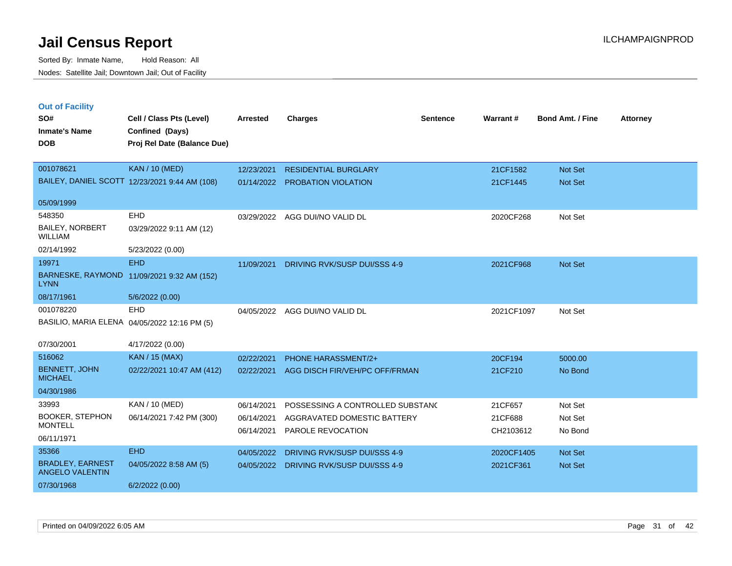# Jail Census Report

Sorted By: Inmate Name, Hold Reason: All

Nodes: Satellite Jail; Downtown Jail; Out of Facility

## Out of Facility

| SO# / Inmate's Name / DOB | Cell / Class Pts (Level) / Confined (Days) / Proj Rel Date (Balance Due) | Arrested | Charges | Sentence | Warrant # | Bond Amt. / Fine | Attorney |
|---|---|---|---|---|---|---|---|
| 001078621<br>BAILEY, DANIEL SCOTT<br>05/09/1999 | KAN / 10 (MED)<br>12/23/2021 9:44 AM (108) | 12/23/2021<br>01/14/2022 | RESIDENTIAL BURGLARY<br>PROBATION VIOLATION | | 21CF1582<br>21CF1445 | Not Set<br>Not Set | |
| 548350<br>BAILEY, NORBERT WILLIAM<br>02/14/1992 | EHD<br>03/29/2022 9:11 AM (12)<br>5/23/2022 (0.00) | 03/29/2022 | AGG DUI/NO VALID DL | | 2020CF268 | Not Set | |
| 19971<br>BARNESKE, RAYMOND LYNN<br>08/17/1961 | EHD<br>11/09/2021 9:32 AM (152)<br>5/6/2022 (0.00) | 11/09/2021 | DRIVING RVK/SUSP DUI/SSS 4-9 | | 2021CF968 | Not Set | |
| 001078220<br>BASILIO, MARIA ELENA<br>07/30/2001 | EHD<br>04/05/2022 12:16 PM (5)<br>4/17/2022 (0.00) | 04/05/2022 | AGG DUI/NO VALID DL | | 2021CF1097 | Not Set | |
| 516062<br>BENNETT, JOHN MICHAEL<br>04/30/1986 | KAN / 15 (MAX)<br>02/22/2021 10:47 AM (412) | 02/22/2021<br>02/22/2021 | PHONE HARASSMENT/2+<br>AGG DISCH FIR/VEH/PC OFF/FRMAN | | 20CF194<br>21CF210 | 5000.00<br>No Bond | |
| 33993<br>BOOKER, STEPHON MONTELL<br>06/11/1971 | KAN / 10 (MED)<br>06/14/2021 7:42 PM (300) | 06/14/2021<br>06/14/2021<br>06/14/2021 | POSSESSING A CONTROLLED SUBSTANC<br>AGGRAVATED DOMESTIC BATTERY<br>PAROLE REVOCATION | | 21CF657<br>21CF688<br>CH2103612 | Not Set<br>Not Set<br>No Bond | |
| 35366<br>BRADLEY, EARNEST ANGELO VALENTIN<br>07/30/1968 | EHD<br>04/05/2022 8:58 AM (5)<br>6/2/2022 (0.00) | 04/05/2022<br>04/05/2022 | DRIVING RVK/SUSP DUI/SSS 4-9<br>DRIVING RVK/SUSP DUI/SSS 4-9 | | 2020CF1405<br>2021CF361 | Not Set<br>Not Set | |

Printed on 04/09/2022 6:05 AM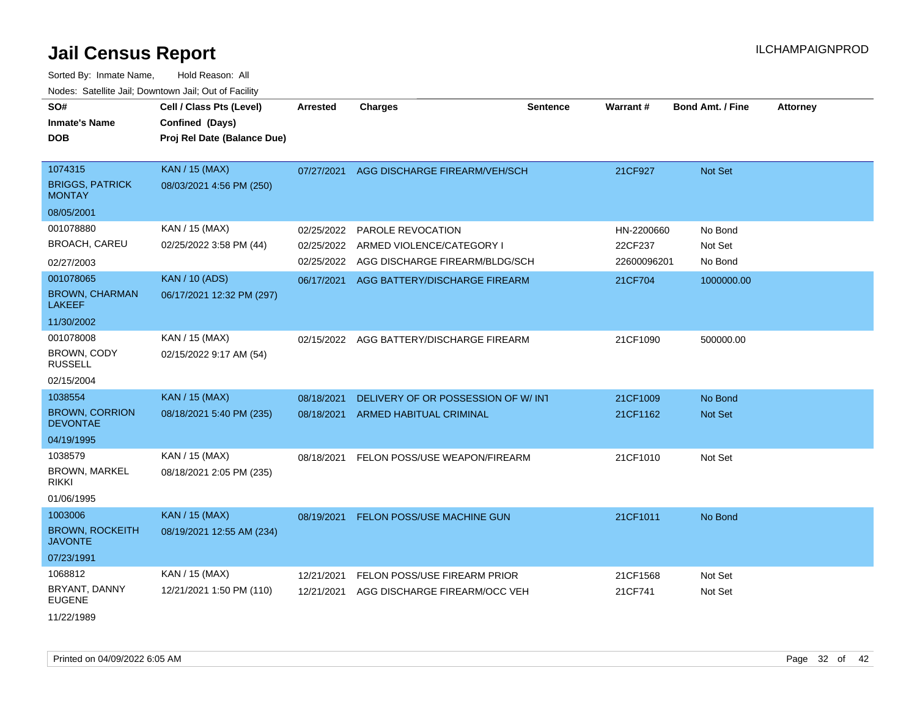# Jail Census Report

ILCHAMPAIGNPROD

Sorted By: Inmate Name, Hold Reason: All

Nodes: Satellite Jail; Downtown Jail; Out of Facility

| SO# / Inmate's Name / DOB | Cell / Class Pts (Level) / Confined (Days) / Proj Rel Date (Balance Due) | Arrested | Charges | Sentence | Warrant # | Bond Amt. / Fine | Attorney |
|---|---|---|---|---|---|---|---|
| 1074315<br>BRIGGS, PATRICK MONTAY<br>08/05/2001 | KAN / 15 (MAX)<br>08/03/2021 4:56 PM (250) | 07/27/2021 | AGG DISCHARGE FIREARM/VEH/SCH | | 21CF927 | Not Set | |
| 001078880<br>BROACH, CAREU<br>02/27/2003 | KAN / 15 (MAX)<br>02/25/2022 3:58 PM (44) | 02/25/2022 | PAROLE REVOCATION | | HN-2200660 | No Bond | |
| | | 02/25/2022 | ARMED VIOLENCE/CATEGORY I | | 22CF237 | Not Set | |
| | | 02/25/2022 | AGG DISCHARGE FIREARM/BLDG/SCH | | 22600096201 | No Bond | |
| 001078065<br>BROWN, CHARMAN LAKEEF<br>11/30/2002 | KAN / 10 (ADS)<br>06/17/2021 12:32 PM (297) | 06/17/2021 | AGG BATTERY/DISCHARGE FIREARM | | 21CF704 | 1000000.00 | |
| 001078008<br>BROWN, CODY RUSSELL<br>02/15/2004 | KAN / 15 (MAX)<br>02/15/2022 9:17 AM (54) | 02/15/2022 | AGG BATTERY/DISCHARGE FIREARM | | 21CF1090 | 500000.00 | |
| 1038554<br>BROWN, CORRION DEVONTAE<br>04/19/1995 | KAN / 15 (MAX)<br>08/18/2021 5:40 PM (235) | 08/18/2021 | DELIVERY OF OR POSSESSION OF W/ INT | | 21CF1009 | No Bond | |
| | | 08/18/2021 | ARMED HABITUAL CRIMINAL | | 21CF1162 | Not Set | |
| 1038579<br>BROWN, MARKEL RIKKI<br>01/06/1995 | KAN / 15 (MAX)<br>08/18/2021 2:05 PM (235) | 08/18/2021 | FELON POSS/USE WEAPON/FIREARM | | 21CF1010 | Not Set | |
| 1003006<br>BROWN, ROCKEITH JAVONTE<br>07/23/1991 | KAN / 15 (MAX)<br>08/19/2021 12:55 AM (234) | 08/19/2021 | FELON POSS/USE MACHINE GUN | | 21CF1011 | No Bond | |
| 1068812<br>BRYANT, DANNY EUGENE<br>11/22/1989 | KAN / 15 (MAX)<br>12/21/2021 1:50 PM (110) | 12/21/2021 | FELON POSS/USE FIREARM PRIOR | | 21CF1568 | Not Set | |
| | | 12/21/2021 | AGG DISCHARGE FIREARM/OCC VEH | | 21CF741 | Not Set | |

Printed on 04/09/2022 6:05 AM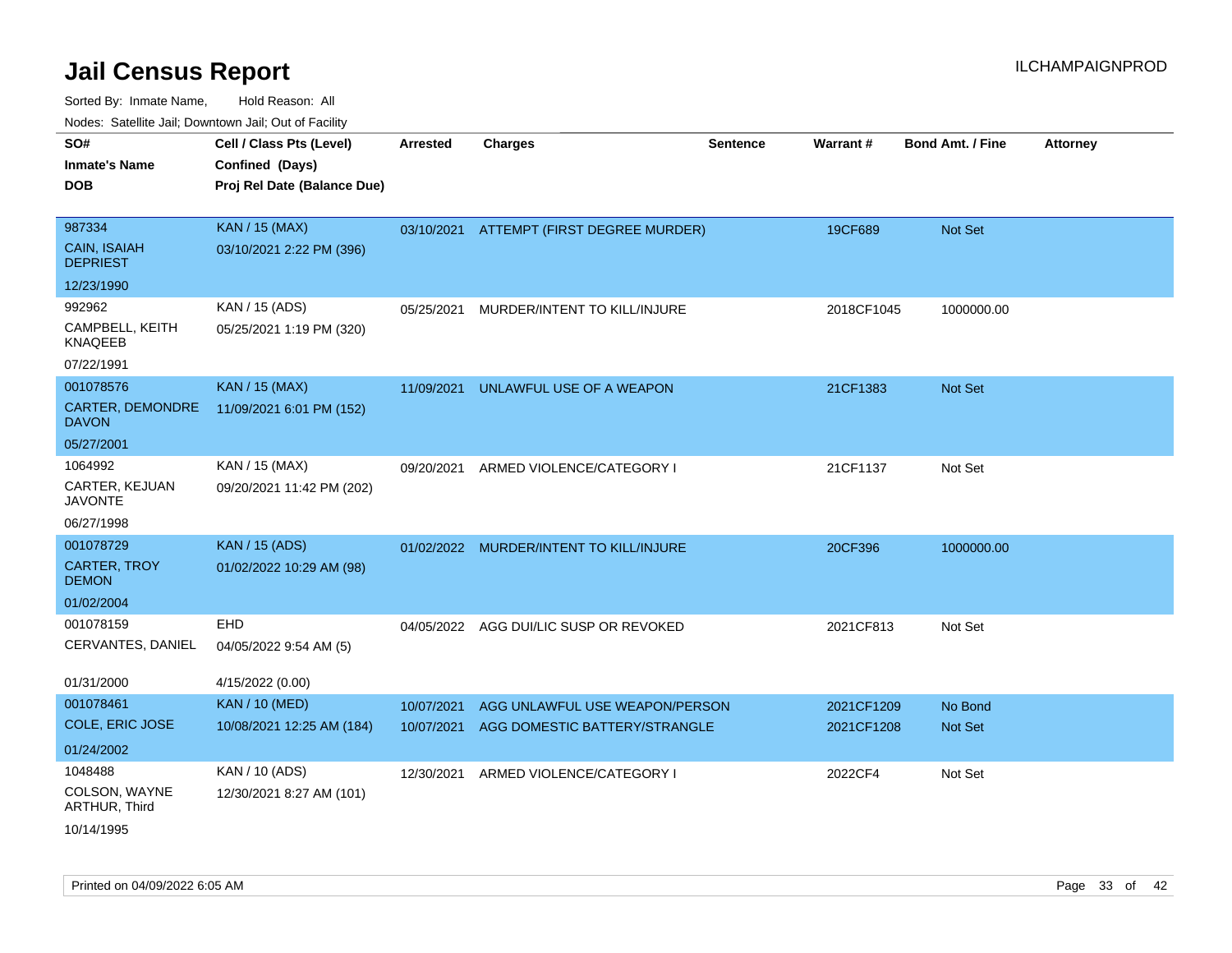# Jail Census Report

ILCHAMPAIGNPROD

Sorted By: Inmate Name, Hold Reason: All

Nodes: Satellite Jail; Downtown Jail; Out of Facility

| SO#<br>Inmate's Name<br>DOB | Cell / Class Pts (Level)<br>Confined (Days)<br>Proj Rel Date (Balance Due) | Arrested | Charges | Sentence | Warrant # | Bond Amt. / Fine | Attorney |
|---|---|---|---|---|---|---|---|
| 987334<br>CAIN, ISAIAH DEPRIEST<br>12/23/1990 | KAN / 15 (MAX)<br>03/10/2021 2:22 PM (396) | 03/10/2021 | ATTEMPT (FIRST DEGREE MURDER) | | 19CF689 | Not Set | |
| 992962<br>CAMPBELL, KEITH KNAQEEB<br>07/22/1991 | KAN / 15 (ADS)<br>05/25/2021 1:19 PM (320) | 05/25/2021 | MURDER/INTENT TO KILL/INJURE | | 2018CF1045 | 1000000.00 | |
| 001078576<br>CARTER, DEMONDRE DAVON<br>05/27/2001 | KAN / 15 (MAX)<br>11/09/2021 6:01 PM (152) | 11/09/2021 | UNLAWFUL USE OF A WEAPON | | 21CF1383 | Not Set | |
| 1064992<br>CARTER, KEJUAN JAVONTE<br>06/27/1998 | KAN / 15 (MAX)<br>09/20/2021 11:42 PM (202) | 09/20/2021 | ARMED VIOLENCE/CATEGORY I | | 21CF1137 | Not Set | |
| 001078729<br>CARTER, TROY DEMON<br>01/02/2004 | KAN / 15 (ADS)<br>01/02/2022 10:29 AM (98) | 01/02/2022 | MURDER/INTENT TO KILL/INJURE | | 20CF396 | 1000000.00 | |
| 001078159<br>CERVANTES, DANIEL<br>01/31/2000 | EHD<br>04/05/2022 9:54 AM (5)<br>4/15/2022 (0.00) | 04/05/2022 | AGG DUI/LIC SUSP OR REVOKED | | 2021CF813 | Not Set | |
| 001078461<br>COLE, ERIC JOSE<br>01/24/2002 | KAN / 10 (MED)<br>10/08/2021 12:25 AM (184) | 10/07/2021<br>10/07/2021 | AGG UNLAWFUL USE WEAPON/PERSON<br>AGG DOMESTIC BATTERY/STRANGLE | | 2021CF1209<br>2021CF1208 | No Bond<br>Not Set | |
| 1048488<br>COLSON, WAYNE ARTHUR, Third<br>10/14/1995 | KAN / 10 (ADS)<br>12/30/2021 8:27 AM (101) | 12/30/2021 | ARMED VIOLENCE/CATEGORY I | | 2022CF4 | Not Set | |

Printed on 04/09/2022 6:05 AM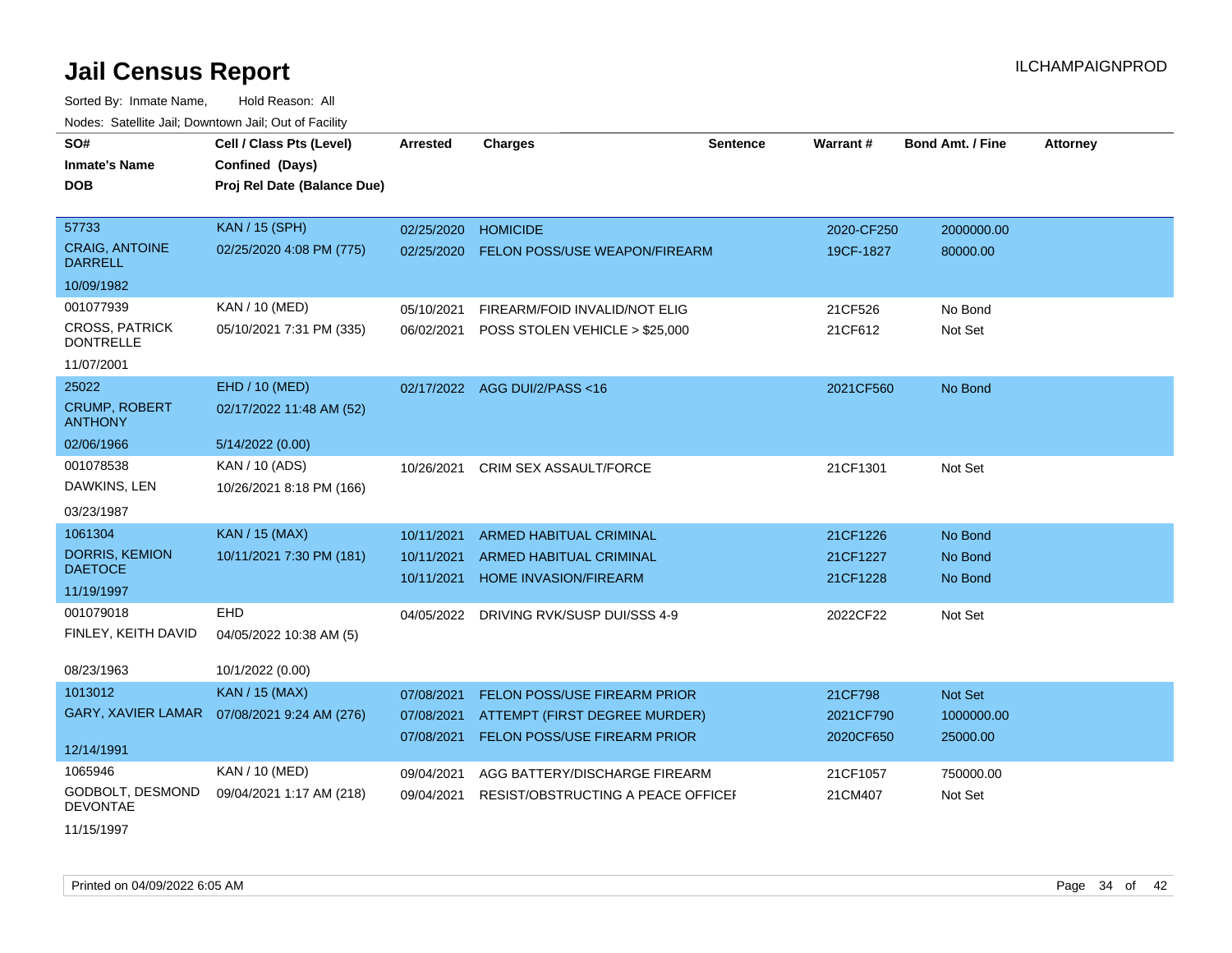# Jail Census Report

ILCHAMPAIGNPROD

Sorted By: Inmate Name, Hold Reason: All

Nodes: Satellite Jail; Downtown Jail; Out of Facility

| SO# / Inmate's Name / DOB | Cell / Class Pts (Level) / Confined (Days) / Proj Rel Date (Balance Due) | Arrested | Charges | Sentence | Warrant # | Bond Amt. / Fine | Attorney |
|---|---|---|---|---|---|---|---|
| 57733 CRAIG, ANTOINE DARRELL 10/09/1982 | KAN / 15 (SPH) 02/25/2020 4:08 PM (775) | 02/25/2020 | HOMICIDE | | 2020-CF250 | 2000000.00 | |
| | | 02/25/2020 | FELON POSS/USE WEAPON/FIREARM | | 19CF-1827 | 80000.00 | |
| 001077939 CROSS, PATRICK DONTRELLE 11/07/2001 | KAN / 10 (MED) 05/10/2021 7:31 PM (335) | 05/10/2021 | FIREARM/FOID INVALID/NOT ELIG | | 21CF526 | No Bond | |
| | | 06/02/2021 | POSS STOLEN VEHICLE > $25,000 | | 21CF612 | Not Set | |
| 25022 CRUMP, ROBERT ANTHONY 02/06/1966 | EHD / 10 (MED) 02/17/2022 11:48 AM (52) 5/14/2022 (0.00) | 02/17/2022 | AGG DUI/2/PASS <16 | | 2021CF560 | No Bond | |
| 001078538 DAWKINS, LEN 03/23/1987 | KAN / 10 (ADS) 10/26/2021 8:18 PM (166) | 10/26/2021 | CRIM SEX ASSAULT/FORCE | | 21CF1301 | Not Set | |
| 1061304 DORRIS, KEMION DAETOCE 11/19/1997 | KAN / 15 (MAX) 10/11/2021 7:30 PM (181) | 10/11/2021 | ARMED HABITUAL CRIMINAL | | 21CF1226 | No Bond | |
| | | 10/11/2021 | ARMED HABITUAL CRIMINAL | | 21CF1227 | No Bond | |
| | | 10/11/2021 | HOME INVASION/FIREARM | | 21CF1228 | No Bond | |
| 001079018 FINLEY, KEITH DAVID 08/23/1963 | EHD 04/05/2022 10:38 AM (5) 10/1/2022 (0.00) | 04/05/2022 | DRIVING RVK/SUSP DUI/SSS 4-9 | | 2022CF22 | Not Set | |
| 1013012 GARY, XAVIER LAMAR 12/14/1991 | KAN / 15 (MAX) 07/08/2021 9:24 AM (276) | 07/08/2021 | FELON POSS/USE FIREARM PRIOR | | 21CF798 | Not Set | |
| | | 07/08/2021 | ATTEMPT (FIRST DEGREE MURDER) | | 2021CF790 | 1000000.00 | |
| | | 07/08/2021 | FELON POSS/USE FIREARM PRIOR | | 2020CF650 | 25000.00 | |
| 1065946 GODBOLT, DESMOND DEVONTAE 11/15/1997 | KAN / 10 (MED) 09/04/2021 1:17 AM (218) | 09/04/2021 | AGG BATTERY/DISCHARGE FIREARM | | 21CF1057 | 750000.00 | |
| | | 09/04/2021 | RESIST/OBSTRUCTING A PEACE OFFICEI | | 21CM407 | Not Set | |

Printed on 04/09/2022 6:05 AM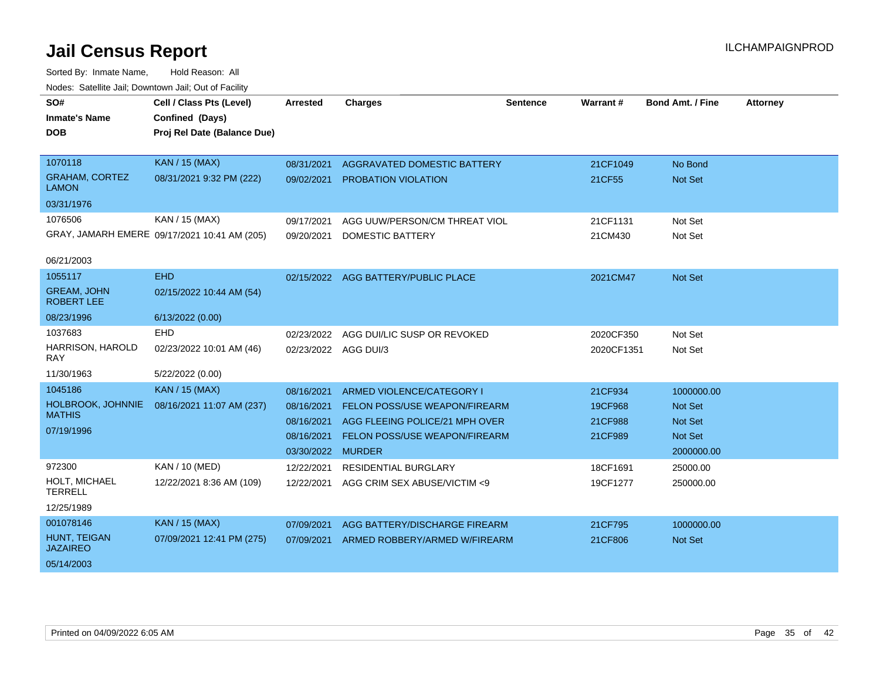# Jail Census Report

ILCHAMPAIGNPROD

Sorted By: Inmate Name, Hold Reason: All

Nodes: Satellite Jail; Downtown Jail; Out of Facility

| SO# / Inmate's Name / DOB | Cell / Class Pts (Level) / Confined (Days) / Proj Rel Date (Balance Due) | Arrested | Charges | Sentence | Warrant # | Bond Amt. / Fine | Attorney |
|---|---|---|---|---|---|---|---|
| 1070118 | KAN / 15 (MAX) | 08/31/2021 | AGGRAVATED DOMESTIC BATTERY | | 21CF1049 | No Bond | |
| GRAHAM, CORTEZ LAMON | 08/31/2021 9:32 PM (222) | 09/02/2021 | PROBATION VIOLATION | | 21CF55 | Not Set | |
| 03/31/1976 | | | | | | | |
| 1076506 | KAN / 15 (MAX) | 09/17/2021 | AGG UUW/PERSON/CM THREAT VIOL | | 21CF1131 | Not Set | |
| GRAY, JAMARH EMERE | 09/17/2021 10:41 AM (205) | 09/20/2021 | DOMESTIC BATTERY | | 21CM430 | Not Set | |
| 06/21/2003 | | | | | | | |
| 1055117 | EHD | 02/15/2022 | AGG BATTERY/PUBLIC PLACE | | 2021CM47 | Not Set | |
| GREAM, JOHN ROBERT LEE | 02/15/2022 10:44 AM (54) | | | | | | |
| 08/23/1996 | 6/13/2022 (0.00) | | | | | | |
| 1037683 | EHD | 02/23/2022 | AGG DUI/LIC SUSP OR REVOKED | | 2020CF350 | Not Set | |
| HARRISON, HAROLD RAY | 02/23/2022 10:01 AM (46) | 02/23/2022 | AGG DUI/3 | | 2020CF1351 | Not Set | |
| 11/30/1963 | 5/22/2022 (0.00) | | | | | | |
| 1045186 | KAN / 15 (MAX) | 08/16/2021 | ARMED VIOLENCE/CATEGORY I | | 21CF934 | 1000000.00 | |
| HOLBROOK, JOHNNIE MATHIS | 08/16/2021 11:07 AM (237) | 08/16/2021 | FELON POSS/USE WEAPON/FIREARM | | 19CF968 | Not Set | |
| 07/19/1996 | | 08/16/2021 | AGG FLEEING POLICE/21 MPH OVER | | 21CF988 | Not Set | |
| | | 08/16/2021 | FELON POSS/USE WEAPON/FIREARM | | 21CF989 | Not Set | |
| | | 03/30/2022 | MURDER | | | 2000000.00 | |
| 972300 | KAN / 10 (MED) | 12/22/2021 | RESIDENTIAL BURGLARY | | 18CF1691 | 25000.00 | |
| HOLT, MICHAEL TERRELL | 12/22/2021 8:36 AM (109) | 12/22/2021 | AGG CRIM SEX ABUSE/VICTIM <9 | | 19CF1277 | 250000.00 | |
| 12/25/1989 | | | | | | | |
| 001078146 | KAN / 15 (MAX) | 07/09/2021 | AGG BATTERY/DISCHARGE FIREARM | | 21CF795 | 1000000.00 | |
| HUNT, TEIGAN JAZAIREO | 07/09/2021 12:41 PM (275) | 07/09/2021 | ARMED ROBBERY/ARMED W/FIREARM | | 21CF806 | Not Set | |
| 05/14/2003 | | | | | | | |

Printed on 04/09/2022 6:05 AM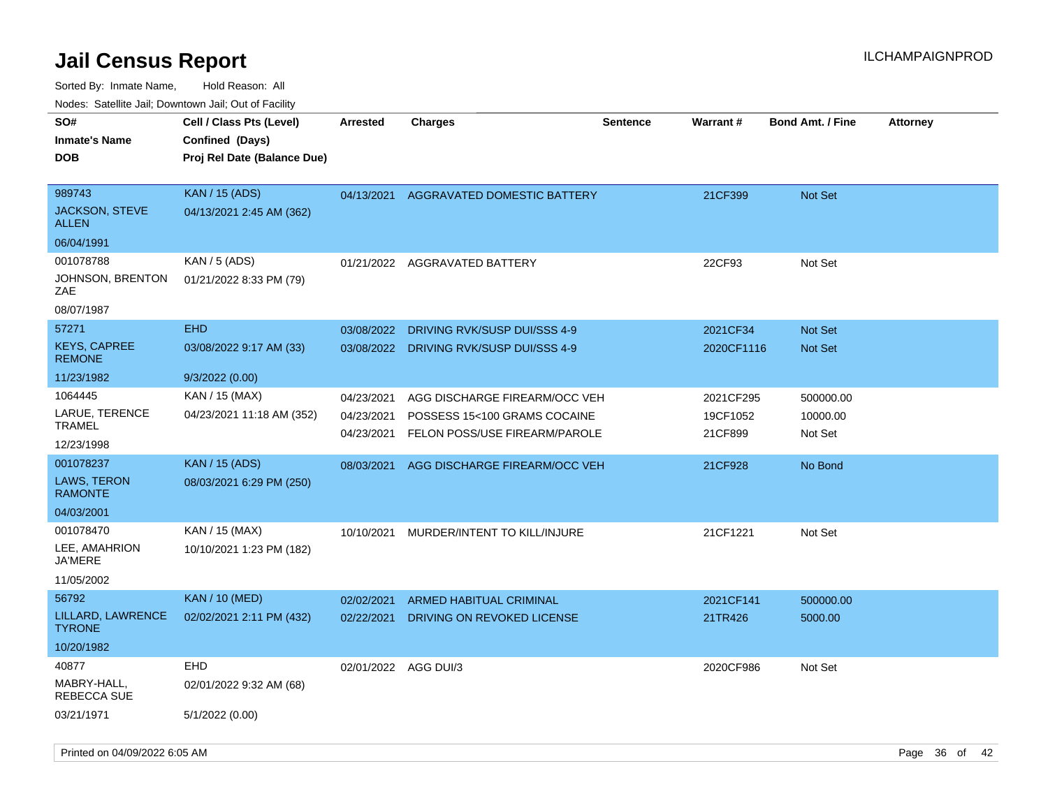# Jail Census Report

ILCHAMPAIGNPROD

Sorted By: Inmate Name, Hold Reason: All

Nodes: Satellite Jail; Downtown Jail; Out of Facility

| SO# / Inmate's Name / DOB | Cell / Class Pts (Level) / Confined (Days) / Proj Rel Date (Balance Due) | Arrested | Charges | Sentence | Warrant # | Bond Amt. / Fine | Attorney |
|---|---|---|---|---|---|---|---|
| 989743<br>JACKSON, STEVE ALLEN<br>06/04/1991 | KAN / 15 (ADS)<br>04/13/2021 2:45 AM (362) | 04/13/2021 | AGGRAVATED DOMESTIC BATTERY | | 21CF399 | Not Set | |
| 001078788<br>JOHNSON, BRENTON ZAE<br>08/07/1987 | KAN / 5 (ADS)<br>01/21/2022 8:33 PM (79) | 01/21/2022 | AGGRAVATED BATTERY | | 22CF93 | Not Set | |
| 57271<br>KEYS, CAPREE REMONE<br>11/23/1982 | EHD<br>03/08/2022 9:17 AM (33)<br>9/3/2022 (0.00) | 03/08/2022<br>03/08/2022 | DRIVING RVK/SUSP DUI/SSS 4-9<br>DRIVING RVK/SUSP DUI/SSS 4-9 | | 2021CF34<br>2020CF1116 | Not Set<br>Not Set | |
| 1064445<br>LARUE, TERENCE TRAMEL<br>12/23/1998 | KAN / 15 (MAX)<br>04/23/2021 11:18 AM (352) | 04/23/2021<br>04/23/2021<br>04/23/2021 | AGG DISCHARGE FIREARM/OCC VEH<br>POSSESS 15<100 GRAMS COCAINE<br>FELON POSS/USE FIREARM/PAROLE | | 2021CF295<br>19CF1052<br>21CF899 | 500000.00<br>10000.00<br>Not Set | |
| 001078237<br>LAWS, TERON RAMONTE<br>04/03/2001 | KAN / 15 (ADS)<br>08/03/2021 6:29 PM (250) | 08/03/2021 | AGG DISCHARGE FIREARM/OCC VEH | | 21CF928 | No Bond | |
| 001078470<br>LEE, AMAHRION JA'MERE<br>11/05/2002 | KAN / 15 (MAX)<br>10/10/2021 1:23 PM (182) | 10/10/2021 | MURDER/INTENT TO KILL/INJURE | | 21CF1221 | Not Set | |
| 56792<br>LILLARD, LAWRENCE TYRONE<br>10/20/1982 | KAN / 10 (MED)<br>02/02/2021 2:11 PM (432) | 02/02/2021<br>02/22/2021 | ARMED HABITUAL CRIMINAL<br>DRIVING ON REVOKED LICENSE | | 2021CF141<br>21TR426 | 500000.00<br>5000.00 | |
| 40877<br>MABRY-HALL, REBECCA SUE<br>03/21/1971 | EHD<br>02/01/2022 9:32 AM (68)<br>5/1/2022 (0.00) | 02/01/2022 | AGG DUI/3 | | 2020CF986 | Not Set | |

Printed on 04/09/2022 6:05 AM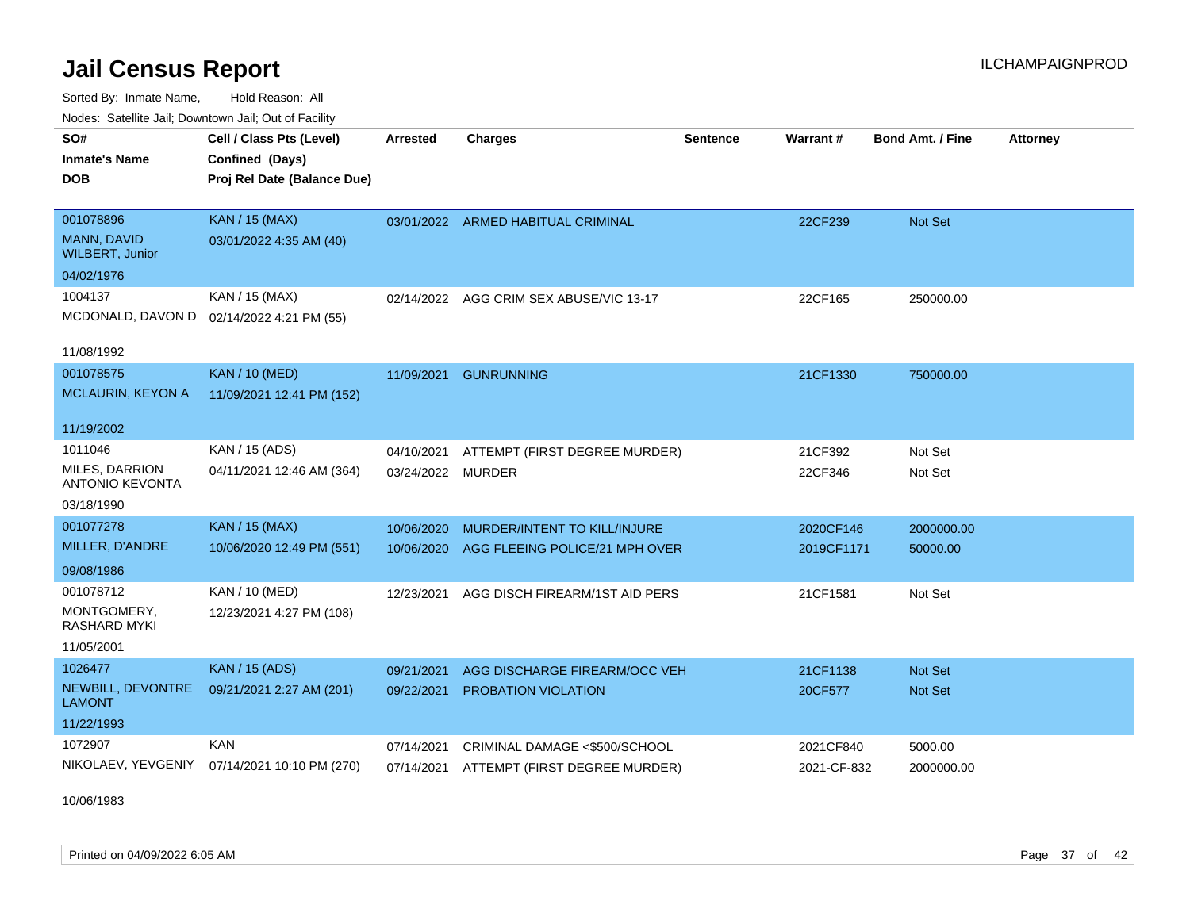# Jail Census Report

ILCHAMPAIGNPROD

Sorted By: Inmate Name, Hold Reason: All

Nodes: Satellite Jail; Downtown Jail; Out of Facility

| SO# / Inmate's Name / DOB | Cell / Class Pts (Level) / Confined (Days) / Proj Rel Date (Balance Due) | Arrested | Charges | Sentence | Warrant # | Bond Amt. / Fine | Attorney |
|---|---|---|---|---|---|---|---|
| 001078896<br>MANN, DAVID WILBERT, Junior<br>04/02/1976 | KAN / 15 (MAX)<br>03/01/2022 4:35 AM (40) | 03/01/2022 | ARMED HABITUAL CRIMINAL | | 22CF239 | Not Set | |
| 1004137<br>MCDONALD, DAVON D<br>11/08/1992 | KAN / 15 (MAX)<br>02/14/2022 4:21 PM (55) | 02/14/2022 | AGG CRIM SEX ABUSE/VIC 13-17 | | 22CF165 | 250000.00 | |
| 001078575<br>MCLAURIN, KEYON A<br>11/19/2002 | KAN / 10 (MED)<br>11/09/2021 12:41 PM (152) | 11/09/2021 | GUNRUNNING | | 21CF1330 | 750000.00 | |
| 1011046<br>MILES, DARRION ANTONIO KEVONTA<br>03/18/1990 | KAN / 15 (ADS)<br>04/11/2021 12:46 AM (364) | 04/10/2021<br>03/24/2022 | ATTEMPT (FIRST DEGREE MURDER)<br>MURDER | | 21CF392<br>22CF346 | Not Set<br>Not Set | |
| 001077278<br>MILLER, D'ANDRE<br>09/08/1986 | KAN / 15 (MAX)<br>10/06/2020 12:49 PM (551) | 10/06/2020<br>10/06/2020 | MURDER/INTENT TO KILL/INJURE<br>AGG FLEEING POLICE/21 MPH OVER | | 2020CF146<br>2019CF1171 | 2000000.00<br>50000.00 | |
| 001078712<br>MONTGOMERY, RASHARD MYKI<br>11/05/2001 | KAN / 10 (MED)<br>12/23/2021 4:27 PM (108) | 12/23/2021 | AGG DISCH FIREARM/1ST AID PERS | | 21CF1581 | Not Set | |
| 1026477<br>NEWBILL, DEVONTRE LAMONT<br>11/22/1993 | KAN / 15 (ADS)<br>09/21/2021 2:27 AM (201) | 09/21/2021<br>09/22/2021 | AGG DISCHARGE FIREARM/OCC VEH<br>PROBATION VIOLATION | | 21CF1138<br>20CF577 | Not Set<br>Not Set | |
| 1072907<br>NIKOLAEV, YEVGENIY<br>10/06/1983 | KAN<br>07/14/2021 10:10 PM (270) | 07/14/2021<br>07/14/2021 | CRIMINAL DAMAGE <$500/SCHOOL<br>ATTEMPT (FIRST DEGREE MURDER) | | 2021CF840<br>2021-CF-832 | 5000.00<br>2000000.00 | |

Printed on 04/09/2022 6:05 AM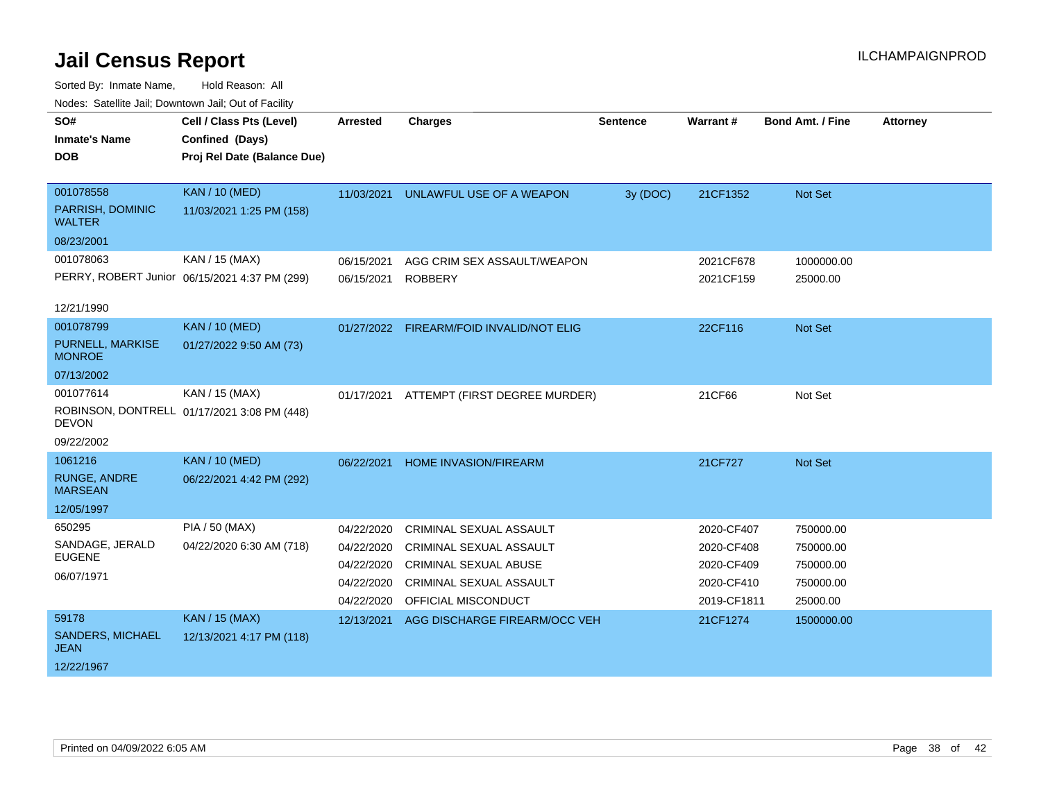# Jail Census Report

Sorted By: Inmate Name, Hold Reason: All

Nodes: Satellite Jail; Downtown Jail; Out of Facility

| SO# / Inmate's Name / DOB | Cell / Class Pts (Level) / Confined (Days) / Proj Rel Date (Balance Due) | Arrested | Charges | Sentence | Warrant # | Bond Amt. / Fine | Attorney |
|---|---|---|---|---|---|---|---|
| 001078558 PARRISH, DOMINIC WALTER 08/23/2001 | KAN / 10 (MED) 11/03/2021 1:25 PM (158) | 11/03/2021 | UNLAWFUL USE OF A WEAPON | 3y (DOC) | 21CF1352 | Not Set | |
| 001078063 PERRY, ROBERT Junior 12/21/1990 | KAN / 15 (MAX) 06/15/2021 4:37 PM (299) | 06/15/2021 | AGG CRIM SEX ASSAULT/WEAPON | | 2021CF678 | 1000000.00 | |
| | | 06/15/2021 | ROBBERY | | 2021CF159 | 25000.00 | |
| 001078799 PURNELL, MARKISE MONROE 07/13/2002 | KAN / 10 (MED) 01/27/2022 9:50 AM (73) | 01/27/2022 | FIREARM/FOID INVALID/NOT ELIG | | 22CF116 | Not Set | |
| 001077614 ROBINSON, DONTRELL DEVON 09/22/2002 | KAN / 15 (MAX) 01/17/2021 3:08 PM (448) | 01/17/2021 | ATTEMPT (FIRST DEGREE MURDER) | | 21CF66 | Not Set | |
| 1061216 RUNGE, ANDRE MARSEAN 12/05/1997 | KAN / 10 (MED) 06/22/2021 4:42 PM (292) | 06/22/2021 | HOME INVASION/FIREARM | | 21CF727 | Not Set | |
| 650295 SANDAGE, JERALD EUGENE 06/07/1971 | PIA / 50 (MAX) 04/22/2020 6:30 AM (718) | 04/22/2020 | CRIMINAL SEXUAL ASSAULT | | 2020-CF407 | 750000.00 | |
| | | 04/22/2020 | CRIMINAL SEXUAL ASSAULT | | 2020-CF408 | 750000.00 | |
| | | 04/22/2020 | CRIMINAL SEXUAL ABUSE | | 2020-CF409 | 750000.00 | |
| | | 04/22/2020 | CRIMINAL SEXUAL ASSAULT | | 2020-CF410 | 750000.00 | |
| | | 04/22/2020 | OFFICIAL MISCONDUCT | | 2019-CF1811 | 25000.00 | |
| 59178 SANDERS, MICHAEL JEAN 12/22/1967 | KAN / 15 (MAX) 12/13/2021 4:17 PM (118) | 12/13/2021 | AGG DISCHARGE FIREARM/OCC VEH | | 21CF1274 | 1500000.00 | |

Printed on 04/09/2022 6:05 AM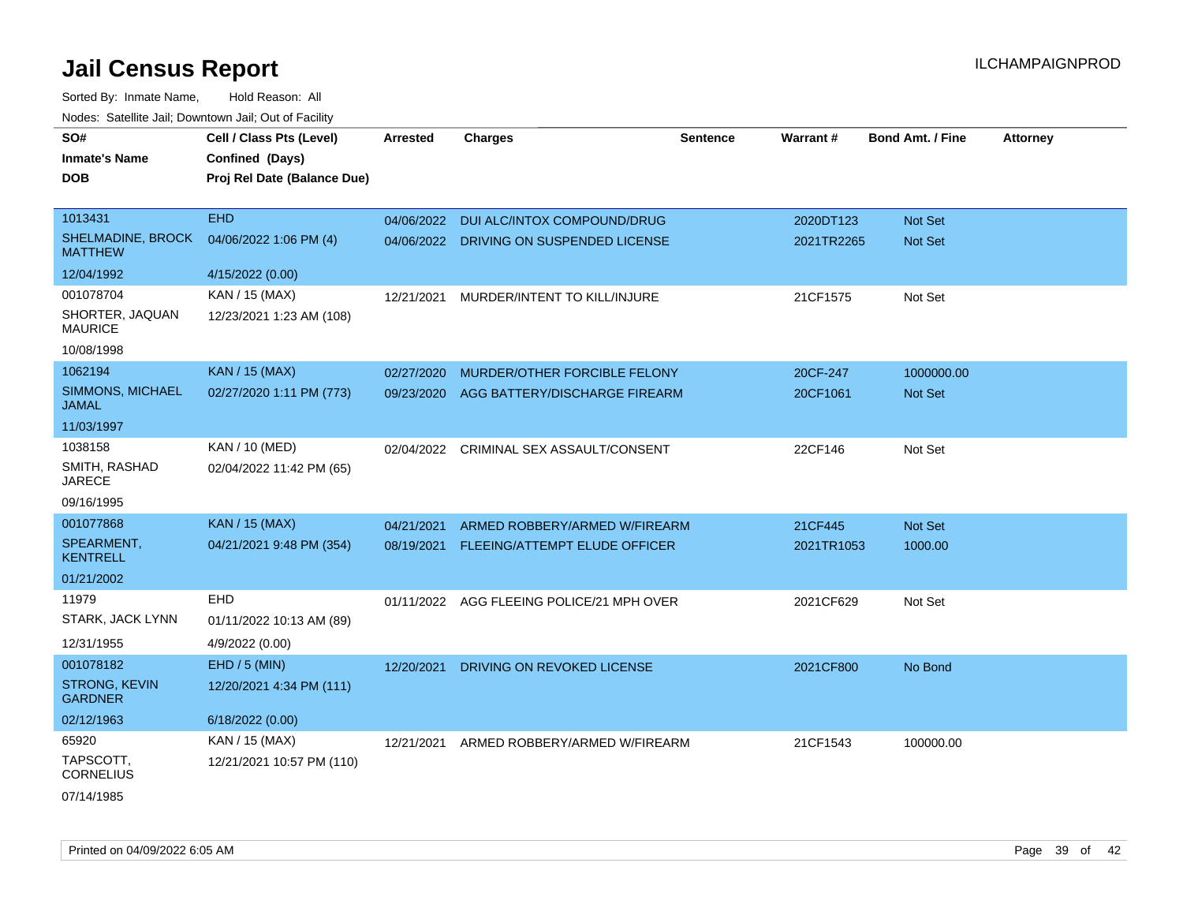# Jail Census Report

ILCHAMPAIGNPROD

Sorted By: Inmate Name, Hold Reason: All

Nodes: Satellite Jail; Downtown Jail; Out of Facility

| SO# / Inmate's Name / DOB | Cell / Class Pts (Level) / Confined (Days) / Proj Rel Date (Balance Due) | Arrested | Charges | Sentence | Warrant # | Bond Amt. / Fine | Attorney |
|---|---|---|---|---|---|---|---|
| 1013431<br>SHELMADINE, BROCK MATTHEW<br>12/04/1992 | EHD<br>04/06/2022 1:06 PM (4)<br>4/15/2022 (0.00) | 04/06/2022 | DUI ALC/INTOX COMPOUND/DRUG | | 2020DT123 | Not Set | |
| | | 04/06/2022 | DRIVING ON SUSPENDED LICENSE | | 2021TR2265 | Not Set | |
| 001078704<br>SHORTER, JAQUAN MAURICE<br>10/08/1998 | KAN / 15 (MAX)<br>12/23/2021 1:23 AM (108) | 12/21/2021 | MURDER/INTENT TO KILL/INJURE | | 21CF1575 | Not Set | |
| 1062194<br>SIMMONS, MICHAEL JAMAL<br>11/03/1997 | KAN / 15 (MAX)<br>02/27/2020 1:11 PM (773) | 02/27/2020 | MURDER/OTHER FORCIBLE FELONY | | 20CF-247 | 1000000.00 | |
| | | 09/23/2020 | AGG BATTERY/DISCHARGE FIREARM | | 20CF1061 | Not Set | |
| 1038158<br>SMITH, RASHAD JARECE<br>09/16/1995 | KAN / 10 (MED)<br>02/04/2022 11:42 PM (65) | 02/04/2022 | CRIMINAL SEX ASSAULT/CONSENT | | 22CF146 | Not Set | |
| 001077868<br>SPEARMENT, KENTRELL<br>01/21/2002 | KAN / 15 (MAX)<br>04/21/2021 9:48 PM (354) | 04/21/2021 | ARMED ROBBERY/ARMED W/FIREARM | | 21CF445 | Not Set | |
| | | 08/19/2021 | FLEEING/ATTEMPT ELUDE OFFICER | | 2021TR1053 | 1000.00 | |
| 11979<br>STARK, JACK LYNN<br>12/31/1955 | EHD<br>01/11/2022 10:13 AM (89)<br>4/9/2022 (0.00) | 01/11/2022 | AGG FLEEING POLICE/21 MPH OVER | | 2021CF629 | Not Set | |
| 001078182<br>STRONG, KEVIN GARDNER<br>02/12/1963 | EHD / 5 (MIN)<br>12/20/2021 4:34 PM (111)<br>6/18/2022 (0.00) | 12/20/2021 | DRIVING ON REVOKED LICENSE | | 2021CF800 | No Bond | |
| 65920<br>TAPSCOTT, CORNELIUS<br>07/14/1985 | KAN / 15 (MAX)<br>12/21/2021 10:57 PM (110) | 12/21/2021 | ARMED ROBBERY/ARMED W/FIREARM | | 21CF1543 | 100000.00 | |

Printed on 04/09/2022 6:05 AM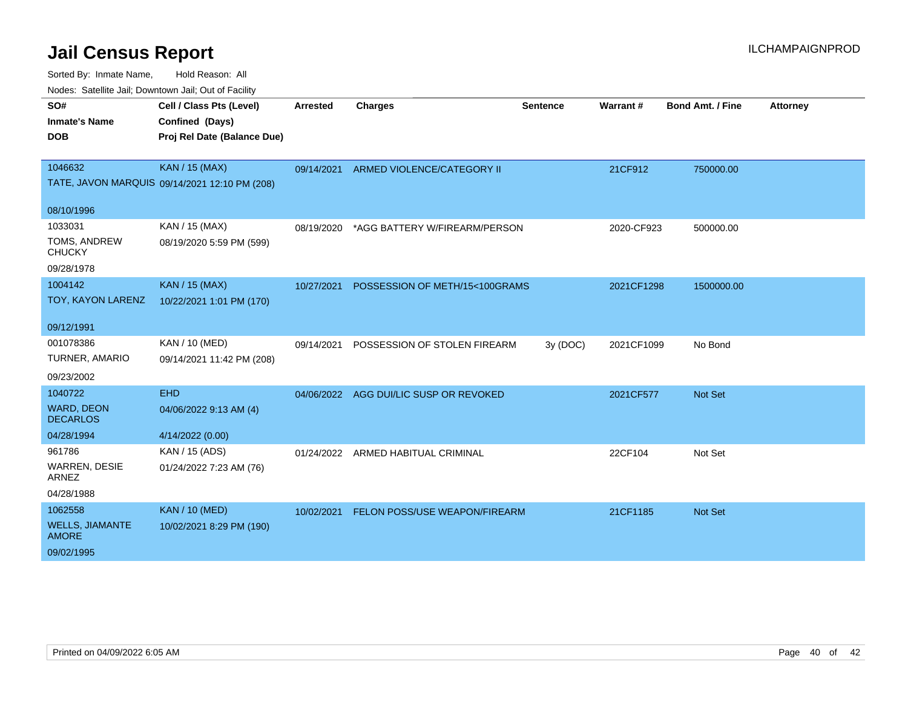# Jail Census Report

ILCHAMPAIGNPROD

Sorted By: Inmate Name, Hold Reason: All

Nodes: Satellite Jail; Downtown Jail; Out of Facility

| SO# / Inmate's Name / DOB | Cell / Class Pts (Level) / Confined (Days) / Proj Rel Date (Balance Due) | Arrested | Charges | Sentence | Warrant # | Bond Amt. / Fine | Attorney |
|---|---|---|---|---|---|---|---|
| 1046632<br>TATE, JAVON MARQUIS<br>08/10/1996 | KAN / 15 (MAX)<br>09/14/2021 12:10 PM (208) | 09/14/2021 | ARMED VIOLENCE/CATEGORY II | | 21CF912 | 750000.00 | |
| 1033031<br>TOMS, ANDREW CHUCKY<br>09/28/1978 | KAN / 15 (MAX)<br>08/19/2020 5:59 PM (599) | 08/19/2020 | *AGG BATTERY W/FIREARM/PERSON | | 2020-CF923 | 500000.00 | |
| 1004142<br>TOY, KAYON LARENZ<br>09/12/1991 | KAN / 15 (MAX)<br>10/22/2021 1:01 PM (170) | 10/27/2021 | POSSESSION OF METH/15<100GRAMS | | 2021CF1298 | 1500000.00 | |
| 001078386<br>TURNER, AMARIO<br>09/23/2002 | KAN / 10 (MED)<br>09/14/2021 11:42 PM (208) | 09/14/2021 | POSSESSION OF STOLEN FIREARM | 3y (DOC) | 2021CF1099 | No Bond | |
| 1040722<br>WARD, DEON DECARLOS<br>04/28/1994 | EHD<br>04/06/2022 9:13 AM (4)<br>4/14/2022 (0.00) | 04/06/2022 | AGG DUI/LIC SUSP OR REVOKED | | 2021CF577 | Not Set | |
| 961786<br>WARREN, DESIE ARNEZ<br>04/28/1988 | KAN / 15 (ADS)<br>01/24/2022 7:23 AM (76) | 01/24/2022 | ARMED HABITUAL CRIMINAL | | 22CF104 | Not Set | |
| 1062558<br>WELLS, JIAMANTE AMORE<br>09/02/1995 | KAN / 10 (MED)<br>10/02/2021 8:29 PM (190) | 10/02/2021 | FELON POSS/USE WEAPON/FIREARM | | 21CF1185 | Not Set | |

Printed on 04/09/2022 6:05 AM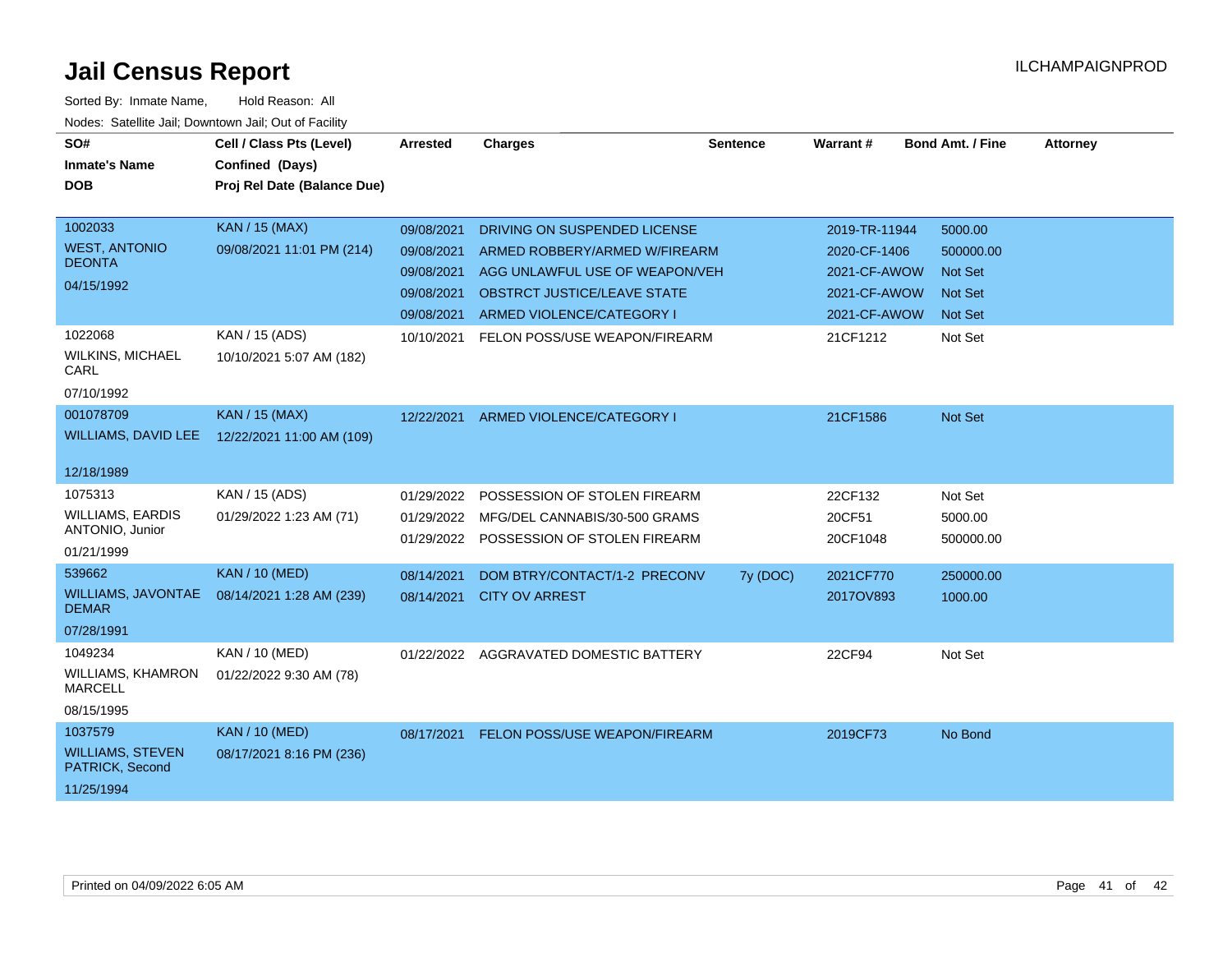# Jail Census Report

ILCHAMPAIGNPROD

Sorted By: Inmate Name, Hold Reason: All

Nodes: Satellite Jail; Downtown Jail; Out of Facility

| SO# / Inmate's Name / DOB | Cell / Class Pts (Level) / Confined (Days) / Proj Rel Date (Balance Due) | Arrested | Charges | Sentence | Warrant # | Bond Amt. / Fine | Attorney |
|---|---|---|---|---|---|---|---|
| 1002033 WEST, ANTONIO DEONTA 04/15/1992 | KAN / 15 (MAX) 09/08/2021 11:01 PM (214) | 09/08/2021 | DRIVING ON SUSPENDED LICENSE | | 2019-TR-11944 | 5000.00 | |
| | | 09/08/2021 | ARMED ROBBERY/ARMED W/FIREARM | | 2020-CF-1406 | 500000.00 | |
| | | 09/08/2021 | AGG UNLAWFUL USE OF WEAPON/VEH | | 2021-CF-AWOW | Not Set | |
| | | 09/08/2021 | OBSTRCT JUSTICE/LEAVE STATE | | 2021-CF-AWOW | Not Set | |
| | | 09/08/2021 | ARMED VIOLENCE/CATEGORY I | | 2021-CF-AWOW | Not Set | |
| 1022068 WILKINS, MICHAEL CARL 07/10/1992 | KAN / 15 (ADS) 10/10/2021 5:07 AM (182) | 10/10/2021 | FELON POSS/USE WEAPON/FIREARM | | 21CF1212 | Not Set | |
| 001078709 WILLIAMS, DAVID LEE 12/18/1989 | KAN / 15 (MAX) 12/22/2021 11:00 AM (109) | 12/22/2021 | ARMED VIOLENCE/CATEGORY I | | 21CF1586 | Not Set | |
| 1075313 WILLIAMS, EARDIS ANTONIO, Junior 01/21/1999 | KAN / 15 (ADS) 01/29/2022 1:23 AM (71) | 01/29/2022 | POSSESSION OF STOLEN FIREARM | | 22CF132 | Not Set | |
| | | 01/29/2022 | MFG/DEL CANNABIS/30-500 GRAMS | | 20CF51 | 5000.00 | |
| | | 01/29/2022 | POSSESSION OF STOLEN FIREARM | | 20CF1048 | 500000.00 | |
| 539662 WILLIAMS, JAVONTAE DEMAR 07/28/1991 | KAN / 10 (MED) 08/14/2021 1:28 AM (239) | 08/14/2021 | DOM BTRY/CONTACT/1-2 PRECONV | 7y (DOC) | 2021CF770 | 250000.00 | |
| | | 08/14/2021 | CITY OV ARREST | | 2017OV893 | 1000.00 | |
| 1049234 WILLIAMS, KHAMRON MARCELL 08/15/1995 | KAN / 10 (MED) 01/22/2022 9:30 AM (78) | 01/22/2022 | AGGRAVATED DOMESTIC BATTERY | | 22CF94 | Not Set | |
| 1037579 WILLIAMS, STEVEN PATRICK, Second 11/25/1994 | KAN / 10 (MED) 08/17/2021 8:16 PM (236) | 08/17/2021 | FELON POSS/USE WEAPON/FIREARM | | 2019CF73 | No Bond | |

Printed on 04/09/2022 6:05 AM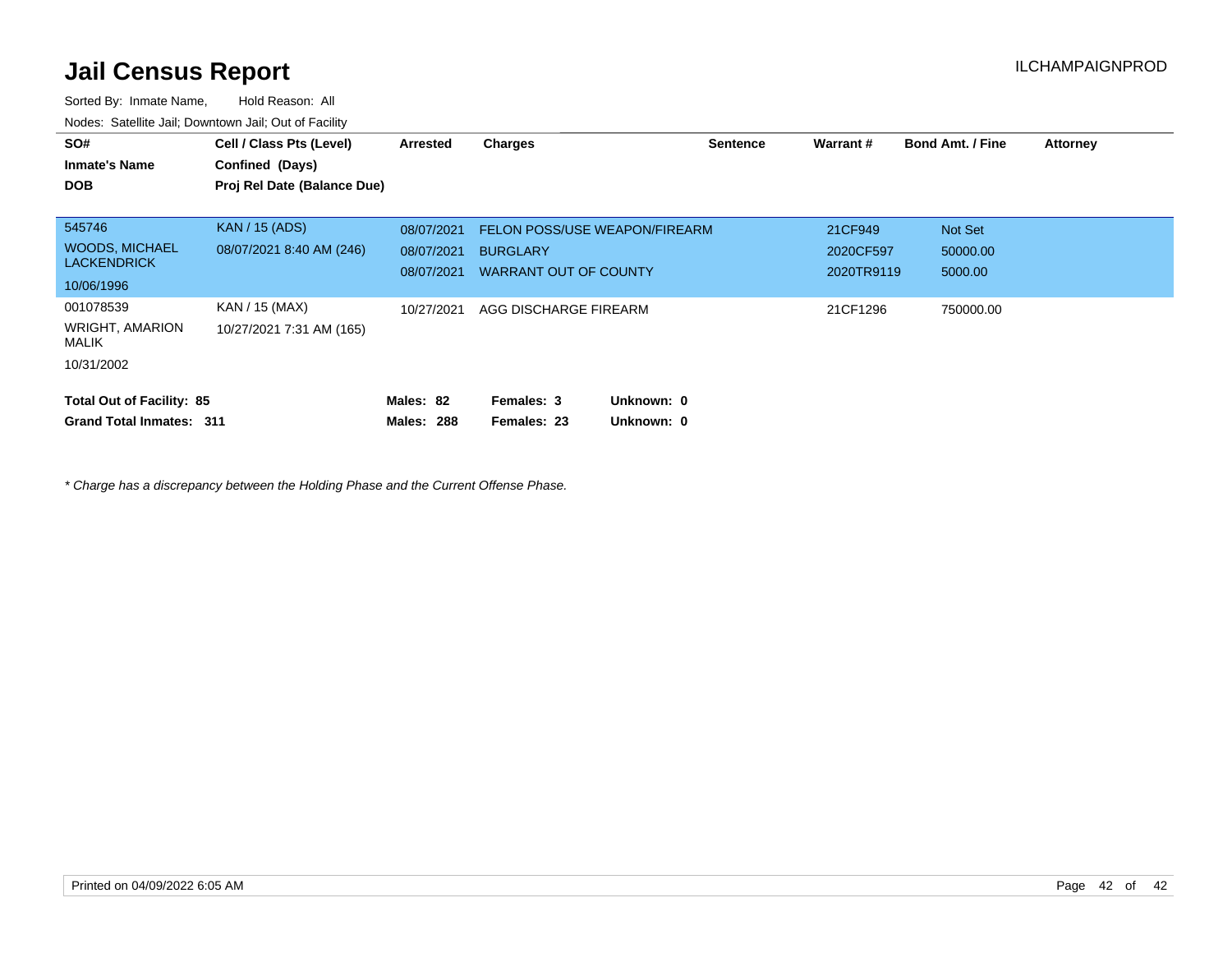# Jail Census Report

ILCHAMPAIGNPROD

Sorted By: Inmate Name, Hold Reason: All

Nodes: Satellite Jail; Downtown Jail; Out of Facility

| SO# / Inmate's Name / DOB | Cell / Class Pts (Level) / Confined (Days) / Proj Rel Date (Balance Due) | Arrested | Charges | Sentence | Warrant # | Bond Amt. / Fine | Attorney |
|---|---|---|---|---|---|---|---|
| 545746 WOODS, MICHAEL LACKENDRICK 10/06/1996 | KAN / 15 (ADS) 08/07/2021 8:40 AM (246) | 08/07/2021 | FELON POSS/USE WEAPON/FIREARM | | 21CF949 | Not Set | |
| | | 08/07/2021 | BURGLARY | | 2020CF597 | 50000.00 | |
| | | 08/07/2021 | WARRANT OUT OF COUNTY | | 2020TR9119 | 5000.00 | |
| 001078539 WRIGHT, AMARION MALIK 10/31/2002 | KAN / 15 (MAX) 10/27/2021 7:31 AM (165) | 10/27/2021 | AGG DISCHARGE FIREARM | | 21CF1296 | 750000.00 | |

| | | | |
|---|---|---|---|
| **Total Out of Facility: 85** | **Males: 82** | **Females: 3** | **Unknown: 0** |
| **Grand Total Inmates: 311** | **Males: 288** | **Females: 23** | **Unknown: 0** |

*\* Charge has a discrepancy between the Holding Phase and the Current Offense Phase.*

Printed on 04/09/2022 6:05 AM